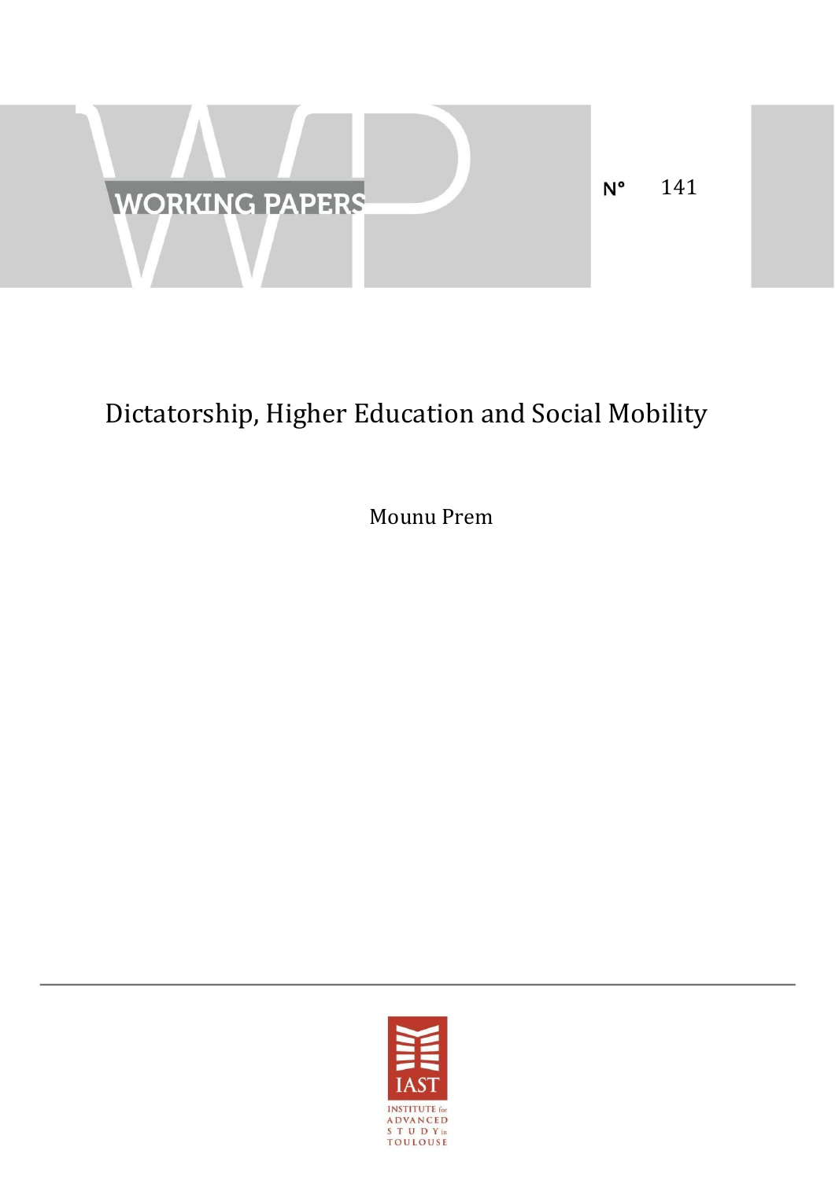WORKING PAPERS

N° 141

# Dictatorship, Higher Education and Social Mobility

Mounu Prem

IAST

INSTITUTE for ADVANCED STUDY in TOULOUSE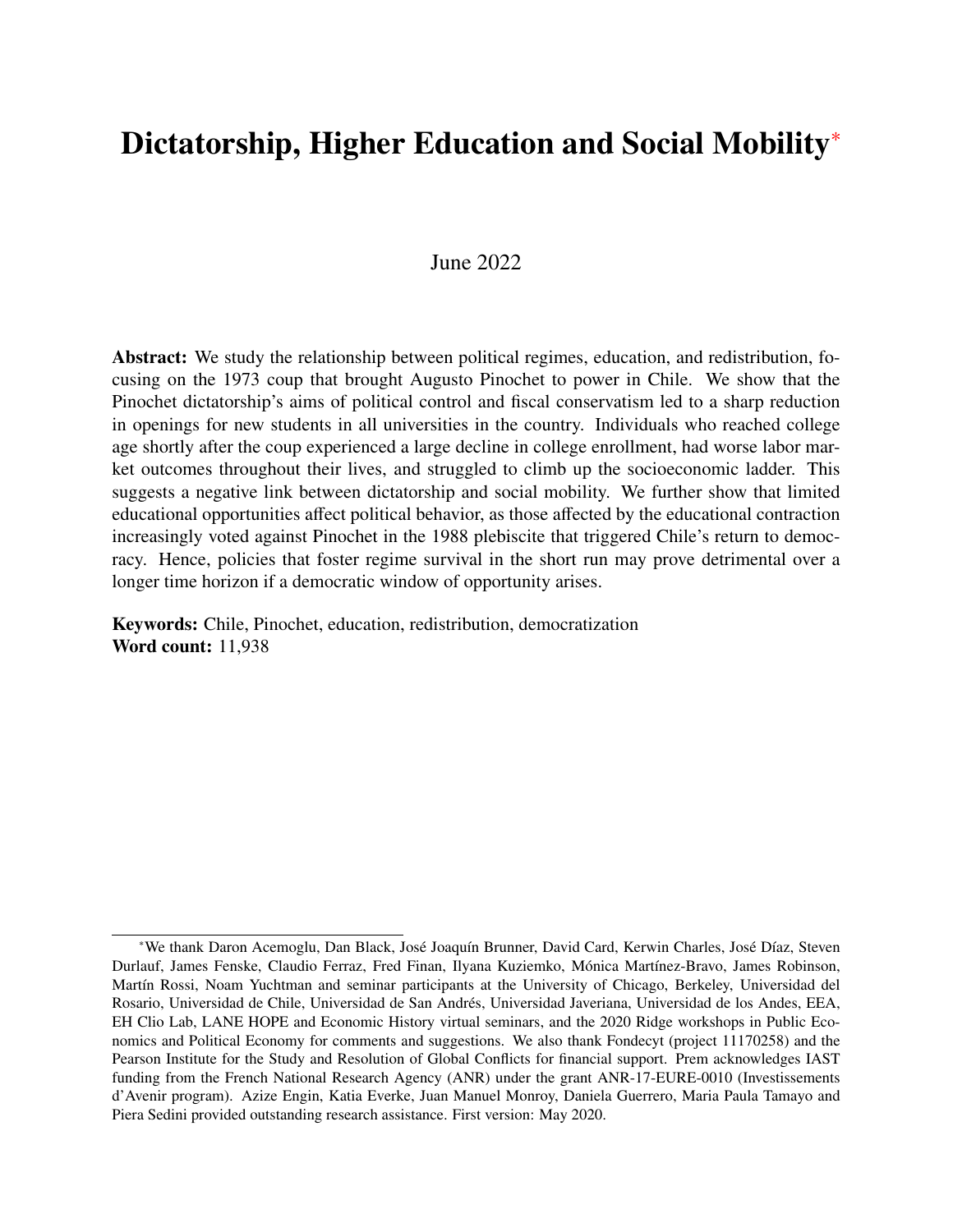# Dictatorship, Higher Education and Social Mobility*

June 2022

**Abstract:** We study the relationship between political regimes, education, and redistribution, focusing on the 1973 coup that brought Augusto Pinochet to power in Chile. We show that the Pinochet dictatorship's aims of political control and fiscal conservatism led to a sharp reduction in openings for new students in all universities in the country. Individuals who reached college age shortly after the coup experienced a large decline in college enrollment, had worse labor market outcomes throughout their lives, and struggled to climb up the socioeconomic ladder. This suggests a negative link between dictatorship and social mobility. We further show that limited educational opportunities affect political behavior, as those affected by the educational contraction increasingly voted against Pinochet in the 1988 plebiscite that triggered Chile's return to democracy. Hence, policies that foster regime survival in the short run may prove detrimental over a longer time horizon if a democratic window of opportunity arises.

**Keywords:** Chile, Pinochet, education, redistribution, democratization
**Word count:** 11,938

---

*We thank Daron Acemoglu, Dan Black, José Joaquín Brunner, David Card, Kerwin Charles, José Díaz, Steven Durlauf, James Fenske, Claudio Ferraz, Fred Finan, Ilyana Kuziemko, Mónica Martínez-Bravo, James Robinson, Martín Rossi, Noam Yuchtman and seminar participants at the University of Chicago, Berkeley, Universidad del Rosario, Universidad de Chile, Universidad de San Andrés, Universidad Javeriana, Universidad de los Andes, EEA, EH Clio Lab, LANE HOPE and Economic History virtual seminars, and the 2020 Ridge workshops in Public Economics and Political Economy for comments and suggestions. We also thank Fondecyt (project 11170258) and the Pearson Institute for the Study and Resolution of Global Conflicts for financial support. Prem acknowledges IAST funding from the French National Research Agency (ANR) under the grant ANR-17-EURE-0010 (Investissements d'Avenir program). Azize Engin, Katia Everke, Juan Manuel Monroy, Daniela Guerrero, Maria Paula Tamayo and Piera Sedini provided outstanding research assistance. First version: May 2020.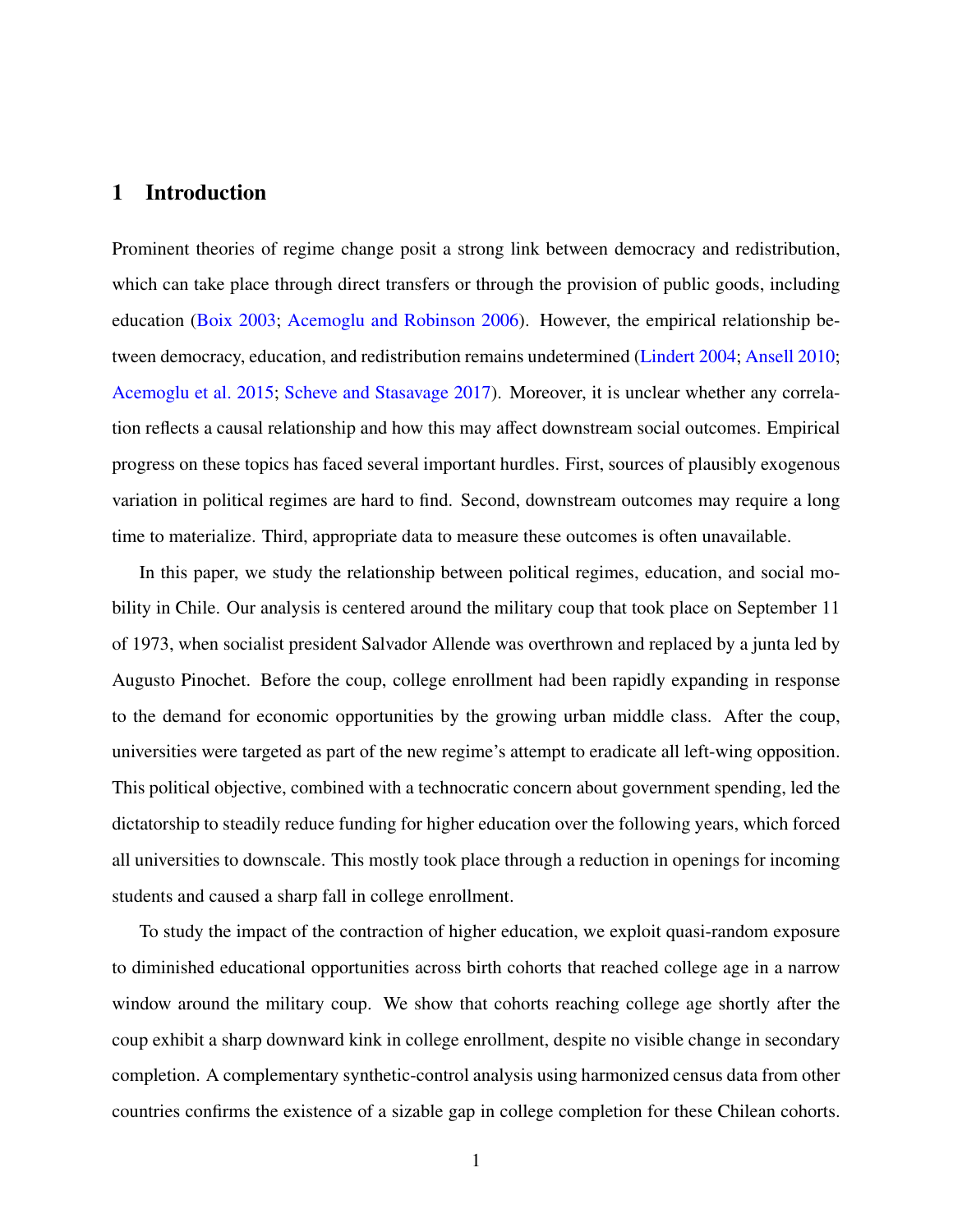# 1 Introduction

Prominent theories of regime change posit a strong link between democracy and redistribution, which can take place through direct transfers or through the provision of public goods, including education (Boix 2003; Acemoglu and Robinson 2006). However, the empirical relationship between democracy, education, and redistribution remains undetermined (Lindert 2004; Ansell 2010; Acemoglu et al. 2015; Scheve and Stasavage 2017). Moreover, it is unclear whether any correlation reflects a causal relationship and how this may affect downstream social outcomes. Empirical progress on these topics has faced several important hurdles. First, sources of plausibly exogenous variation in political regimes are hard to find. Second, downstream outcomes may require a long time to materialize. Third, appropriate data to measure these outcomes is often unavailable.

In this paper, we study the relationship between political regimes, education, and social mobility in Chile. Our analysis is centered around the military coup that took place on September 11 of 1973, when socialist president Salvador Allende was overthrown and replaced by a junta led by Augusto Pinochet. Before the coup, college enrollment had been rapidly expanding in response to the demand for economic opportunities by the growing urban middle class. After the coup, universities were targeted as part of the new regime's attempt to eradicate all left-wing opposition. This political objective, combined with a technocratic concern about government spending, led the dictatorship to steadily reduce funding for higher education over the following years, which forced all universities to downscale. This mostly took place through a reduction in openings for incoming students and caused a sharp fall in college enrollment.

To study the impact of the contraction of higher education, we exploit quasi-random exposure to diminished educational opportunities across birth cohorts that reached college age in a narrow window around the military coup. We show that cohorts reaching college age shortly after the coup exhibit a sharp downward kink in college enrollment, despite no visible change in secondary completion. A complementary synthetic-control analysis using harmonized census data from other countries confirms the existence of a sizable gap in college completion for these Chilean cohorts.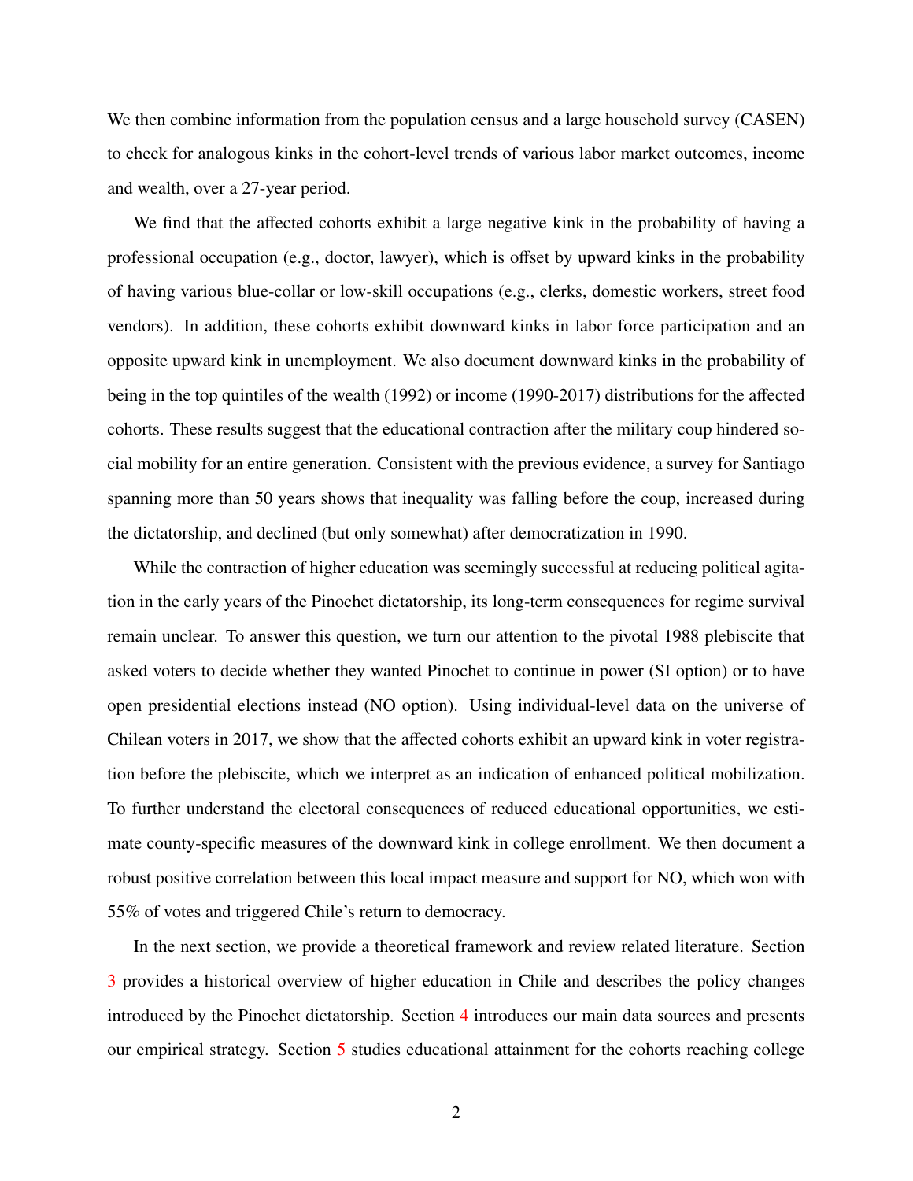We then combine information from the population census and a large household survey (CASEN) to check for analogous kinks in the cohort-level trends of various labor market outcomes, income and wealth, over a 27-year period.

We find that the affected cohorts exhibit a large negative kink in the probability of having a professional occupation (e.g., doctor, lawyer), which is offset by upward kinks in the probability of having various blue-collar or low-skill occupations (e.g., clerks, domestic workers, street food vendors). In addition, these cohorts exhibit downward kinks in labor force participation and an opposite upward kink in unemployment. We also document downward kinks in the probability of being in the top quintiles of the wealth (1992) or income (1990-2017) distributions for the affected cohorts. These results suggest that the educational contraction after the military coup hindered social mobility for an entire generation. Consistent with the previous evidence, a survey for Santiago spanning more than 50 years shows that inequality was falling before the coup, increased during the dictatorship, and declined (but only somewhat) after democratization in 1990.

While the contraction of higher education was seemingly successful at reducing political agitation in the early years of the Pinochet dictatorship, its long-term consequences for regime survival remain unclear. To answer this question, we turn our attention to the pivotal 1988 plebiscite that asked voters to decide whether they wanted Pinochet to continue in power (SI option) or to have open presidential elections instead (NO option). Using individual-level data on the universe of Chilean voters in 2017, we show that the affected cohorts exhibit an upward kink in voter registration before the plebiscite, which we interpret as an indication of enhanced political mobilization. To further understand the electoral consequences of reduced educational opportunities, we estimate county-specific measures of the downward kink in college enrollment. We then document a robust positive correlation between this local impact measure and support for NO, which won with 55% of votes and triggered Chile's return to democracy.

In the next section, we provide a theoretical framework and review related literature. Section 3 provides a historical overview of higher education in Chile and describes the policy changes introduced by the Pinochet dictatorship. Section 4 introduces our main data sources and presents our empirical strategy. Section 5 studies educational attainment for the cohorts reaching college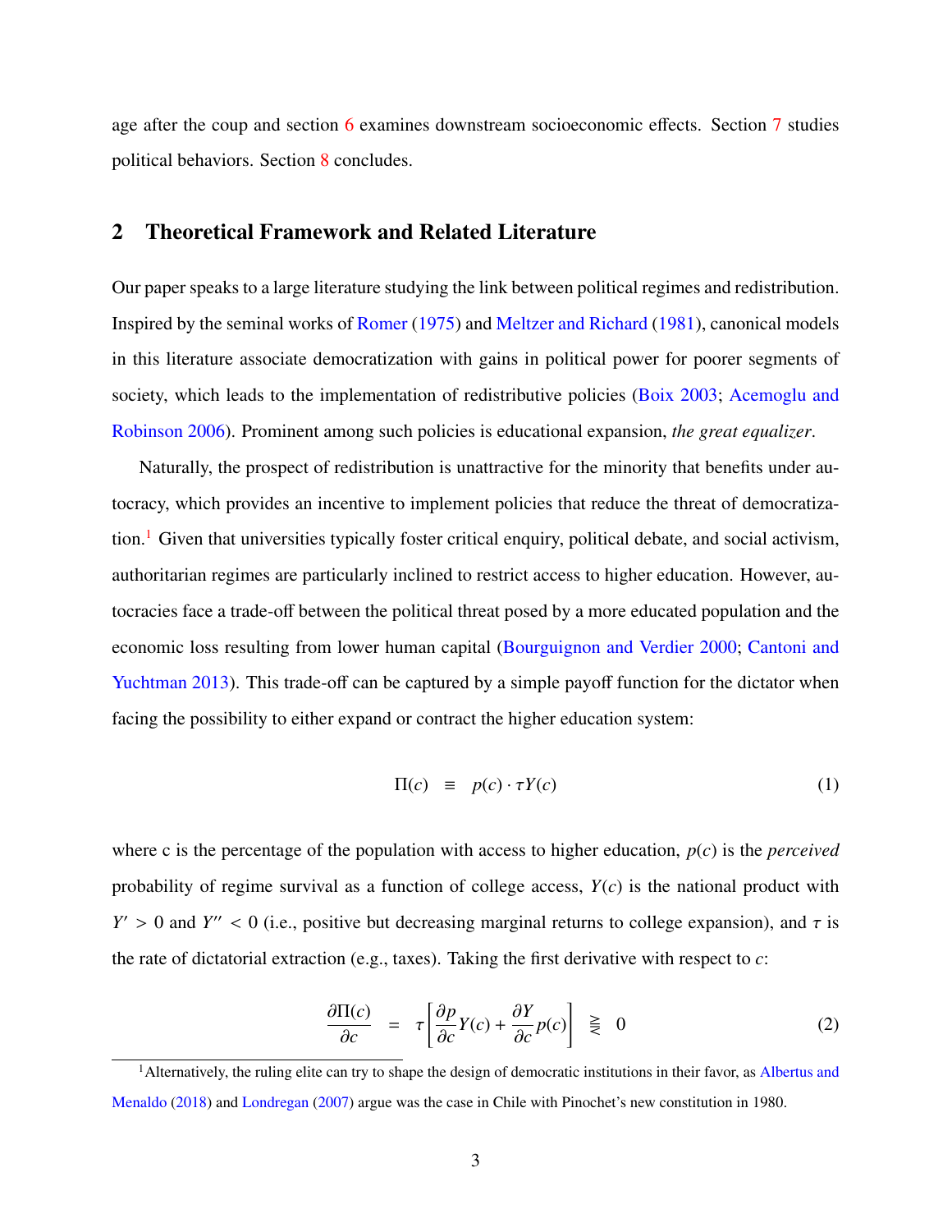age after the coup and section 6 examines downstream socioeconomic effects. Section 7 studies political behaviors. Section 8 concludes.

## 2 Theoretical Framework and Related Literature

Our paper speaks to a large literature studying the link between political regimes and redistribution. Inspired by the seminal works of Romer (1975) and Meltzer and Richard (1981), canonical models in this literature associate democratization with gains in political power for poorer segments of society, which leads to the implementation of redistributive policies (Boix 2003; Acemoglu and Robinson 2006). Prominent among such policies is educational expansion, *the great equalizer*.

Naturally, the prospect of redistribution is unattractive for the minority that benefits under autocracy, which provides an incentive to implement policies that reduce the threat of democratization.[1] Given that universities typically foster critical enquiry, political debate, and social activism, authoritarian regimes are particularly inclined to restrict access to higher education. However, autocracies face a trade-off between the political threat posed by a more educated population and the economic loss resulting from lower human capital (Bourguignon and Verdier 2000; Cantoni and Yuchtman 2013). This trade-off can be captured by a simple payoff function for the dictator when facing the possibility to either expand or contract the higher education system:

$$\Pi(c) \equiv p(c) \cdot \tau Y(c) \tag{1}$$

where c is the percentage of the population with access to higher education, $p(c)$ is the *perceived* probability of regime survival as a function of college access, $Y(c)$ is the national product with $Y' > 0$ and $Y'' < 0$ (i.e., positive but decreasing marginal returns to college expansion), and $\tau$ is the rate of dictatorial extraction (e.g., taxes). Taking the first derivative with respect to $c$:

$$\frac{\partial \Pi(c)}{\partial c} = \tau \left[ \frac{\partial p}{\partial c} Y(c) + \frac{\partial Y}{\partial c} p(c) \right] \gtreqless 0 \tag{2}$$

[1] Alternatively, the ruling elite can try to shape the design of democratic institutions in their favor, as Albertus and Menaldo (2018) and Londregan (2007) argue was the case in Chile with Pinochet's new constitution in 1980.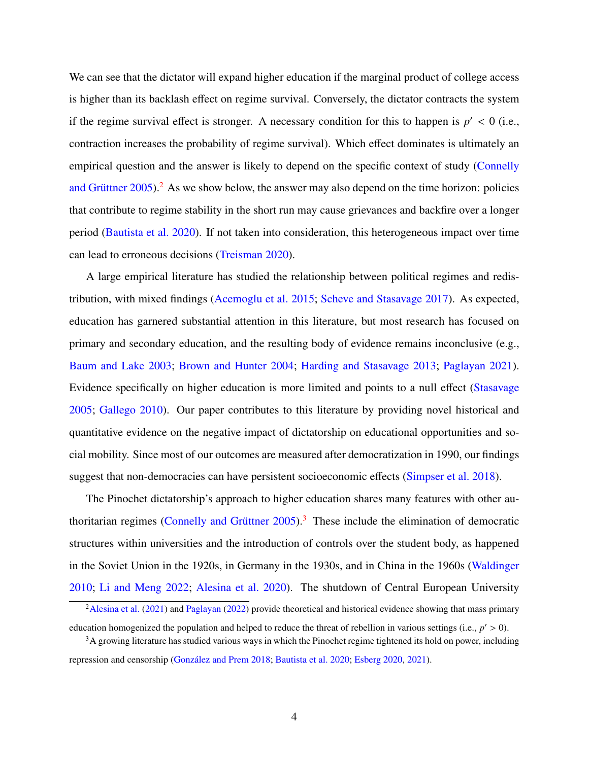We can see that the dictator will expand higher education if the marginal product of college access is higher than its backlash effect on regime survival. Conversely, the dictator contracts the system if the regime survival effect is stronger. A necessary condition for this to happen is $p' < 0$ (i.e., contraction increases the probability of regime survival). Which effect dominates is ultimately an empirical question and the answer is likely to depend on the specific context of study (Connelly and Grüttner 2005).[2] As we show below, the answer may also depend on the time horizon: policies that contribute to regime stability in the short run may cause grievances and backfire over a longer period (Bautista et al. 2020). If not taken into consideration, this heterogeneous impact over time can lead to erroneous decisions (Treisman 2020).

A large empirical literature has studied the relationship between political regimes and redistribution, with mixed findings (Acemoglu et al. 2015; Scheve and Stasavage 2017). As expected, education has garnered substantial attention in this literature, but most research has focused on primary and secondary education, and the resulting body of evidence remains inconclusive (e.g., Baum and Lake 2003; Brown and Hunter 2004; Harding and Stasavage 2013; Paglayan 2021). Evidence specifically on higher education is more limited and points to a null effect (Stasavage 2005; Gallego 2010). Our paper contributes to this literature by providing novel historical and quantitative evidence on the negative impact of dictatorship on educational opportunities and social mobility. Since most of our outcomes are measured after democratization in 1990, our findings suggest that non-democracies can have persistent socioeconomic effects (Simpser et al. 2018).

The Pinochet dictatorship's approach to higher education shares many features with other authoritarian regimes (Connelly and Grüttner 2005).[3] These include the elimination of democratic structures within universities and the introduction of controls over the student body, as happened in the Soviet Union in the 1920s, in Germany in the 1930s, and in China in the 1960s (Waldinger 2010; Li and Meng 2022; Alesina et al. 2020). The shutdown of Central European University

[2] Alesina et al. (2021) and Paglayan (2022) provide theoretical and historical evidence showing that mass primary education homogenized the population and helped to reduce the threat of rebellion in various settings (i.e., $p' > 0$).

[3] A growing literature has studied various ways in which the Pinochet regime tightened its hold on power, including repression and censorship (González and Prem 2018; Bautista et al. 2020; Esberg 2020, 2021).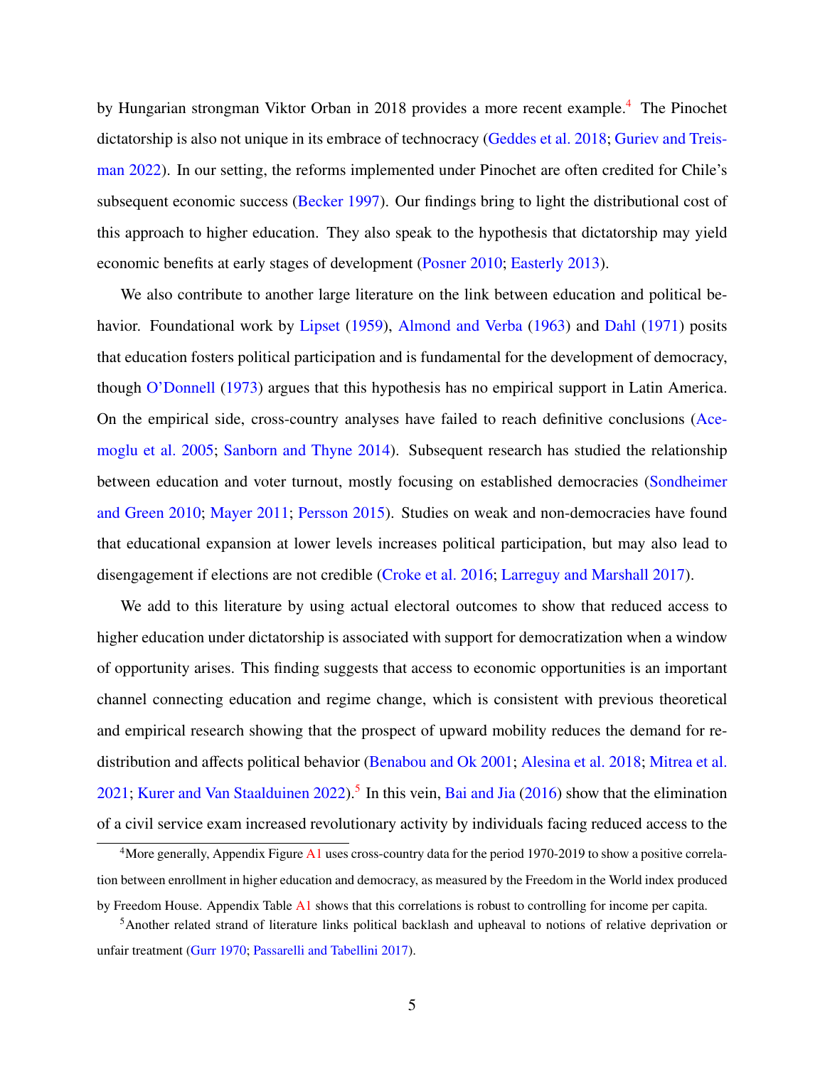by Hungarian strongman Viktor Orban in 2018 provides a more recent example.[4] The Pinochet dictatorship is also not unique in its embrace of technocracy (Geddes et al. 2018; Guriev and Treisman 2022). In our setting, the reforms implemented under Pinochet are often credited for Chile's subsequent economic success (Becker 1997). Our findings bring to light the distributional cost of this approach to higher education. They also speak to the hypothesis that dictatorship may yield economic benefits at early stages of development (Posner 2010; Easterly 2013).

We also contribute to another large literature on the link between education and political behavior. Foundational work by Lipset (1959), Almond and Verba (1963) and Dahl (1971) posits that education fosters political participation and is fundamental for the development of democracy, though O'Donnell (1973) argues that this hypothesis has no empirical support in Latin America. On the empirical side, cross-country analyses have failed to reach definitive conclusions (Acemoglu et al. 2005; Sanborn and Thyne 2014). Subsequent research has studied the relationship between education and voter turnout, mostly focusing on established democracies (Sondheimer and Green 2010; Mayer 2011; Persson 2015). Studies on weak and non-democracies have found that educational expansion at lower levels increases political participation, but may also lead to disengagement if elections are not credible (Croke et al. 2016; Larreguy and Marshall 2017).

We add to this literature by using actual electoral outcomes to show that reduced access to higher education under dictatorship is associated with support for democratization when a window of opportunity arises. This finding suggests that access to economic opportunities is an important channel connecting education and regime change, which is consistent with previous theoretical and empirical research showing that the prospect of upward mobility reduces the demand for redistribution and affects political behavior (Benabou and Ok 2001; Alesina et al. 2018; Mitrea et al. 2021; Kurer and Van Staalduinen 2022).[5] In this vein, Bai and Jia (2016) show that the elimination of a civil service exam increased revolutionary activity by individuals facing reduced access to the

[4] More generally, Appendix Figure A1 uses cross-country data for the period 1970-2019 to show a positive correlation between enrollment in higher education and democracy, as measured by the Freedom in the World index produced by Freedom House. Appendix Table A1 shows that this correlations is robust to controlling for income per capita.

[5] Another related strand of literature links political backlash and upheaval to notions of relative deprivation or unfair treatment (Gurr 1970; Passarelli and Tabellini 2017).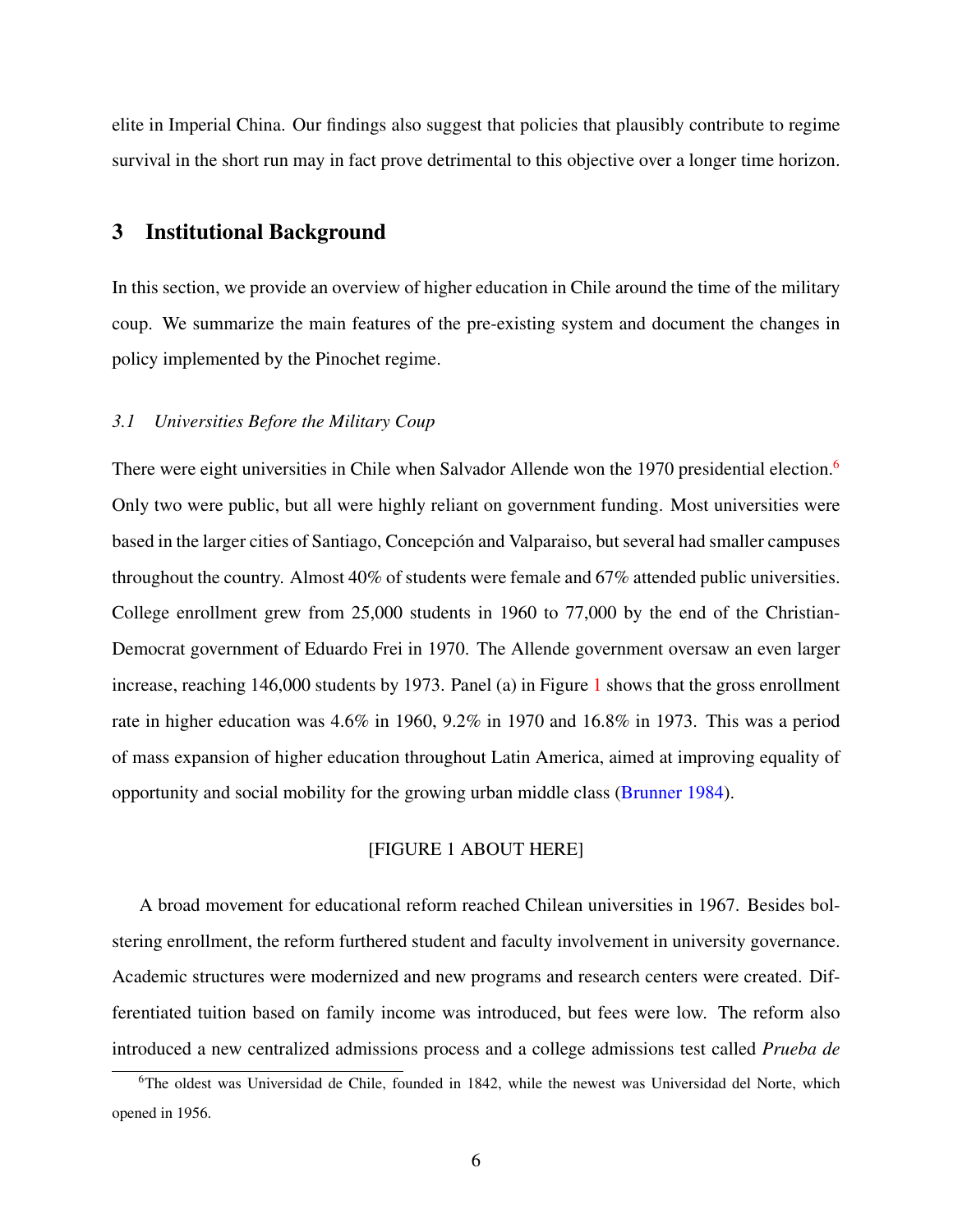elite in Imperial China. Our findings also suggest that policies that plausibly contribute to regime survival in the short run may in fact prove detrimental to this objective over a longer time horizon.

## 3 Institutional Background

In this section, we provide an overview of higher education in Chile around the time of the military coup. We summarize the main features of the pre-existing system and document the changes in policy implemented by the Pinochet regime.

### *3.1 Universities Before the Military Coup*

There were eight universities in Chile when Salvador Allende won the 1970 presidential election.[6] Only two were public, but all were highly reliant on government funding. Most universities were based in the larger cities of Santiago, Concepción and Valparaiso, but several had smaller campuses throughout the country. Almost 40% of students were female and 67% attended public universities. College enrollment grew from 25,000 students in 1960 to 77,000 by the end of the Christian-Democrat government of Eduardo Frei in 1970. The Allende government oversaw an even larger increase, reaching 146,000 students by 1973. Panel (a) in Figure 1 shows that the gross enrollment rate in higher education was 4.6% in 1960, 9.2% in 1970 and 16.8% in 1973. This was a period of mass expansion of higher education throughout Latin America, aimed at improving equality of opportunity and social mobility for the growing urban middle class (Brunner 1984).

[FIGURE 1 ABOUT HERE]

A broad movement for educational reform reached Chilean universities in 1967. Besides bolstering enrollment, the reform furthered student and faculty involvement in university governance. Academic structures were modernized and new programs and research centers were created. Differentiated tuition based on family income was introduced, but fees were low. The reform also introduced a new centralized admissions process and a college admissions test called *Prueba de*

[6] The oldest was Universidad de Chile, founded in 1842, while the newest was Universidad del Norte, which opened in 1956.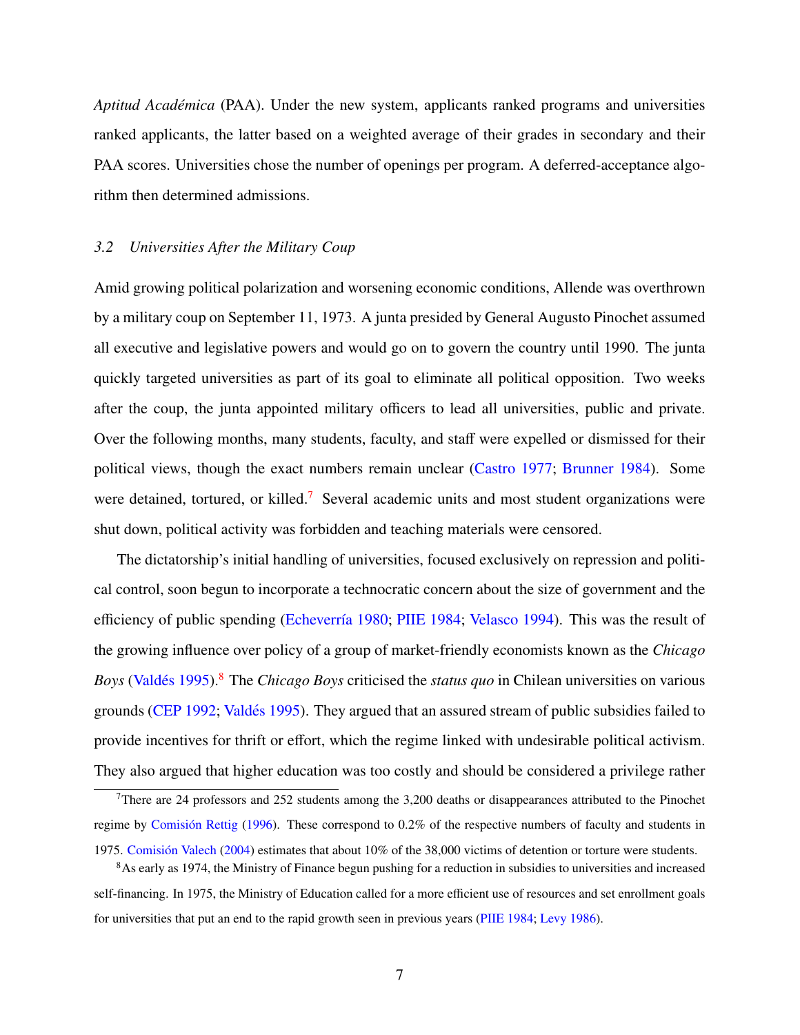*Aptitud Académica* (PAA). Under the new system, applicants ranked programs and universities ranked applicants, the latter based on a weighted average of their grades in secondary and their PAA scores. Universities chose the number of openings per program. A deferred-acceptance algorithm then determined admissions.

### *3.2 Universities After the Military Coup*

Amid growing political polarization and worsening economic conditions, Allende was overthrown by a military coup on September 11, 1973. A junta presided by General Augusto Pinochet assumed all executive and legislative powers and would go on to govern the country until 1990. The junta quickly targeted universities as part of its goal to eliminate all political opposition. Two weeks after the coup, the junta appointed military officers to lead all universities, public and private. Over the following months, many students, faculty, and staff were expelled or dismissed for their political views, though the exact numbers remain unclear (Castro 1977; Brunner 1984). Some were detained, tortured, or killed.[7] Several academic units and most student organizations were shut down, political activity was forbidden and teaching materials were censored.

The dictatorship's initial handling of universities, focused exclusively on repression and political control, soon begun to incorporate a technocratic concern about the size of government and the efficiency of public spending (Echeverría 1980; PIIE 1984; Velasco 1994). This was the result of the growing influence over policy of a group of market-friendly economists known as the *Chicago Boys* (Valdés 1995).[8] The *Chicago Boys* criticised the *status quo* in Chilean universities on various grounds (CEP 1992; Valdés 1995). They argued that an assured stream of public subsidies failed to provide incentives for thrift or effort, which the regime linked with undesirable political activism. They also argued that higher education was too costly and should be considered a privilege rather

[7] There are 24 professors and 252 students among the 3,200 deaths or disappearances attributed to the Pinochet regime by Comisión Rettig (1996). These correspond to 0.2% of the respective numbers of faculty and students in 1975. Comisión Valech (2004) estimates that about 10% of the 38,000 victims of detention or torture were students.

[8] As early as 1974, the Ministry of Finance begun pushing for a reduction in subsidies to universities and increased self-financing. In 1975, the Ministry of Education called for a more efficient use of resources and set enrollment goals for universities that put an end to the rapid growth seen in previous years (PIIE 1984; Levy 1986).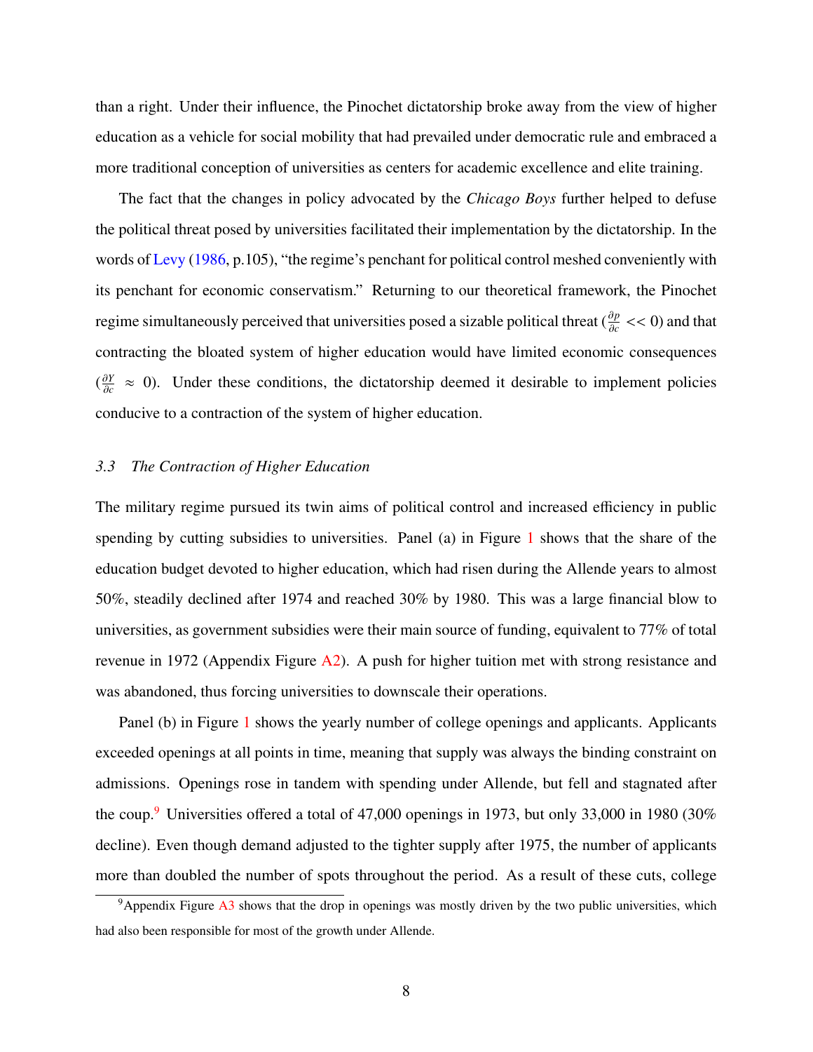than a right. Under their influence, the Pinochet dictatorship broke away from the view of higher education as a vehicle for social mobility that had prevailed under democratic rule and embraced a more traditional conception of universities as centers for academic excellence and elite training.

The fact that the changes in policy advocated by the *Chicago Boys* further helped to defuse the political threat posed by universities facilitated their implementation by the dictatorship. In the words of Levy (1986, p.105), "the regime's penchant for political control meshed conveniently with its penchant for economic conservatism." Returning to our theoretical framework, the Pinochet regime simultaneously perceived that universities posed a sizable political threat ($\frac{\partial p}{\partial c} << 0$) and that contracting the bloated system of higher education would have limited economic consequences ($\frac{\partial Y}{\partial c} \approx 0$). Under these conditions, the dictatorship deemed it desirable to implement policies conducive to a contraction of the system of higher education.

### *3.3 The Contraction of Higher Education*

The military regime pursued its twin aims of political control and increased efficiency in public spending by cutting subsidies to universities. Panel (a) in Figure 1 shows that the share of the education budget devoted to higher education, which had risen during the Allende years to almost 50%, steadily declined after 1974 and reached 30% by 1980. This was a large financial blow to universities, as government subsidies were their main source of funding, equivalent to 77% of total revenue in 1972 (Appendix Figure A2). A push for higher tuition met with strong resistance and was abandoned, thus forcing universities to downscale their operations.

Panel (b) in Figure 1 shows the yearly number of college openings and applicants. Applicants exceeded openings at all points in time, meaning that supply was always the binding constraint on admissions. Openings rose in tandem with spending under Allende, but fell and stagnated after the coup.[9] Universities offered a total of 47,000 openings in 1973, but only 33,000 in 1980 (30% decline). Even though demand adjusted to the tighter supply after 1975, the number of applicants more than doubled the number of spots throughout the period. As a result of these cuts, college

[9] Appendix Figure A3 shows that the drop in openings was mostly driven by the two public universities, which had also been responsible for most of the growth under Allende.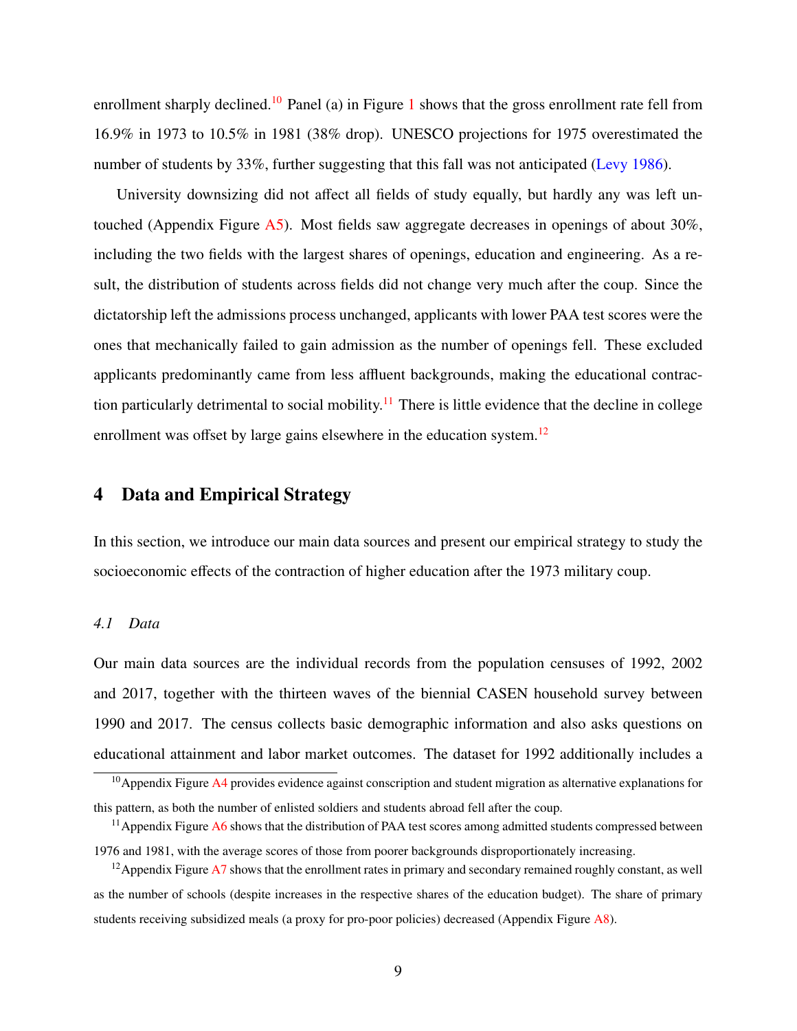enrollment sharply declined.[10] Panel (a) in Figure 1 shows that the gross enrollment rate fell from 16.9% in 1973 to 10.5% in 1981 (38% drop). UNESCO projections for 1975 overestimated the number of students by 33%, further suggesting that this fall was not anticipated (Levy 1986).

University downsizing did not affect all fields of study equally, but hardly any was left untouched (Appendix Figure A5). Most fields saw aggregate decreases in openings of about 30%, including the two fields with the largest shares of openings, education and engineering. As a result, the distribution of students across fields did not change very much after the coup. Since the dictatorship left the admissions process unchanged, applicants with lower PAA test scores were the ones that mechanically failed to gain admission as the number of openings fell. These excluded applicants predominantly came from less affluent backgrounds, making the educational contraction particularly detrimental to social mobility.[11] There is little evidence that the decline in college enrollment was offset by large gains elsewhere in the education system.[12]

## 4 Data and Empirical Strategy

In this section, we introduce our main data sources and present our empirical strategy to study the socioeconomic effects of the contraction of higher education after the 1973 military coup.

### *4.1 Data*

Our main data sources are the individual records from the population censuses of 1992, 2002 and 2017, together with the thirteen waves of the biennial CASEN household survey between 1990 and 2017. The census collects basic demographic information and also asks questions on educational attainment and labor market outcomes. The dataset for 1992 additionally includes a

[10] Appendix Figure A4 provides evidence against conscription and student migration as alternative explanations for this pattern, as both the number of enlisted soldiers and students abroad fell after the coup.

[11] Appendix Figure A6 shows that the distribution of PAA test scores among admitted students compressed between 1976 and 1981, with the average scores of those from poorer backgrounds disproportionately increasing.

[12] Appendix Figure A7 shows that the enrollment rates in primary and secondary remained roughly constant, as well as the number of schools (despite increases in the respective shares of the education budget). The share of primary students receiving subsidized meals (a proxy for pro-poor policies) decreased (Appendix Figure A8).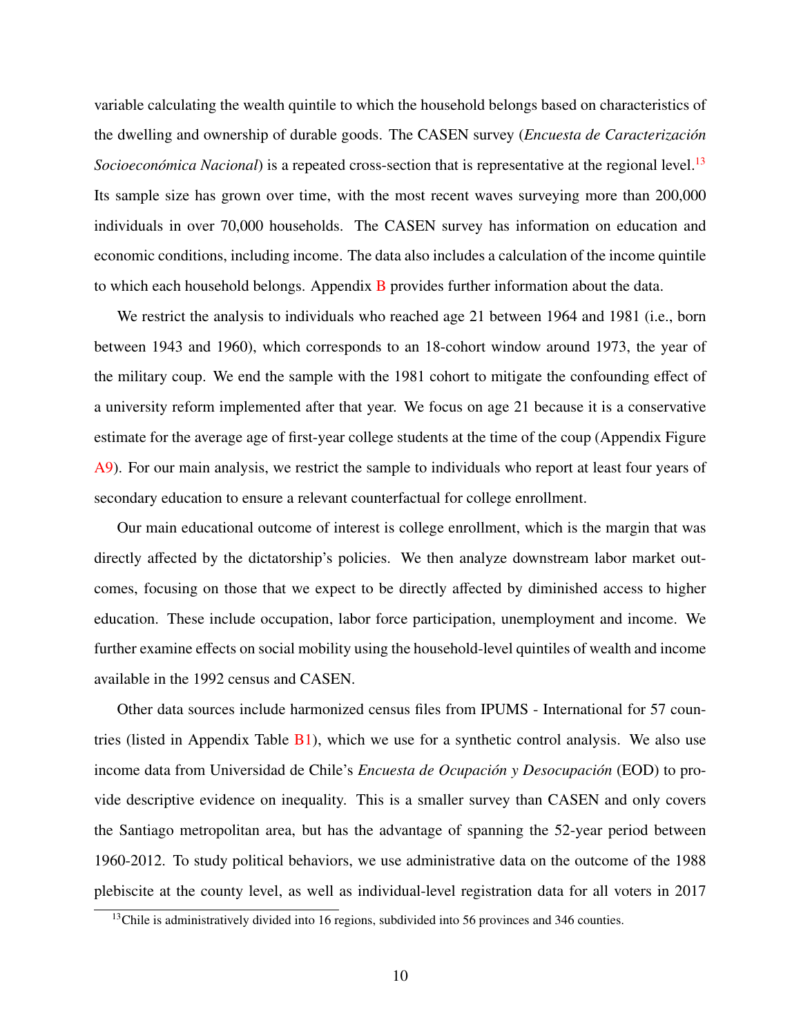variable calculating the wealth quintile to which the household belongs based on characteristics of the dwelling and ownership of durable goods. The CASEN survey (*Encuesta de Caracterización Socioeconómica Nacional*) is a repeated cross-section that is representative at the regional level.[13] Its sample size has grown over time, with the most recent waves surveying more than 200,000 individuals in over 70,000 households. The CASEN survey has information on education and economic conditions, including income. The data also includes a calculation of the income quintile to which each household belongs. Appendix B provides further information about the data.

We restrict the analysis to individuals who reached age 21 between 1964 and 1981 (i.e., born between 1943 and 1960), which corresponds to an 18-cohort window around 1973, the year of the military coup. We end the sample with the 1981 cohort to mitigate the confounding effect of a university reform implemented after that year. We focus on age 21 because it is a conservative estimate for the average age of first-year college students at the time of the coup (Appendix Figure A9). For our main analysis, we restrict the sample to individuals who report at least four years of secondary education to ensure a relevant counterfactual for college enrollment.

Our main educational outcome of interest is college enrollment, which is the margin that was directly affected by the dictatorship's policies. We then analyze downstream labor market outcomes, focusing on those that we expect to be directly affected by diminished access to higher education. These include occupation, labor force participation, unemployment and income. We further examine effects on social mobility using the household-level quintiles of wealth and income available in the 1992 census and CASEN.

Other data sources include harmonized census files from IPUMS - International for 57 countries (listed in Appendix Table B1), which we use for a synthetic control analysis. We also use income data from Universidad de Chile's *Encuesta de Ocupación y Desocupación* (EOD) to provide descriptive evidence on inequality. This is a smaller survey than CASEN and only covers the Santiago metropolitan area, but has the advantage of spanning the 52-year period between 1960-2012. To study political behaviors, we use administrative data on the outcome of the 1988 plebiscite at the county level, as well as individual-level registration data for all voters in 2017

[13] Chile is administratively divided into 16 regions, subdivided into 56 provinces and 346 counties.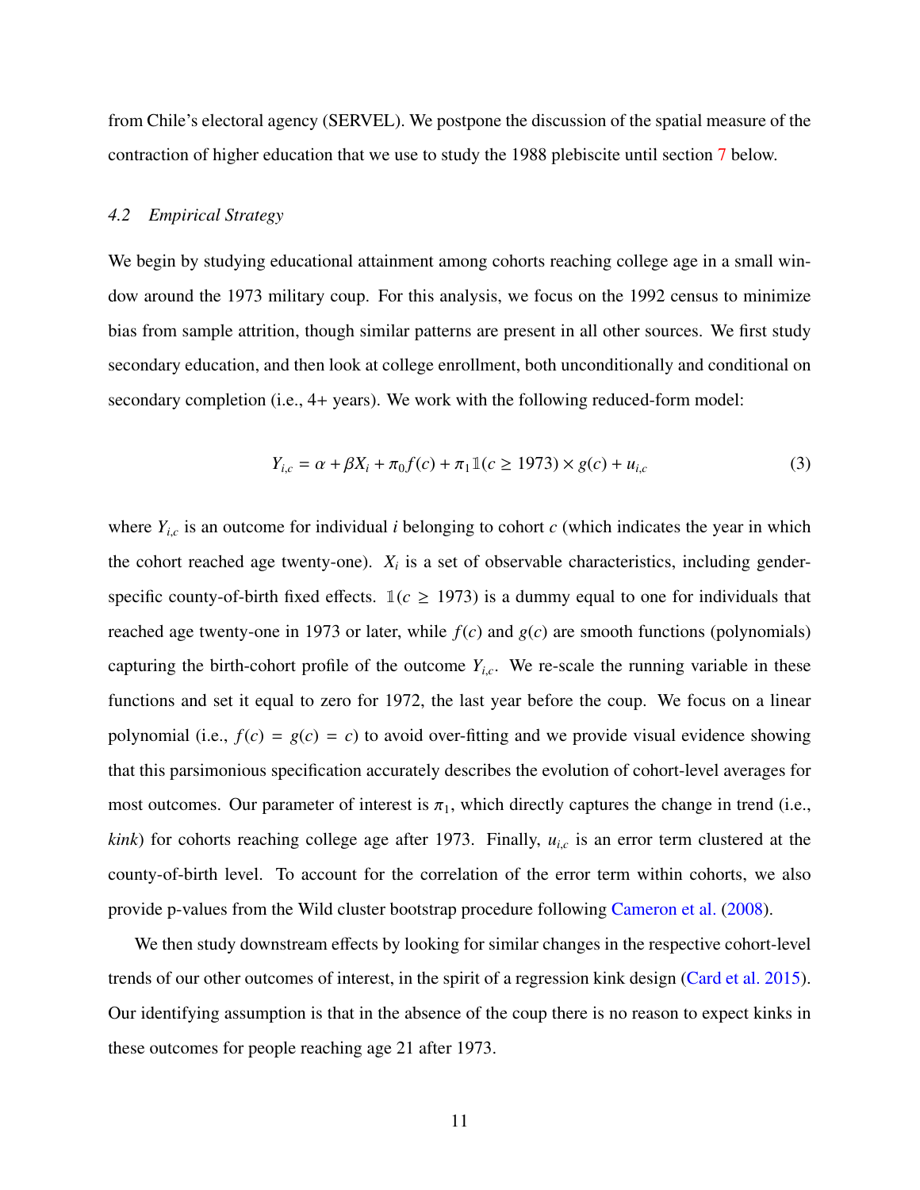from Chile's electoral agency (SERVEL). We postpone the discussion of the spatial measure of the contraction of higher education that we use to study the 1988 plebiscite until section 7 below.

### 4.2 *Empirical Strategy*

We begin by studying educational attainment among cohorts reaching college age in a small window around the 1973 military coup. For this analysis, we focus on the 1992 census to minimize bias from sample attrition, though similar patterns are present in all other sources. We first study secondary education, and then look at college enrollment, both unconditionally and conditional on secondary completion (i.e., 4+ years). We work with the following reduced-form model:

$$Y_{i,c} = \alpha + \beta X_i + \pi_0 f(c) + \pi_1 \mathbb{1}(c \geq 1973) \times g(c) + u_{i,c} \tag{3}$$

where $Y_{i,c}$ is an outcome for individual $i$ belonging to cohort $c$ (which indicates the year in which the cohort reached age twenty-one). $X_i$ is a set of observable characteristics, including gender-specific county-of-birth fixed effects. $\mathbb{1}(c \geq 1973)$ is a dummy equal to one for individuals that reached age twenty-one in 1973 or later, while $f(c)$ and $g(c)$ are smooth functions (polynomials) capturing the birth-cohort profile of the outcome $Y_{i,c}$. We re-scale the running variable in these functions and set it equal to zero for 1972, the last year before the coup. We focus on a linear polynomial (i.e., $f(c) = g(c) = c$) to avoid over-fitting and we provide visual evidence showing that this parsimonious specification accurately describes the evolution of cohort-level averages for most outcomes. Our parameter of interest is $\pi_1$, which directly captures the change in trend (i.e., *kink*) for cohorts reaching college age after 1973. Finally, $u_{i,c}$ is an error term clustered at the county-of-birth level. To account for the correlation of the error term within cohorts, we also provide p-values from the Wild cluster bootstrap procedure following Cameron et al. (2008).

We then study downstream effects by looking for similar changes in the respective cohort-level trends of our other outcomes of interest, in the spirit of a regression kink design (Card et al. 2015). Our identifying assumption is that in the absence of the coup there is no reason to expect kinks in these outcomes for people reaching age 21 after 1973.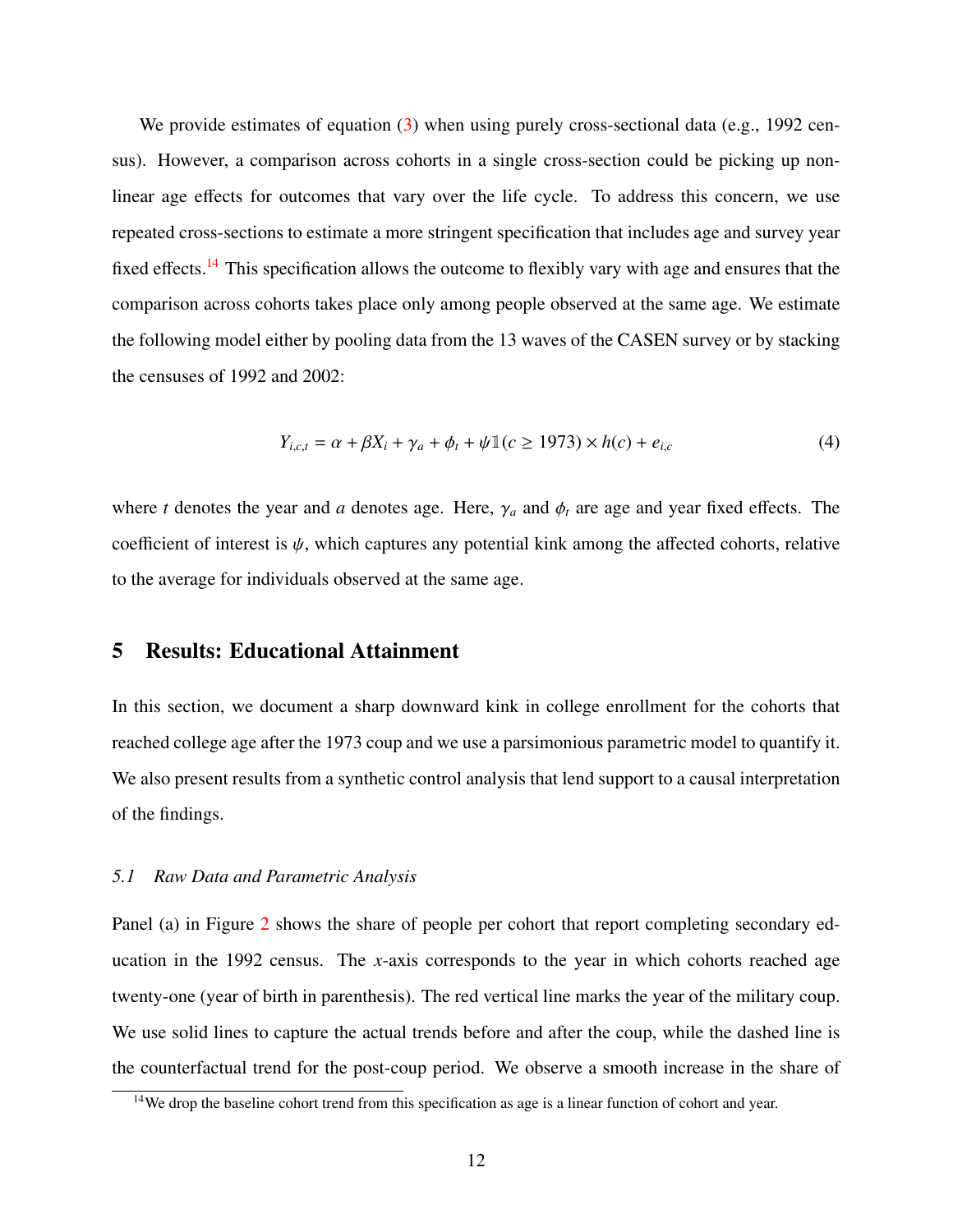We provide estimates of equation (3) when using purely cross-sectional data (e.g., 1992 census). However, a comparison across cohorts in a single cross-section could be picking up non-linear age effects for outcomes that vary over the life cycle. To address this concern, we use repeated cross-sections to estimate a more stringent specification that includes age and survey year fixed effects.[14] This specification allows the outcome to flexibly vary with age and ensures that the comparison across cohorts takes place only among people observed at the same age. We estimate the following model either by pooling data from the 13 waves of the CASEN survey or by stacking the censuses of 1992 and 2002:

$$Y_{i,c,t} = \alpha + \beta X_i + \gamma_a + \phi_t + \psi \mathbb{1}(c \geq 1973) \times h(c) + e_{i,c} \tag{4}$$

where $t$ denotes the year and $a$ denotes age. Here, $\gamma_a$ and $\phi_t$ are age and year fixed effects. The coefficient of interest is $\psi$, which captures any potential kink among the affected cohorts, relative to the average for individuals observed at the same age.

## 5 Results: Educational Attainment

In this section, we document a sharp downward kink in college enrollment for the cohorts that reached college age after the 1973 coup and we use a parsimonious parametric model to quantify it. We also present results from a synthetic control analysis that lend support to a causal interpretation of the findings.

### *5.1 Raw Data and Parametric Analysis*

Panel (a) in Figure 2 shows the share of people per cohort that report completing secondary education in the 1992 census. The $x$-axis corresponds to the year in which cohorts reached age twenty-one (year of birth in parenthesis). The red vertical line marks the year of the military coup. We use solid lines to capture the actual trends before and after the coup, while the dashed line is the counterfactual trend for the post-coup period. We observe a smooth increase in the share of

[14] We drop the baseline cohort trend from this specification as age is a linear function of cohort and year.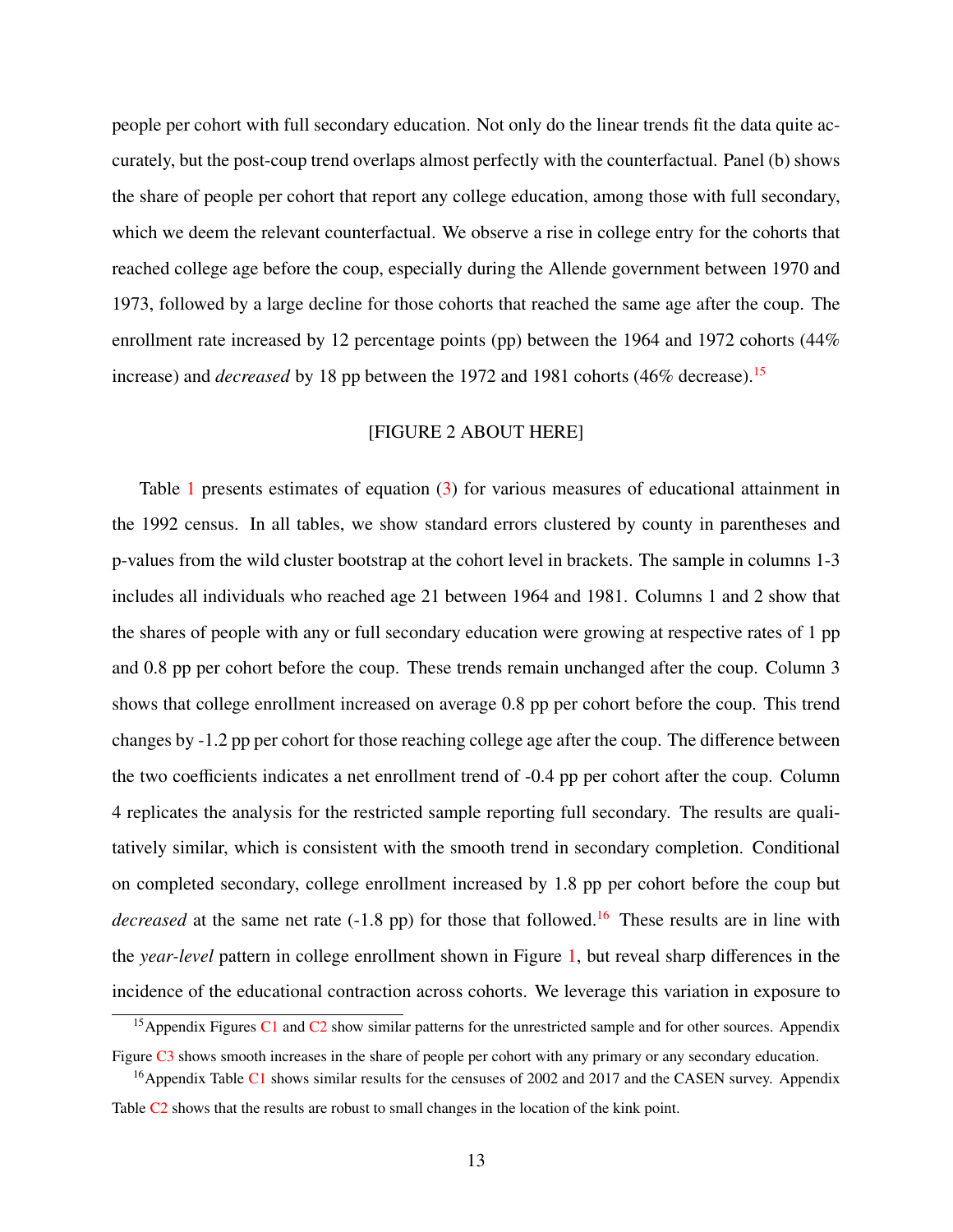people per cohort with full secondary education. Not only do the linear trends fit the data quite accurately, but the post-coup trend overlaps almost perfectly with the counterfactual. Panel (b) shows the share of people per cohort that report any college education, among those with full secondary, which we deem the relevant counterfactual. We observe a rise in college entry for the cohorts that reached college age before the coup, especially during the Allende government between 1970 and 1973, followed by a large decline for those cohorts that reached the same age after the coup. The enrollment rate increased by 12 percentage points (pp) between the 1964 and 1972 cohorts (44% increase) and *decreased* by 18 pp between the 1972 and 1981 cohorts (46% decrease).[15]

[FIGURE 2 ABOUT HERE]

Table 1 presents estimates of equation (3) for various measures of educational attainment in the 1992 census. In all tables, we show standard errors clustered by county in parentheses and p-values from the wild cluster bootstrap at the cohort level in brackets. The sample in columns 1-3 includes all individuals who reached age 21 between 1964 and 1981. Columns 1 and 2 show that the shares of people with any or full secondary education were growing at respective rates of 1 pp and 0.8 pp per cohort before the coup. These trends remain unchanged after the coup. Column 3 shows that college enrollment increased on average 0.8 pp per cohort before the coup. This trend changes by -1.2 pp per cohort for those reaching college age after the coup. The difference between the two coefficients indicates a net enrollment trend of -0.4 pp per cohort after the coup. Column 4 replicates the analysis for the restricted sample reporting full secondary. The results are qualitatively similar, which is consistent with the smooth trend in secondary completion. Conditional on completed secondary, college enrollment increased by 1.8 pp per cohort before the coup but *decreased* at the same net rate (-1.8 pp) for those that followed.[16] These results are in line with the *year-level* pattern in college enrollment shown in Figure 1, but reveal sharp differences in the incidence of the educational contraction across cohorts. We leverage this variation in exposure to

[15] Appendix Figures C1 and C2 show similar patterns for the unrestricted sample and for other sources. Appendix Figure C3 shows smooth increases in the share of people per cohort with any primary or any secondary education.

[16] Appendix Table C1 shows similar results for the censuses of 2002 and 2017 and the CASEN survey. Appendix Table C2 shows that the results are robust to small changes in the location of the kink point.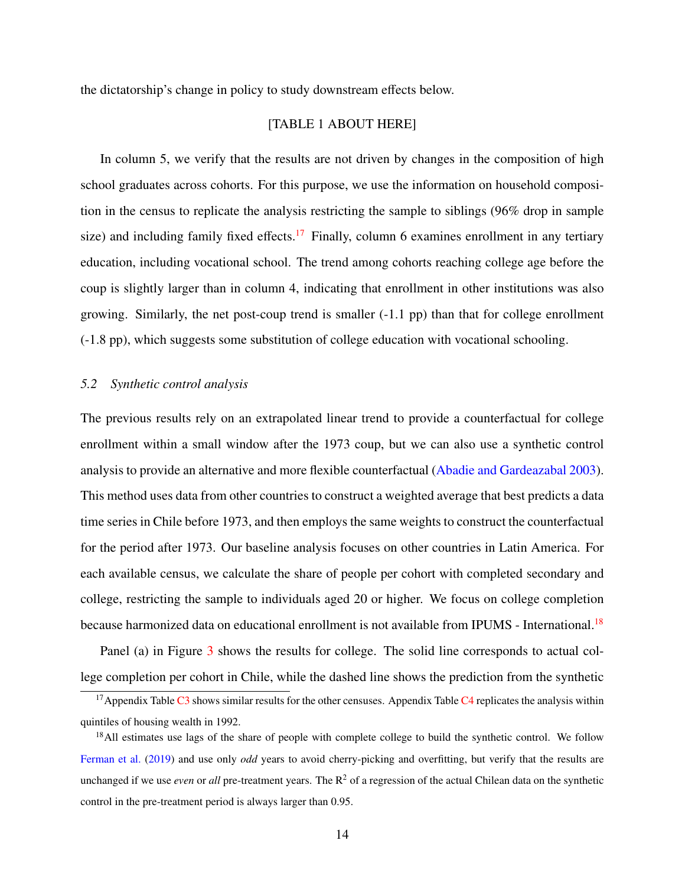the dictatorship's change in policy to study downstream effects below.

[TABLE 1 ABOUT HERE]

In column 5, we verify that the results are not driven by changes in the composition of high school graduates across cohorts. For this purpose, we use the information on household composition in the census to replicate the analysis restricting the sample to siblings (96% drop in sample size) and including family fixed effects.[17] Finally, column 6 examines enrollment in any tertiary education, including vocational school. The trend among cohorts reaching college age before the coup is slightly larger than in column 4, indicating that enrollment in other institutions was also growing. Similarly, the net post-coup trend is smaller (-1.1 pp) than that for college enrollment (-1.8 pp), which suggests some substitution of college education with vocational schooling.

### *5.2 Synthetic control analysis*

The previous results rely on an extrapolated linear trend to provide a counterfactual for college enrollment within a small window after the 1973 coup, but we can also use a synthetic control analysis to provide an alternative and more flexible counterfactual (Abadie and Gardeazabal 2003). This method uses data from other countries to construct a weighted average that best predicts a data time series in Chile before 1973, and then employs the same weights to construct the counterfactual for the period after 1973. Our baseline analysis focuses on other countries in Latin America. For each available census, we calculate the share of people per cohort with completed secondary and college, restricting the sample to individuals aged 20 or higher. We focus on college completion because harmonized data on educational enrollment is not available from IPUMS - International.[18]

Panel (a) in Figure 3 shows the results for college. The solid line corresponds to actual college completion per cohort in Chile, while the dashed line shows the prediction from the synthetic

[17] Appendix Table C3 shows similar results for the other censuses. Appendix Table C4 replicates the analysis within quintiles of housing wealth in 1992.

[18] All estimates use lags of the share of people with complete college to build the synthetic control. We follow Ferman et al. (2019) and use only *odd* years to avoid cherry-picking and overfitting, but verify that the results are unchanged if we use *even* or *all* pre-treatment years. The $R^2$ of a regression of the actual Chilean data on the synthetic control in the pre-treatment period is always larger than 0.95.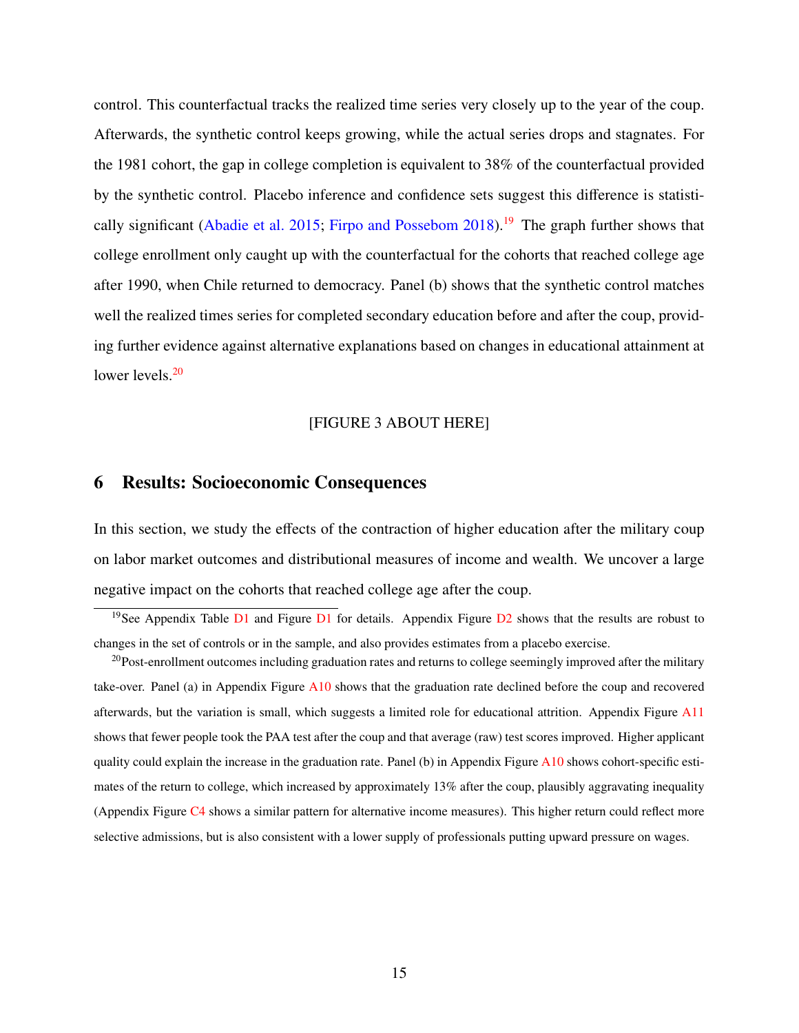control. This counterfactual tracks the realized time series very closely up to the year of the coup. Afterwards, the synthetic control keeps growing, while the actual series drops and stagnates. For the 1981 cohort, the gap in college completion is equivalent to 38% of the counterfactual provided by the synthetic control. Placebo inference and confidence sets suggest this difference is statistically significant (Abadie et al. 2015; Firpo and Possebom 2018).[19] The graph further shows that college enrollment only caught up with the counterfactual for the cohorts that reached college age after 1990, when Chile returned to democracy. Panel (b) shows that the synthetic control matches well the realized times series for completed secondary education before and after the coup, providing further evidence against alternative explanations based on changes in educational attainment at lower levels.[20]

[FIGURE 3 ABOUT HERE]

## 6 Results: Socioeconomic Consequences

In this section, we study the effects of the contraction of higher education after the military coup on labor market outcomes and distributional measures of income and wealth. We uncover a large negative impact on the cohorts that reached college age after the coup.

---

[19] See Appendix Table D1 and Figure D1 for details. Appendix Figure D2 shows that the results are robust to changes in the set of controls or in the sample, and also provides estimates from a placebo exercise.

[20] Post-enrollment outcomes including graduation rates and returns to college seemingly improved after the military take-over. Panel (a) in Appendix Figure A10 shows that the graduation rate declined before the coup and recovered afterwards, but the variation is small, which suggests a limited role for educational attrition. Appendix Figure A11 shows that fewer people took the PAA test after the coup and that average (raw) test scores improved. Higher applicant quality could explain the increase in the graduation rate. Panel (b) in Appendix Figure A10 shows cohort-specific estimates of the return to college, which increased by approximately 13% after the coup, plausibly aggravating inequality (Appendix Figure C4 shows a similar pattern for alternative income measures). This higher return could reflect more selective admissions, but is also consistent with a lower supply of professionals putting upward pressure on wages.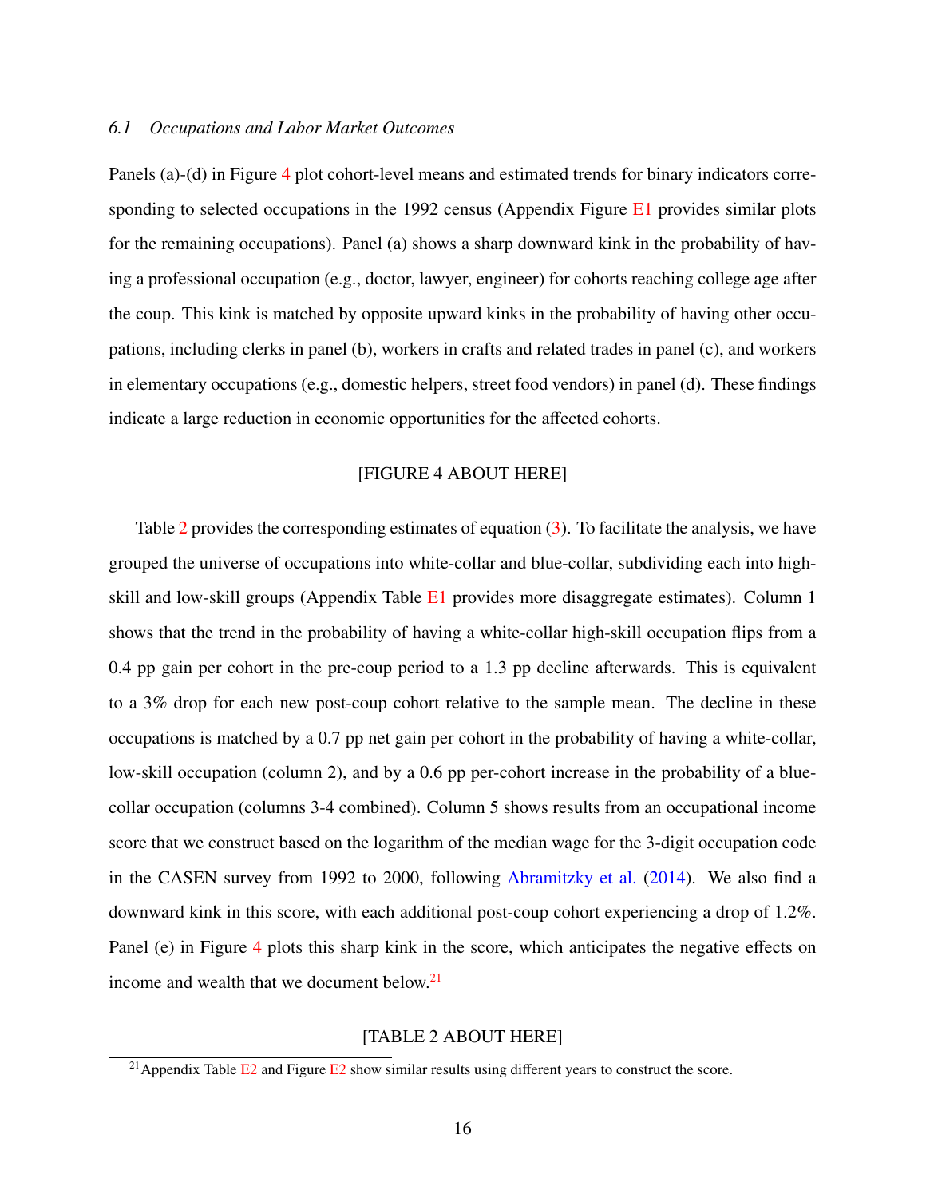### *6.1 Occupations and Labor Market Outcomes*

Panels (a)-(d) in Figure 4 plot cohort-level means and estimated trends for binary indicators corresponding to selected occupations in the 1992 census (Appendix Figure E1 provides similar plots for the remaining occupations). Panel (a) shows a sharp downward kink in the probability of having a professional occupation (e.g., doctor, lawyer, engineer) for cohorts reaching college age after the coup. This kink is matched by opposite upward kinks in the probability of having other occupations, including clerks in panel (b), workers in crafts and related trades in panel (c), and workers in elementary occupations (e.g., domestic helpers, street food vendors) in panel (d). These findings indicate a large reduction in economic opportunities for the affected cohorts.

[FIGURE 4 ABOUT HERE]

Table 2 provides the corresponding estimates of equation (3). To facilitate the analysis, we have grouped the universe of occupations into white-collar and blue-collar, subdividing each into high-skill and low-skill groups (Appendix Table E1 provides more disaggregate estimates). Column 1 shows that the trend in the probability of having a white-collar high-skill occupation flips from a 0.4 pp gain per cohort in the pre-coup period to a 1.3 pp decline afterwards. This is equivalent to a 3% drop for each new post-coup cohort relative to the sample mean. The decline in these occupations is matched by a 0.7 pp net gain per cohort in the probability of having a white-collar, low-skill occupation (column 2), and by a 0.6 pp per-cohort increase in the probability of a blue-collar occupation (columns 3-4 combined). Column 5 shows results from an occupational income score that we construct based on the logarithm of the median wage for the 3-digit occupation code in the CASEN survey from 1992 to 2000, following Abramitzky et al. (2014). We also find a downward kink in this score, with each additional post-coup cohort experiencing a drop of 1.2%. Panel (e) in Figure 4 plots this sharp kink in the score, which anticipates the negative effects on income and wealth that we document below.[21]

[TABLE 2 ABOUT HERE]

[21] Appendix Table E2 and Figure E2 show similar results using different years to construct the score.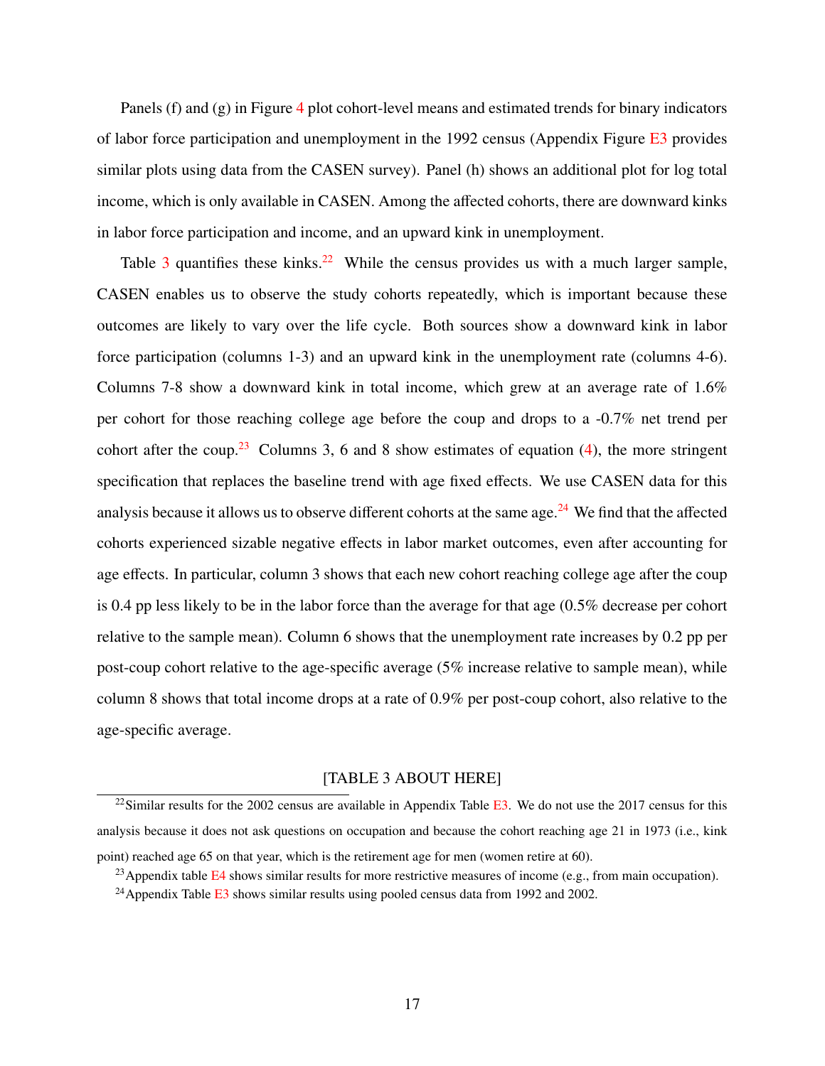Panels (f) and (g) in Figure 4 plot cohort-level means and estimated trends for binary indicators of labor force participation and unemployment in the 1992 census (Appendix Figure E3 provides similar plots using data from the CASEN survey). Panel (h) shows an additional plot for log total income, which is only available in CASEN. Among the affected cohorts, there are downward kinks in labor force participation and income, and an upward kink in unemployment.

Table 3 quantifies these kinks.[22] While the census provides us with a much larger sample, CASEN enables us to observe the study cohorts repeatedly, which is important because these outcomes are likely to vary over the life cycle. Both sources show a downward kink in labor force participation (columns 1-3) and an upward kink in the unemployment rate (columns 4-6). Columns 7-8 show a downward kink in total income, which grew at an average rate of 1.6% per cohort for those reaching college age before the coup and drops to a -0.7% net trend per cohort after the coup.[23] Columns 3, 6 and 8 show estimates of equation (4), the more stringent specification that replaces the baseline trend with age fixed effects. We use CASEN data for this analysis because it allows us to observe different cohorts at the same age.[24] We find that the affected cohorts experienced sizable negative effects in labor market outcomes, even after accounting for age effects. In particular, column 3 shows that each new cohort reaching college age after the coup is 0.4 pp less likely to be in the labor force than the average for that age (0.5% decrease per cohort relative to the sample mean). Column 6 shows that the unemployment rate increases by 0.2 pp per post-coup cohort relative to the age-specific average (5% increase relative to sample mean), while column 8 shows that total income drops at a rate of 0.9% per post-coup cohort, also relative to the age-specific average.

[TABLE 3 ABOUT HERE]

[22] Similar results for the 2002 census are available in Appendix Table E3. We do not use the 2017 census for this analysis because it does not ask questions on occupation and because the cohort reaching age 21 in 1973 (i.e., kink point) reached age 65 on that year, which is the retirement age for men (women retire at 60).

[23] Appendix table E4 shows similar results for more restrictive measures of income (e.g., from main occupation).

[24] Appendix Table E3 shows similar results using pooled census data from 1992 and 2002.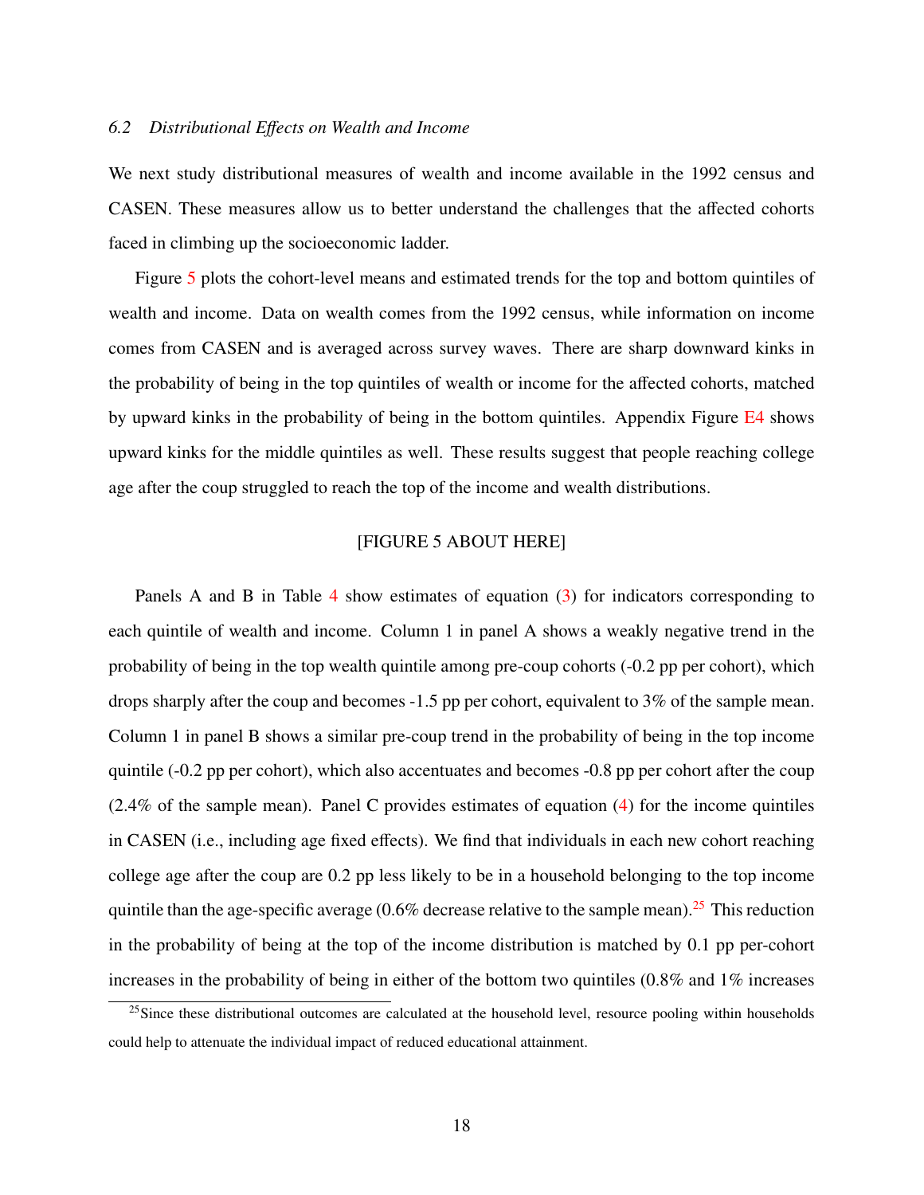### *6.2 Distributional Effects on Wealth and Income*

We next study distributional measures of wealth and income available in the 1992 census and CASEN. These measures allow us to better understand the challenges that the affected cohorts faced in climbing up the socioeconomic ladder.

Figure 5 plots the cohort-level means and estimated trends for the top and bottom quintiles of wealth and income. Data on wealth comes from the 1992 census, while information on income comes from CASEN and is averaged across survey waves. There are sharp downward kinks in the probability of being in the top quintiles of wealth or income for the affected cohorts, matched by upward kinks in the probability of being in the bottom quintiles. Appendix Figure E4 shows upward kinks for the middle quintiles as well. These results suggest that people reaching college age after the coup struggled to reach the top of the income and wealth distributions.

[FIGURE 5 ABOUT HERE]

Panels A and B in Table 4 show estimates of equation (3) for indicators corresponding to each quintile of wealth and income. Column 1 in panel A shows a weakly negative trend in the probability of being in the top wealth quintile among pre-coup cohorts (-0.2 pp per cohort), which drops sharply after the coup and becomes -1.5 pp per cohort, equivalent to 3% of the sample mean. Column 1 in panel B shows a similar pre-coup trend in the probability of being in the top income quintile (-0.2 pp per cohort), which also accentuates and becomes -0.8 pp per cohort after the coup (2.4% of the sample mean). Panel C provides estimates of equation (4) for the income quintiles in CASEN (i.e., including age fixed effects). We find that individuals in each new cohort reaching college age after the coup are 0.2 pp less likely to be in a household belonging to the top income quintile than the age-specific average (0.6% decrease relative to the sample mean).[25] This reduction in the probability of being at the top of the income distribution is matched by 0.1 pp per-cohort increases in the probability of being in either of the bottom two quintiles (0.8% and 1% increases

[25] Since these distributional outcomes are calculated at the household level, resource pooling within households could help to attenuate the individual impact of reduced educational attainment.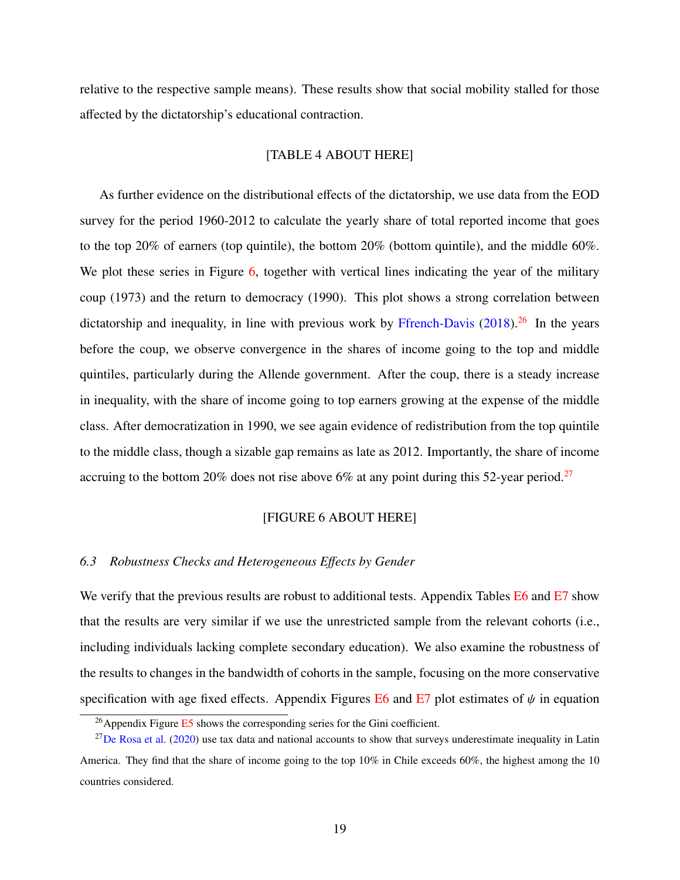relative to the respective sample means). These results show that social mobility stalled for those affected by the dictatorship's educational contraction.

[TABLE 4 ABOUT HERE]

As further evidence on the distributional effects of the dictatorship, we use data from the EOD survey for the period 1960-2012 to calculate the yearly share of total reported income that goes to the top 20% of earners (top quintile), the bottom 20% (bottom quintile), and the middle 60%. We plot these series in Figure 6, together with vertical lines indicating the year of the military coup (1973) and the return to democracy (1990). This plot shows a strong correlation between dictatorship and inequality, in line with previous work by Ffrench-Davis (2018).[26] In the years before the coup, we observe convergence in the shares of income going to the top and middle quintiles, particularly during the Allende government. After the coup, there is a steady increase in inequality, with the share of income going to top earners growing at the expense of the middle class. After democratization in 1990, we see again evidence of redistribution from the top quintile to the middle class, though a sizable gap remains as late as 2012. Importantly, the share of income accruing to the bottom 20% does not rise above 6% at any point during this 52-year period.[27]

[FIGURE 6 ABOUT HERE]

### *6.3 Robustness Checks and Heterogeneous Effects by Gender*

We verify that the previous results are robust to additional tests. Appendix Tables E6 and E7 show that the results are very similar if we use the unrestricted sample from the relevant cohorts (i.e., including individuals lacking complete secondary education). We also examine the robustness of the results to changes in the bandwidth of cohorts in the sample, focusing on the more conservative specification with age fixed effects. Appendix Figures E6 and E7 plot estimates of $\psi$ in equation

[26] Appendix Figure E5 shows the corresponding series for the Gini coefficient.

[27] De Rosa et al. (2020) use tax data and national accounts to show that surveys underestimate inequality in Latin America. They find that the share of income going to the top 10% in Chile exceeds 60%, the highest among the 10 countries considered.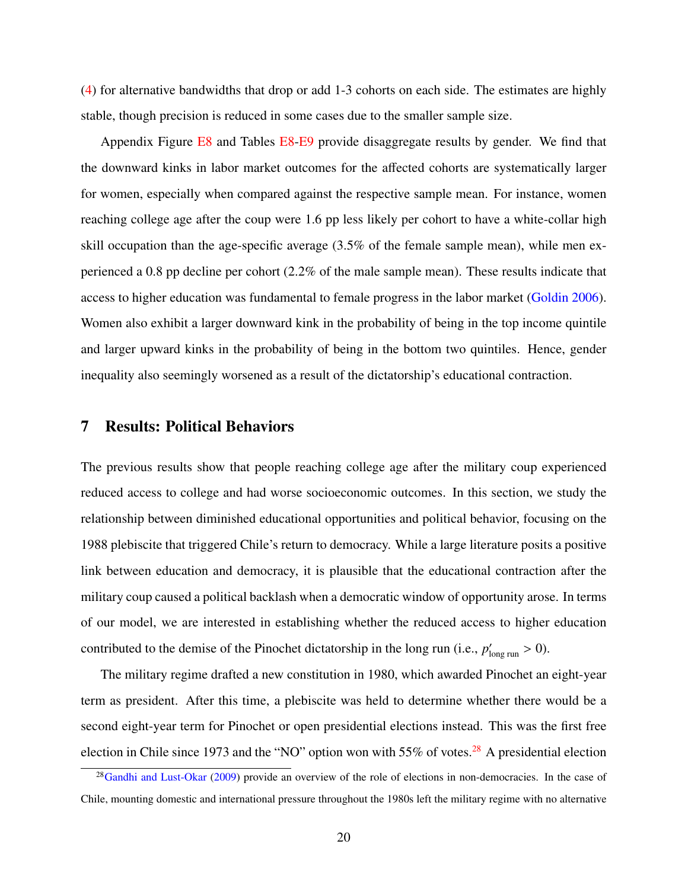(4) for alternative bandwidths that drop or add 1-3 cohorts on each side. The estimates are highly stable, though precision is reduced in some cases due to the smaller sample size.

Appendix Figure E8 and Tables E8-E9 provide disaggregate results by gender. We find that the downward kinks in labor market outcomes for the affected cohorts are systematically larger for women, especially when compared against the respective sample mean. For instance, women reaching college age after the coup were 1.6 pp less likely per cohort to have a white-collar high skill occupation than the age-specific average (3.5% of the female sample mean), while men experienced a 0.8 pp decline per cohort (2.2% of the male sample mean). These results indicate that access to higher education was fundamental to female progress in the labor market (Goldin 2006). Women also exhibit a larger downward kink in the probability of being in the top income quintile and larger upward kinks in the probability of being in the bottom two quintiles. Hence, gender inequality also seemingly worsened as a result of the dictatorship's educational contraction.

## 7 Results: Political Behaviors

The previous results show that people reaching college age after the military coup experienced reduced access to college and had worse socioeconomic outcomes. In this section, we study the relationship between diminished educational opportunities and political behavior, focusing on the 1988 plebiscite that triggered Chile's return to democracy. While a large literature posits a positive link between education and democracy, it is plausible that the educational contraction after the military coup caused a political backlash when a democratic window of opportunity arose. In terms of our model, we are interested in establishing whether the reduced access to higher education contributed to the demise of the Pinochet dictatorship in the long run (i.e., $p'_{\text{long run}} > 0$).

The military regime drafted a new constitution in 1980, which awarded Pinochet an eight-year term as president. After this time, a plebiscite was held to determine whether there would be a second eight-year term for Pinochet or open presidential elections instead. This was the first free election in Chile since 1973 and the "NO" option won with 55% of votes.[28] A presidential election

[28] Gandhi and Lust-Okar (2009) provide an overview of the role of elections in non-democracies. In the case of Chile, mounting domestic and international pressure throughout the 1980s left the military regime with no alternative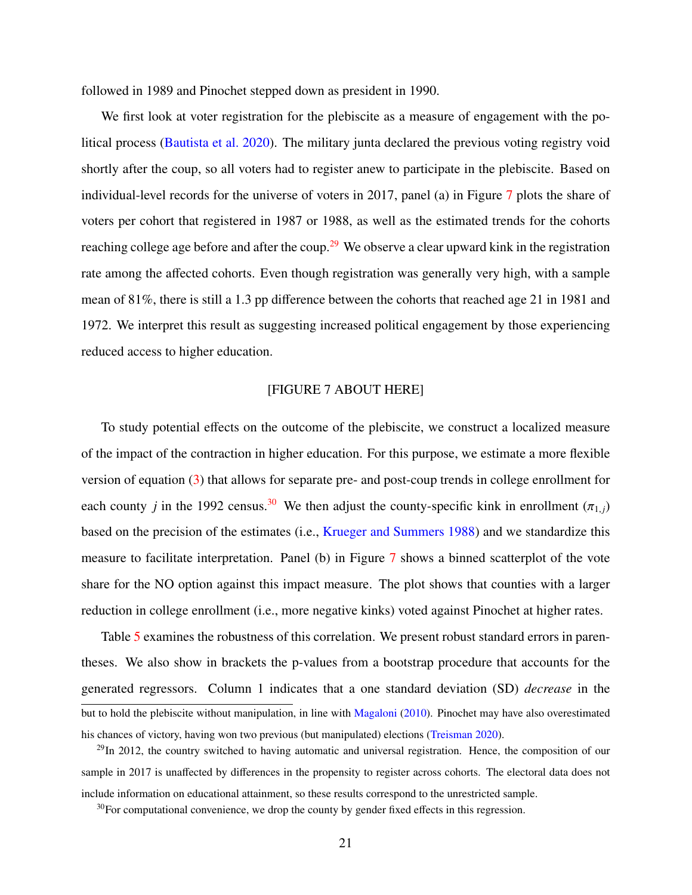followed in 1989 and Pinochet stepped down as president in 1990.

We first look at voter registration for the plebiscite as a measure of engagement with the political process (Bautista et al. 2020). The military junta declared the previous voting registry void shortly after the coup, so all voters had to register anew to participate in the plebiscite. Based on individual-level records for the universe of voters in 2017, panel (a) in Figure 7 plots the share of voters per cohort that registered in 1987 or 1988, as well as the estimated trends for the cohorts reaching college age before and after the coup.[29] We observe a clear upward kink in the registration rate among the affected cohorts. Even though registration was generally very high, with a sample mean of 81%, there is still a 1.3 pp difference between the cohorts that reached age 21 in 1981 and 1972. We interpret this result as suggesting increased political engagement by those experiencing reduced access to higher education.

[FIGURE 7 ABOUT HERE]

To study potential effects on the outcome of the plebiscite, we construct a localized measure of the impact of the contraction in higher education. For this purpose, we estimate a more flexible version of equation (3) that allows for separate pre- and post-coup trends in college enrollment for each county $j$ in the 1992 census.[30] We then adjust the county-specific kink in enrollment ($\pi_{1,j}$) based on the precision of the estimates (i.e., Krueger and Summers 1988) and we standardize this measure to facilitate interpretation. Panel (b) in Figure 7 shows a binned scatterplot of the vote share for the NO option against this impact measure. The plot shows that counties with a larger reduction in college enrollment (i.e., more negative kinks) voted against Pinochet at higher rates.

Table 5 examines the robustness of this correlation. We present robust standard errors in parentheses. We also show in brackets the p-values from a bootstrap procedure that accounts for the generated regressors. Column 1 indicates that a one standard deviation (SD) *decrease* in the

---

but to hold the plebiscite without manipulation, in line with Magaloni (2010). Pinochet may have also overestimated his chances of victory, having won two previous (but manipulated) elections (Treisman 2020).

[29] In 2012, the country switched to having automatic and universal registration. Hence, the composition of our sample in 2017 is unaffected by differences in the propensity to register across cohorts. The electoral data does not include information on educational attainment, so these results correspond to the unrestricted sample.

[30] For computational convenience, we drop the county by gender fixed effects in this regression.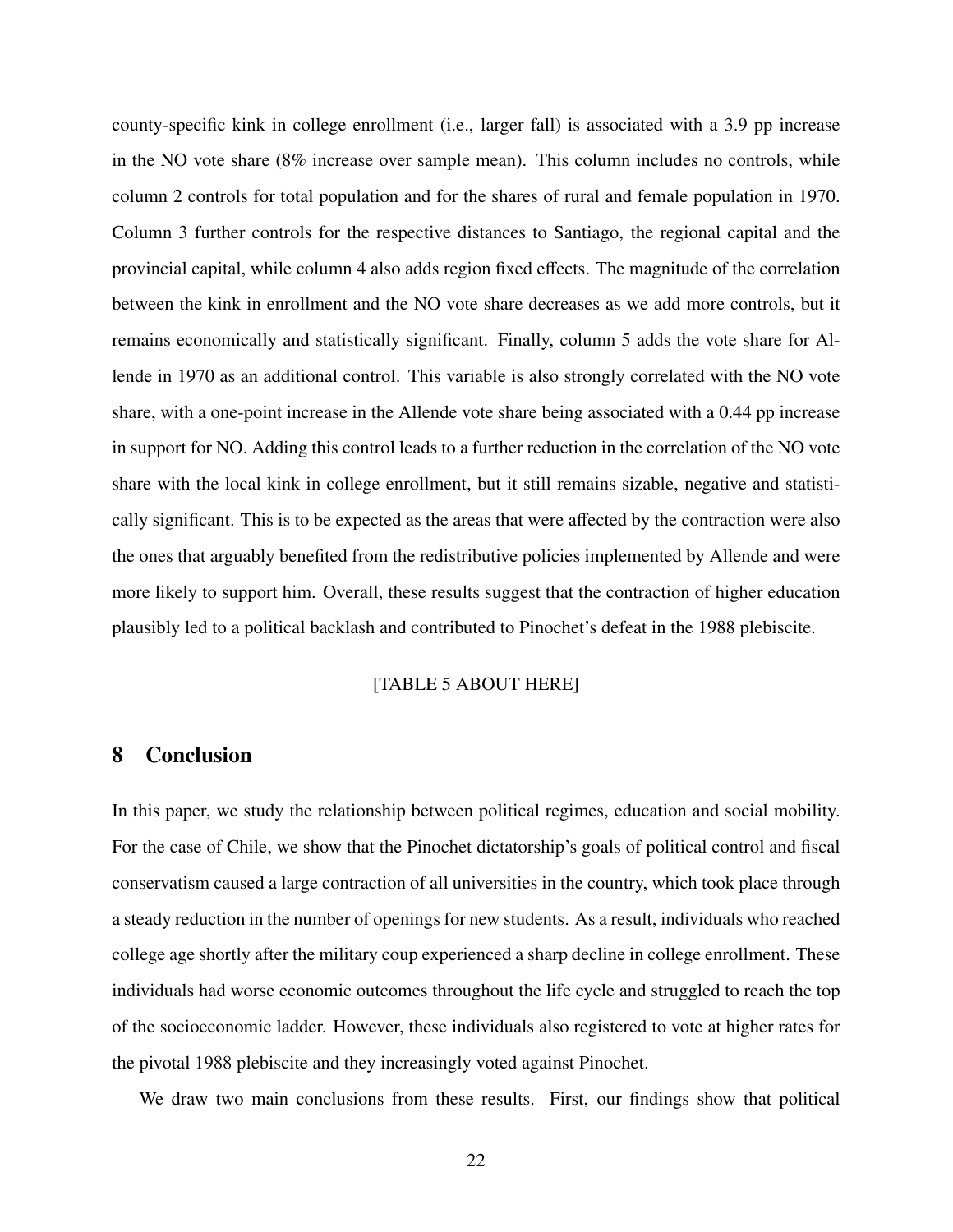county-specific kink in college enrollment (i.e., larger fall) is associated with a 3.9 pp increase in the NO vote share (8% increase over sample mean). This column includes no controls, while column 2 controls for total population and for the shares of rural and female population in 1970. Column 3 further controls for the respective distances to Santiago, the regional capital and the provincial capital, while column 4 also adds region fixed effects. The magnitude of the correlation between the kink in enrollment and the NO vote share decreases as we add more controls, but it remains economically and statistically significant. Finally, column 5 adds the vote share for Allende in 1970 as an additional control. This variable is also strongly correlated with the NO vote share, with a one-point increase in the Allende vote share being associated with a 0.44 pp increase in support for NO. Adding this control leads to a further reduction in the correlation of the NO vote share with the local kink in college enrollment, but it still remains sizable, negative and statistically significant. This is to be expected as the areas that were affected by the contraction were also the ones that arguably benefited from the redistributive policies implemented by Allende and were more likely to support him. Overall, these results suggest that the contraction of higher education plausibly led to a political backlash and contributed to Pinochet's defeat in the 1988 plebiscite.

[TABLE 5 ABOUT HERE]

## 8 Conclusion

In this paper, we study the relationship between political regimes, education and social mobility. For the case of Chile, we show that the Pinochet dictatorship's goals of political control and fiscal conservatism caused a large contraction of all universities in the country, which took place through a steady reduction in the number of openings for new students. As a result, individuals who reached college age shortly after the military coup experienced a sharp decline in college enrollment. These individuals had worse economic outcomes throughout the life cycle and struggled to reach the top of the socioeconomic ladder. However, these individuals also registered to vote at higher rates for the pivotal 1988 plebiscite and they increasingly voted against Pinochet.

We draw two main conclusions from these results. First, our findings show that political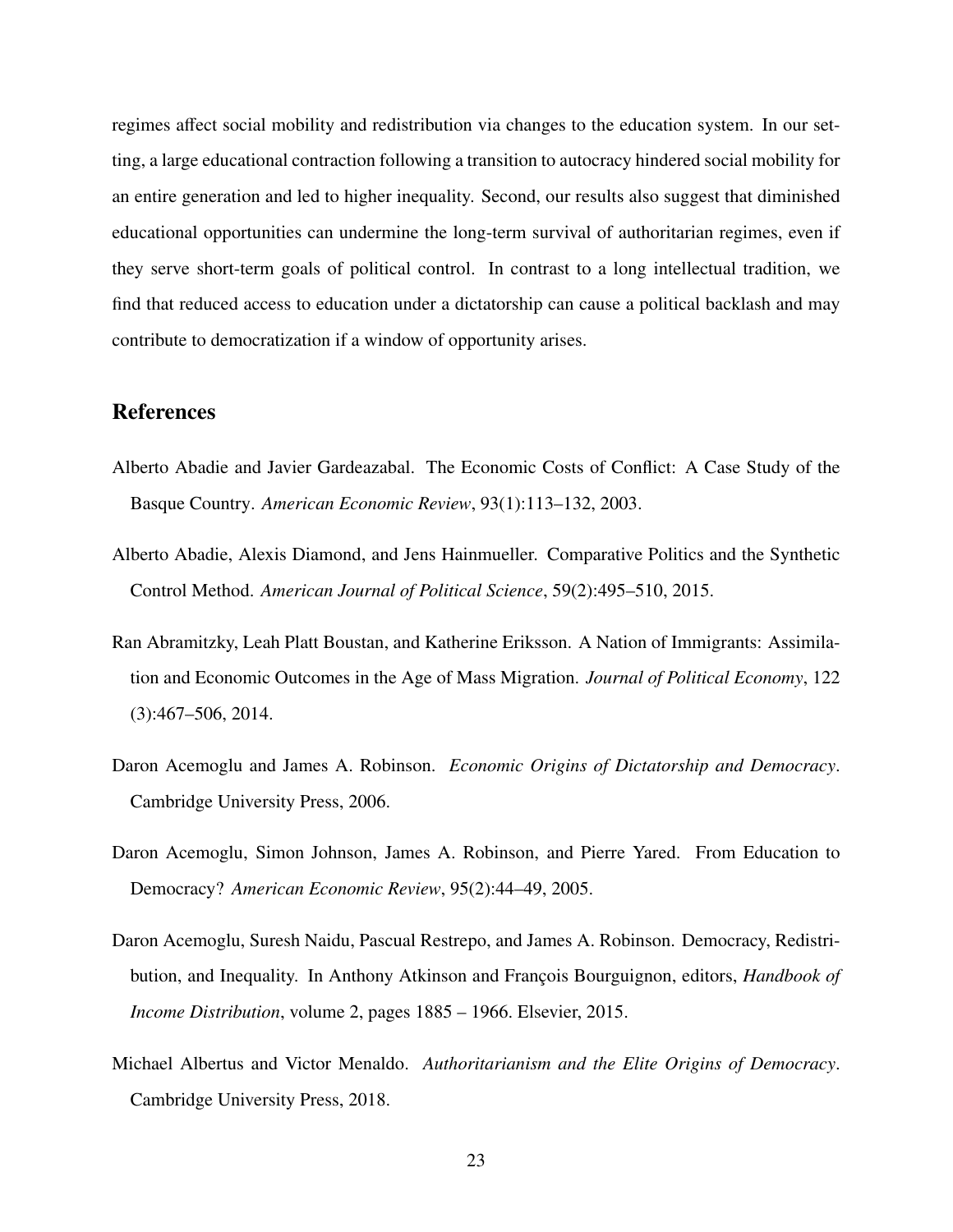regimes affect social mobility and redistribution via changes to the education system. In our setting, a large educational contraction following a transition to autocracy hindered social mobility for an entire generation and led to higher inequality. Second, our results also suggest that diminished educational opportunities can undermine the long-term survival of authoritarian regimes, even if they serve short-term goals of political control. In contrast to a long intellectual tradition, we find that reduced access to education under a dictatorship can cause a political backlash and may contribute to democratization if a window of opportunity arises.

## References

Alberto Abadie and Javier Gardeazabal. The Economic Costs of Conflict: A Case Study of the Basque Country. *American Economic Review*, 93(1):113–132, 2003.

Alberto Abadie, Alexis Diamond, and Jens Hainmueller. Comparative Politics and the Synthetic Control Method. *American Journal of Political Science*, 59(2):495–510, 2015.

Ran Abramitzky, Leah Platt Boustan, and Katherine Eriksson. A Nation of Immigrants: Assimilation and Economic Outcomes in the Age of Mass Migration. *Journal of Political Economy*, 122 (3):467–506, 2014.

Daron Acemoglu and James A. Robinson. *Economic Origins of Dictatorship and Democracy*. Cambridge University Press, 2006.

Daron Acemoglu, Simon Johnson, James A. Robinson, and Pierre Yared. From Education to Democracy? *American Economic Review*, 95(2):44–49, 2005.

Daron Acemoglu, Suresh Naidu, Pascual Restrepo, and James A. Robinson. Democracy, Redistribution, and Inequality. In Anthony Atkinson and François Bourguignon, editors, *Handbook of Income Distribution*, volume 2, pages 1885 – 1966. Elsevier, 2015.

Michael Albertus and Victor Menaldo. *Authoritarianism and the Elite Origins of Democracy*. Cambridge University Press, 2018.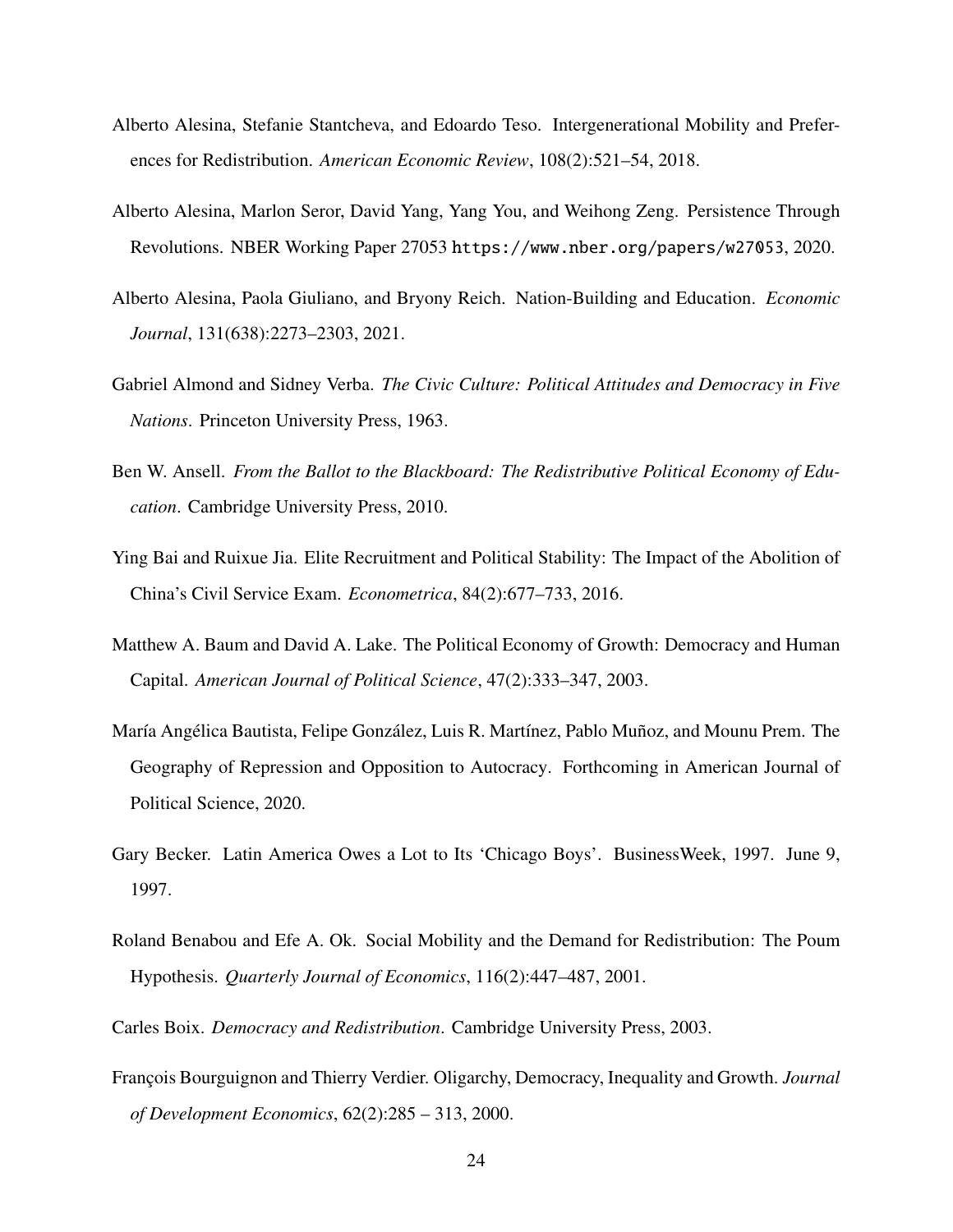Alberto Alesina, Stefanie Stantcheva, and Edoardo Teso. Intergenerational Mobility and Preferences for Redistribution. *American Economic Review*, 108(2):521–54, 2018.

Alberto Alesina, Marlon Seror, David Yang, Yang You, and Weihong Zeng. Persistence Through Revolutions. NBER Working Paper 27053 `https://www.nber.org/papers/w27053`, 2020.

Alberto Alesina, Paola Giuliano, and Bryony Reich. Nation-Building and Education. *Economic Journal*, 131(638):2273–2303, 2021.

Gabriel Almond and Sidney Verba. *The Civic Culture: Political Attitudes and Democracy in Five Nations*. Princeton University Press, 1963.

Ben W. Ansell. *From the Ballot to the Blackboard: The Redistributive Political Economy of Education*. Cambridge University Press, 2010.

Ying Bai and Ruixue Jia. Elite Recruitment and Political Stability: The Impact of the Abolition of China's Civil Service Exam. *Econometrica*, 84(2):677–733, 2016.

Matthew A. Baum and David A. Lake. The Political Economy of Growth: Democracy and Human Capital. *American Journal of Political Science*, 47(2):333–347, 2003.

María Angélica Bautista, Felipe González, Luis R. Martínez, Pablo Muñoz, and Mounu Prem. The Geography of Repression and Opposition to Autocracy. Forthcoming in American Journal of Political Science, 2020.

Gary Becker. Latin America Owes a Lot to Its 'Chicago Boys'. BusinessWeek, 1997. June 9, 1997.

Roland Benabou and Efe A. Ok. Social Mobility and the Demand for Redistribution: The Poum Hypothesis. *Quarterly Journal of Economics*, 116(2):447–487, 2001.

Carles Boix. *Democracy and Redistribution*. Cambridge University Press, 2003.

François Bourguignon and Thierry Verdier. Oligarchy, Democracy, Inequality and Growth. *Journal of Development Economics*, 62(2):285 – 313, 2000.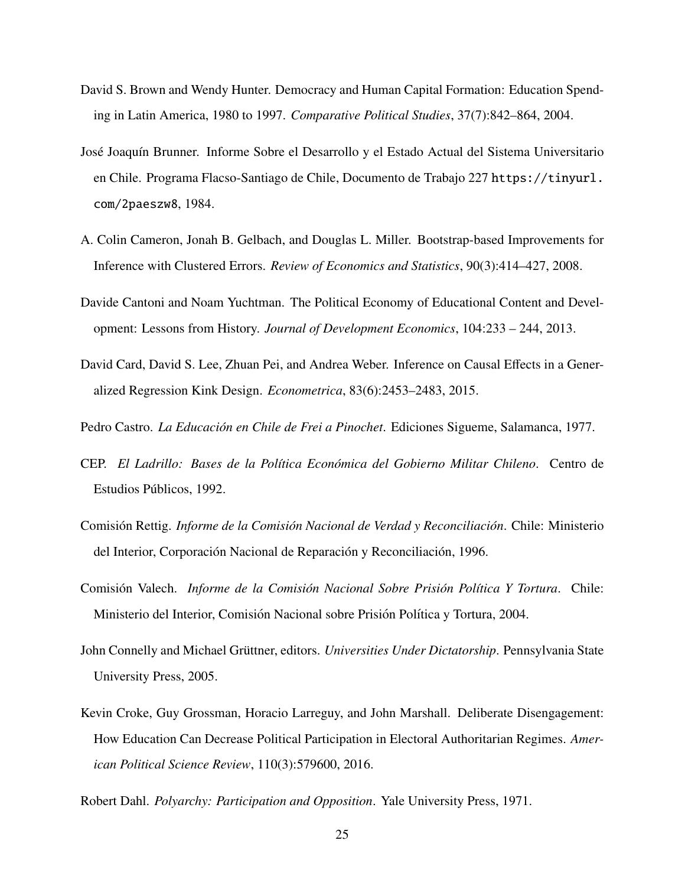David S. Brown and Wendy Hunter. Democracy and Human Capital Formation: Education Spending in Latin America, 1980 to 1997. *Comparative Political Studies*, 37(7):842–864, 2004.

José Joaquín Brunner. Informe Sobre el Desarrollo y el Estado Actual del Sistema Universitario en Chile. Programa Flacso-Santiago de Chile, Documento de Trabajo 227 https://tinyurl.com/2paeszw8, 1984.

A. Colin Cameron, Jonah B. Gelbach, and Douglas L. Miller. Bootstrap-based Improvements for Inference with Clustered Errors. *Review of Economics and Statistics*, 90(3):414–427, 2008.

Davide Cantoni and Noam Yuchtman. The Political Economy of Educational Content and Development: Lessons from History. *Journal of Development Economics*, 104:233 – 244, 2013.

David Card, David S. Lee, Zhuan Pei, and Andrea Weber. Inference on Causal Effects in a Generalized Regression Kink Design. *Econometrica*, 83(6):2453–2483, 2015.

Pedro Castro. *La Educación en Chile de Frei a Pinochet*. Ediciones Sigueme, Salamanca, 1977.

CEP. *El Ladrillo: Bases de la Política Económica del Gobierno Militar Chileno*. Centro de Estudios Públicos, 1992.

Comisión Rettig. *Informe de la Comisión Nacional de Verdad y Reconciliación*. Chile: Ministerio del Interior, Corporación Nacional de Reparación y Reconciliación, 1996.

Comisión Valech. *Informe de la Comisión Nacional Sobre Prisión Política Y Tortura*. Chile: Ministerio del Interior, Comisión Nacional sobre Prisión Política y Tortura, 2004.

John Connelly and Michael Grüttner, editors. *Universities Under Dictatorship*. Pennsylvania State University Press, 2005.

Kevin Croke, Guy Grossman, Horacio Larreguy, and John Marshall. Deliberate Disengagement: How Education Can Decrease Political Participation in Electoral Authoritarian Regimes. *American Political Science Review*, 110(3):579600, 2016.

Robert Dahl. *Polyarchy: Participation and Opposition*. Yale University Press, 1971.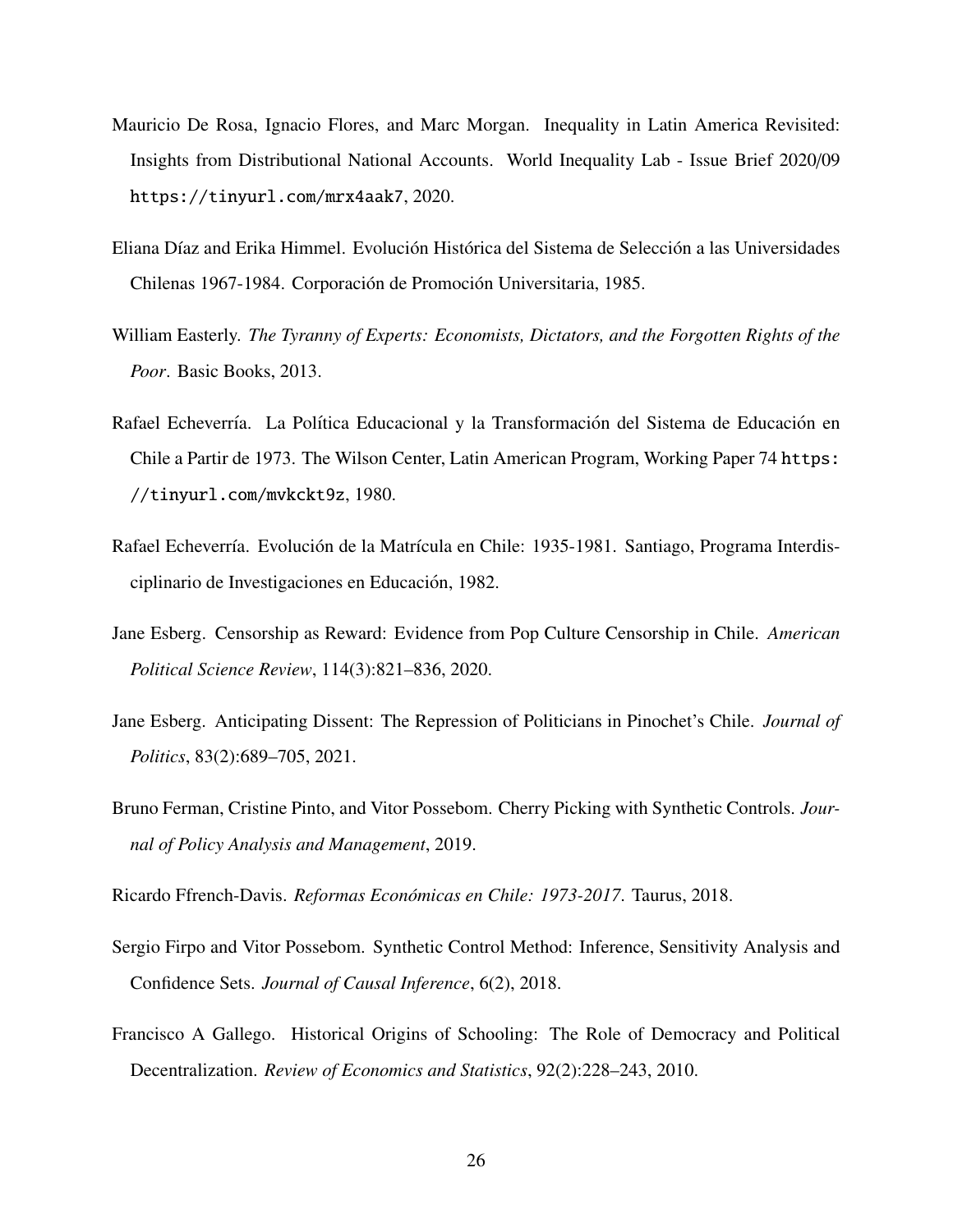Mauricio De Rosa, Ignacio Flores, and Marc Morgan. Inequality in Latin America Revisited: Insights from Distributional National Accounts. World Inequality Lab - Issue Brief 2020/09 https://tinyurl.com/mrx4aak7, 2020.

Eliana Díaz and Erika Himmel. Evolución Histórica del Sistema de Selección a las Universidades Chilenas 1967-1984. Corporación de Promoción Universitaria, 1985.

William Easterly. *The Tyranny of Experts: Economists, Dictators, and the Forgotten Rights of the Poor*. Basic Books, 2013.

Rafael Echeverría. La Política Educacional y la Transformación del Sistema de Educación en Chile a Partir de 1973. The Wilson Center, Latin American Program, Working Paper 74 https://tinyurl.com/mvkckt9z, 1980.

Rafael Echeverría. Evolución de la Matrícula en Chile: 1935-1981. Santiago, Programa Interdisciplinario de Investigaciones en Educación, 1982.

Jane Esberg. Censorship as Reward: Evidence from Pop Culture Censorship in Chile. *American Political Science Review*, 114(3):821–836, 2020.

Jane Esberg. Anticipating Dissent: The Repression of Politicians in Pinochet's Chile. *Journal of Politics*, 83(2):689–705, 2021.

Bruno Ferman, Cristine Pinto, and Vitor Possebom. Cherry Picking with Synthetic Controls. *Journal of Policy Analysis and Management*, 2019.

Ricardo Ffrench-Davis. *Reformas Económicas en Chile: 1973-2017*. Taurus, 2018.

Sergio Firpo and Vitor Possebom. Synthetic Control Method: Inference, Sensitivity Analysis and Confidence Sets. *Journal of Causal Inference*, 6(2), 2018.

Francisco A Gallego. Historical Origins of Schooling: The Role of Democracy and Political Decentralization. *Review of Economics and Statistics*, 92(2):228–243, 2010.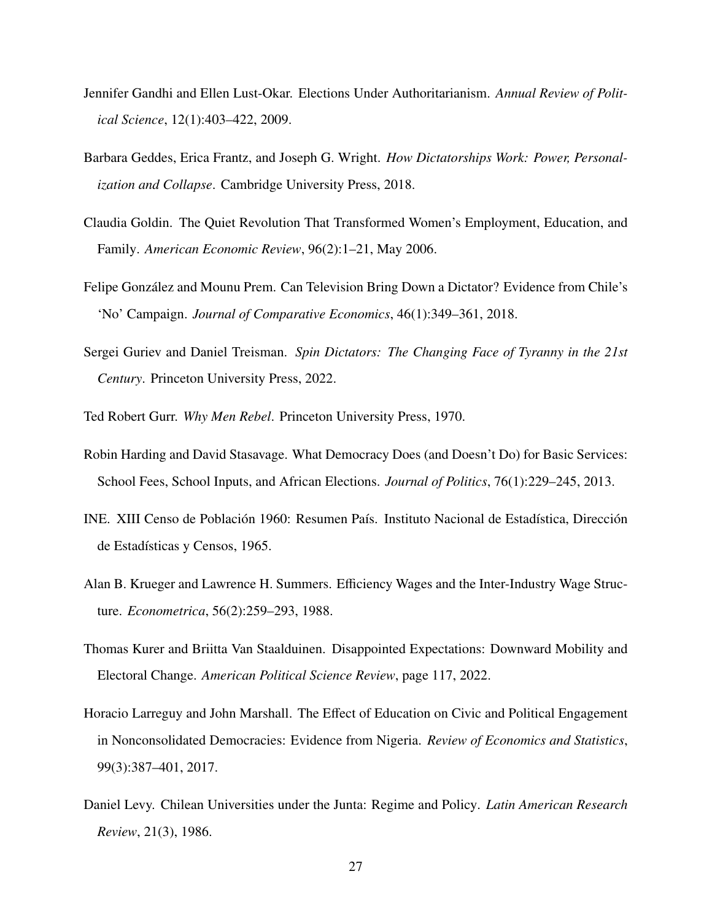Jennifer Gandhi and Ellen Lust-Okar. Elections Under Authoritarianism. *Annual Review of Political Science*, 12(1):403–422, 2009.

Barbara Geddes, Erica Frantz, and Joseph G. Wright. *How Dictatorships Work: Power, Personalization and Collapse*. Cambridge University Press, 2018.

Claudia Goldin. The Quiet Revolution That Transformed Women's Employment, Education, and Family. *American Economic Review*, 96(2):1–21, May 2006.

Felipe González and Mounu Prem. Can Television Bring Down a Dictator? Evidence from Chile's 'No' Campaign. *Journal of Comparative Economics*, 46(1):349–361, 2018.

Sergei Guriev and Daniel Treisman. *Spin Dictators: The Changing Face of Tyranny in the 21st Century*. Princeton University Press, 2022.

Ted Robert Gurr. *Why Men Rebel*. Princeton University Press, 1970.

Robin Harding and David Stasavage. What Democracy Does (and Doesn't Do) for Basic Services: School Fees, School Inputs, and African Elections. *Journal of Politics*, 76(1):229–245, 2013.

INE. XIII Censo de Población 1960: Resumen País. Instituto Nacional de Estadística, Dirección de Estadísticas y Censos, 1965.

Alan B. Krueger and Lawrence H. Summers. Efficiency Wages and the Inter-Industry Wage Structure. *Econometrica*, 56(2):259–293, 1988.

Thomas Kurer and Briitta Van Staalduinen. Disappointed Expectations: Downward Mobility and Electoral Change. *American Political Science Review*, page 117, 2022.

Horacio Larreguy and John Marshall. The Effect of Education on Civic and Political Engagement in Nonconsolidated Democracies: Evidence from Nigeria. *Review of Economics and Statistics*, 99(3):387–401, 2017.

Daniel Levy. Chilean Universities under the Junta: Regime and Policy. *Latin American Research Review*, 21(3), 1986.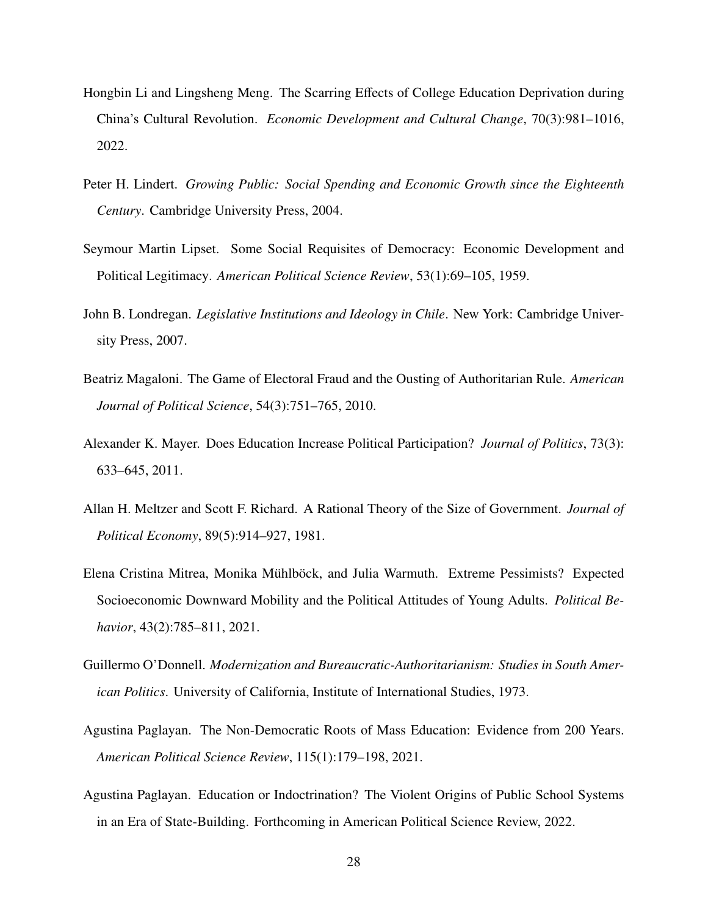Hongbin Li and Lingsheng Meng. The Scarring Effects of College Education Deprivation during China's Cultural Revolution. *Economic Development and Cultural Change*, 70(3):981–1016, 2022.

Peter H. Lindert. *Growing Public: Social Spending and Economic Growth since the Eighteenth Century*. Cambridge University Press, 2004.

Seymour Martin Lipset. Some Social Requisites of Democracy: Economic Development and Political Legitimacy. *American Political Science Review*, 53(1):69–105, 1959.

John B. Londregan. *Legislative Institutions and Ideology in Chile*. New York: Cambridge University Press, 2007.

Beatriz Magaloni. The Game of Electoral Fraud and the Ousting of Authoritarian Rule. *American Journal of Political Science*, 54(3):751–765, 2010.

Alexander K. Mayer. Does Education Increase Political Participation? *Journal of Politics*, 73(3): 633–645, 2011.

Allan H. Meltzer and Scott F. Richard. A Rational Theory of the Size of Government. *Journal of Political Economy*, 89(5):914–927, 1981.

Elena Cristina Mitrea, Monika Mühlböck, and Julia Warmuth. Extreme Pessimists? Expected Socioeconomic Downward Mobility and the Political Attitudes of Young Adults. *Political Behavior*, 43(2):785–811, 2021.

Guillermo O'Donnell. *Modernization and Bureaucratic-Authoritarianism: Studies in South American Politics*. University of California, Institute of International Studies, 1973.

Agustina Paglayan. The Non-Democratic Roots of Mass Education: Evidence from 200 Years. *American Political Science Review*, 115(1):179–198, 2021.

Agustina Paglayan. Education or Indoctrination? The Violent Origins of Public School Systems in an Era of State-Building. Forthcoming in American Political Science Review, 2022.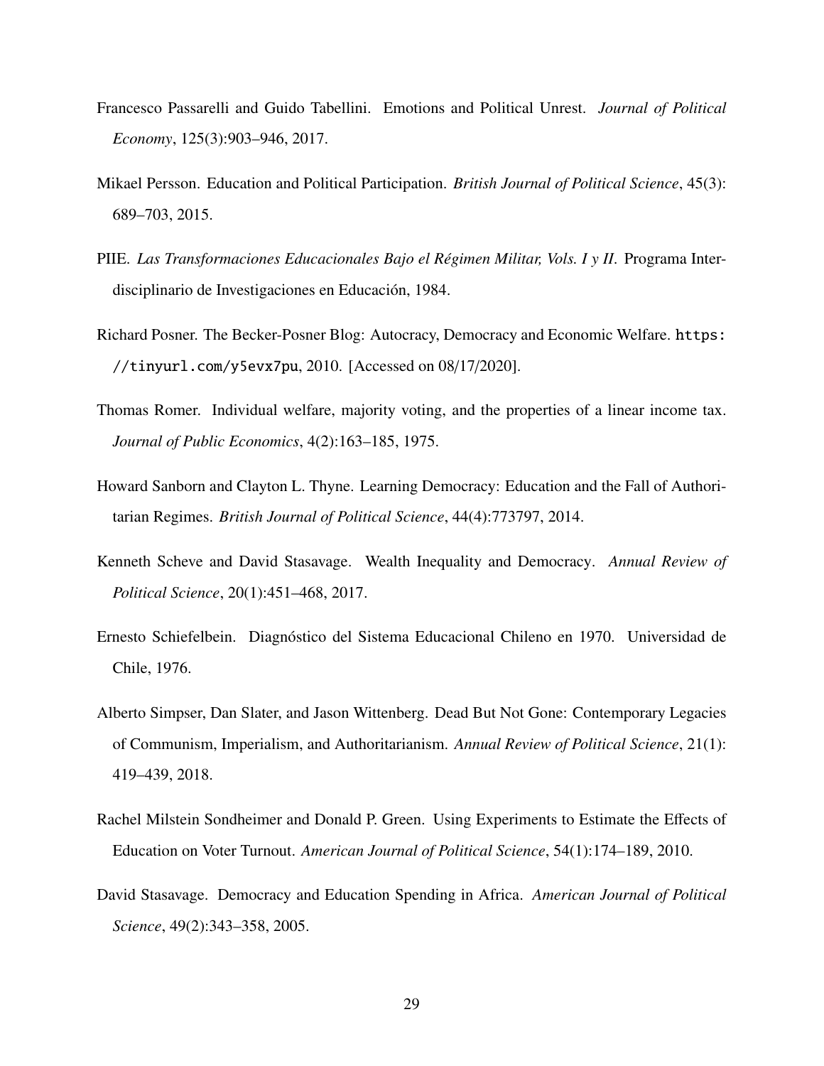Francesco Passarelli and Guido Tabellini. Emotions and Political Unrest. *Journal of Political Economy*, 125(3):903–946, 2017.

Mikael Persson. Education and Political Participation. *British Journal of Political Science*, 45(3): 689–703, 2015.

PIIE. *Las Transformaciones Educacionales Bajo el Régimen Militar, Vols. I y II*. Programa Interdisciplinario de Investigaciones en Educación, 1984.

Richard Posner. The Becker-Posner Blog: Autocracy, Democracy and Economic Welfare. `https://tinyurl.com/y5evx7pu`, 2010. [Accessed on 08/17/2020].

Thomas Romer. Individual welfare, majority voting, and the properties of a linear income tax. *Journal of Public Economics*, 4(2):163–185, 1975.

Howard Sanborn and Clayton L. Thyne. Learning Democracy: Education and the Fall of Authoritarian Regimes. *British Journal of Political Science*, 44(4):773797, 2014.

Kenneth Scheve and David Stasavage. Wealth Inequality and Democracy. *Annual Review of Political Science*, 20(1):451–468, 2017.

Ernesto Schiefelbein. Diagnóstico del Sistema Educacional Chileno en 1970. Universidad de Chile, 1976.

Alberto Simpser, Dan Slater, and Jason Wittenberg. Dead But Not Gone: Contemporary Legacies of Communism, Imperialism, and Authoritarianism. *Annual Review of Political Science*, 21(1): 419–439, 2018.

Rachel Milstein Sondheimer and Donald P. Green. Using Experiments to Estimate the Effects of Education on Voter Turnout. *American Journal of Political Science*, 54(1):174–189, 2010.

David Stasavage. Democracy and Education Spending in Africa. *American Journal of Political Science*, 49(2):343–358, 2005.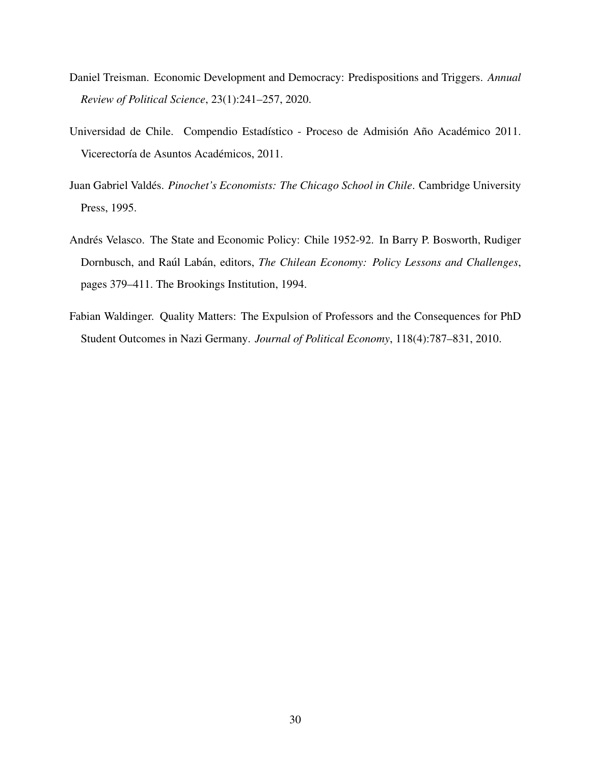Daniel Treisman. Economic Development and Democracy: Predispositions and Triggers. *Annual Review of Political Science*, 23(1):241–257, 2020.

Universidad de Chile. Compendio Estadístico - Proceso de Admisión Año Académico 2011. Vicerectoría de Asuntos Académicos, 2011.

Juan Gabriel Valdés. *Pinochet's Economists: The Chicago School in Chile*. Cambridge University Press, 1995.

Andrés Velasco. The State and Economic Policy: Chile 1952-92. In Barry P. Bosworth, Rudiger Dornbusch, and Raúl Labán, editors, *The Chilean Economy: Policy Lessons and Challenges*, pages 379–411. The Brookings Institution, 1994.

Fabian Waldinger. Quality Matters: The Expulsion of Professors and the Consequences for PhD Student Outcomes in Nazi Germany. *Journal of Political Economy*, 118(4):787–831, 2010.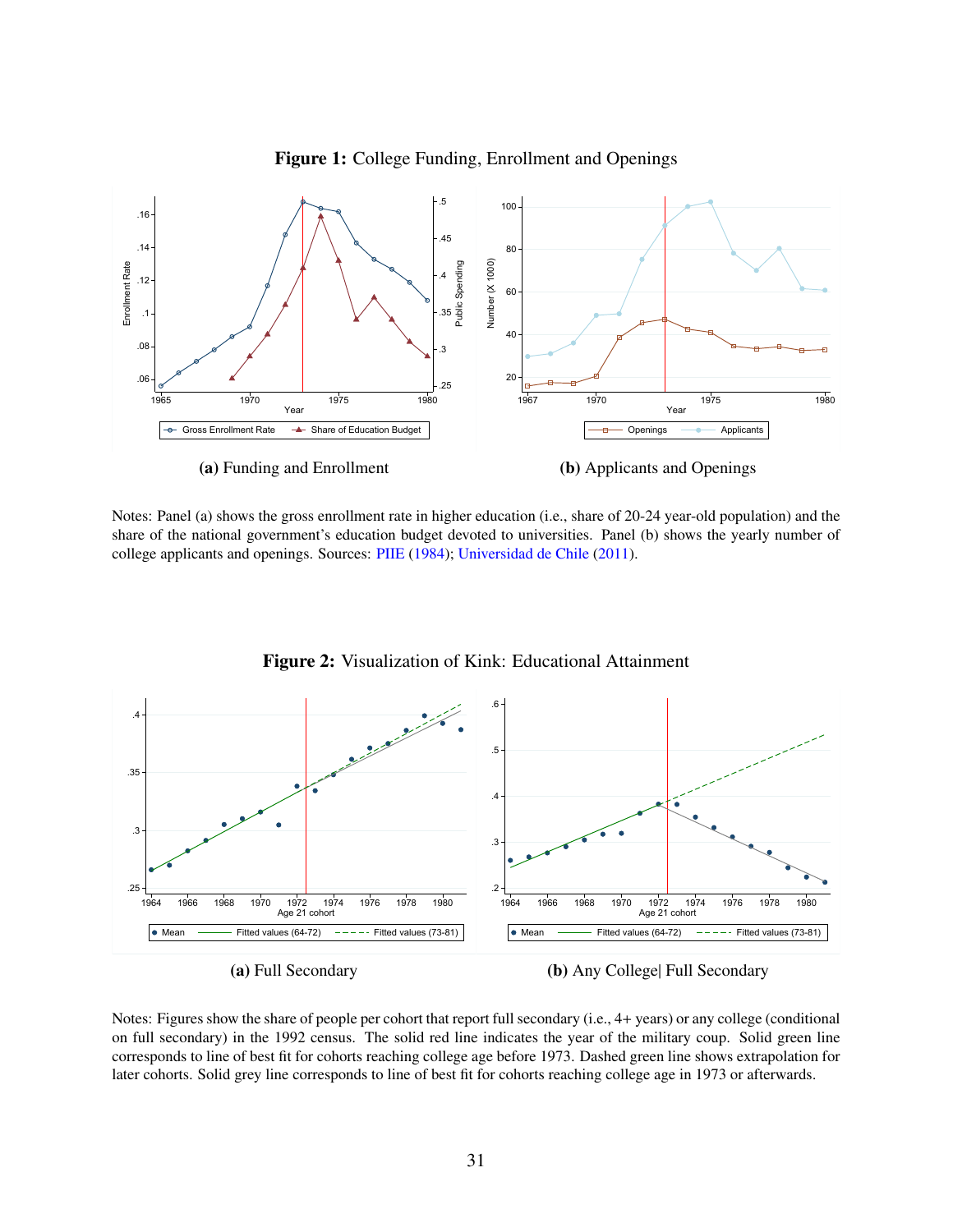**Figure 1:** College Funding, Enrollment and Openings

**(a)** Funding and Enrollment

**(b)** Applicants and Openings

Notes: Panel (a) shows the gross enrollment rate in higher education (i.e., share of 20-24 year-old population) and the share of the national government's education budget devoted to universities. Panel (b) shows the yearly number of college applicants and openings. Sources: PIIE (1984); Universidad de Chile (2011).

**Figure 2:** Visualization of Kink: Educational Attainment

**(a)** Full Secondary

**(b)** Any College| Full Secondary

Notes: Figures show the share of people per cohort that report full secondary (i.e., 4+ years) or any college (conditional on full secondary) in the 1992 census. The solid red line indicates the year of the military coup. Solid green line corresponds to line of best fit for cohorts reaching college age before 1973. Dashed green line shows extrapolation for later cohorts. Solid grey line corresponds to line of best fit for cohorts reaching college age in 1973 or afterwards.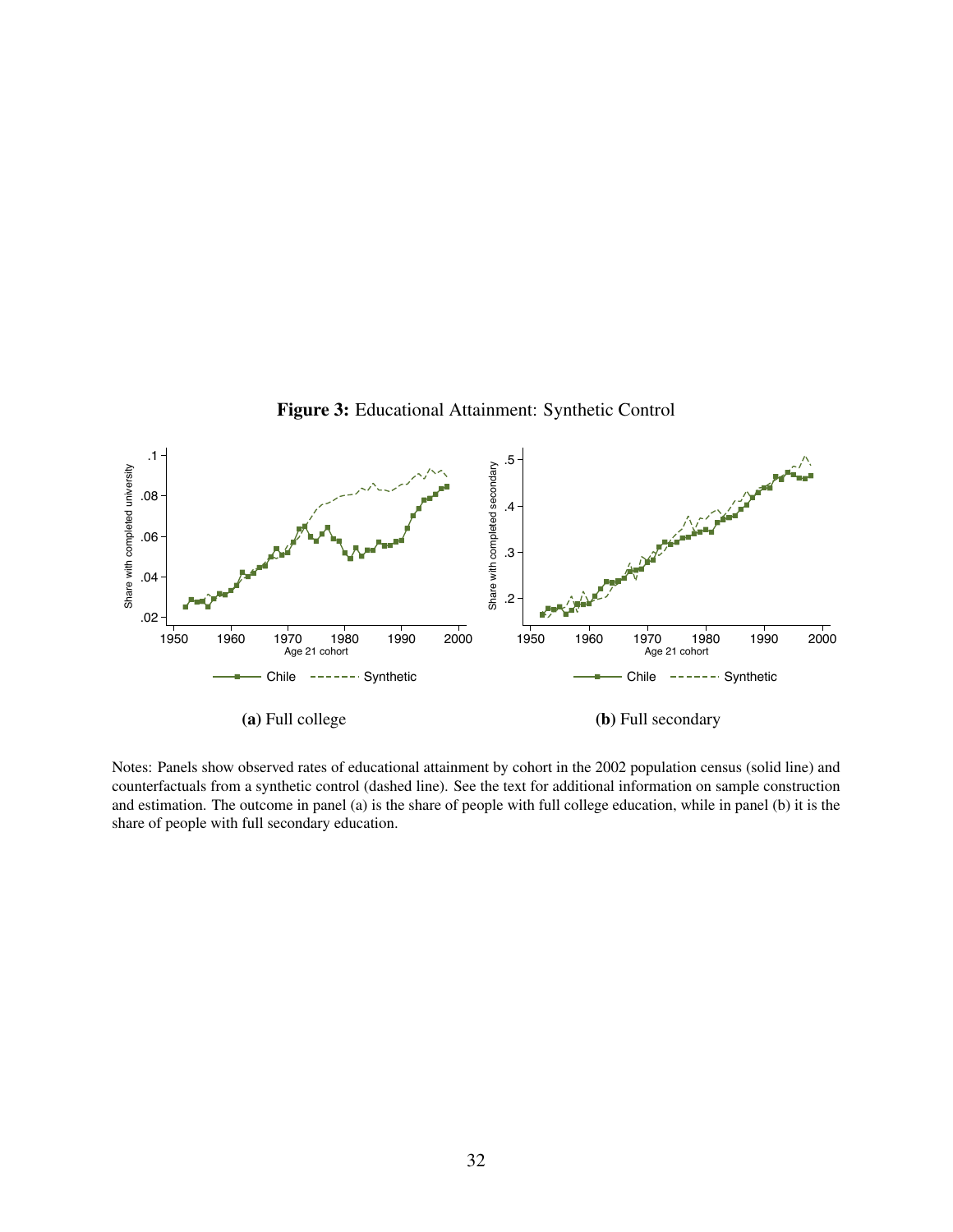**Figure 3:** Educational Attainment: Synthetic Control

(a) Full college

(b) Full secondary

Notes: Panels show observed rates of educational attainment by cohort in the 2002 population census (solid line) and counterfactuals from a synthetic control (dashed line). See the text for additional information on sample construction and estimation. The outcome in panel (a) is the share of people with full college education, while in panel (b) it is the share of people with full secondary education.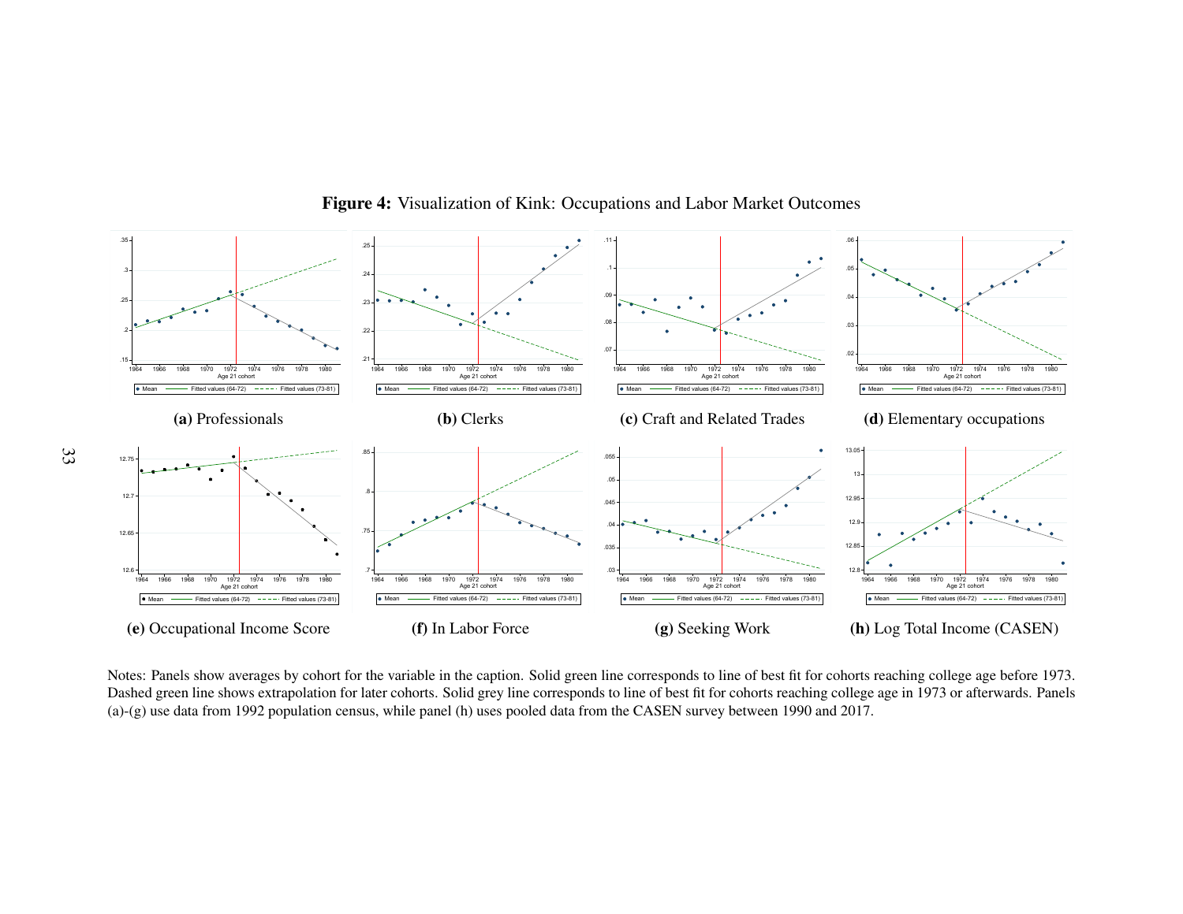**Figure 4:** Visualization of Kink: Occupations and Labor Market Outcomes

**(a)** Professionals

**(b)** Clerks

**(c)** Craft and Related Trades

**(d)** Elementary occupations

**(e)** Occupational Income Score

**(f)** In Labor Force

**(g)** Seeking Work

**(h)** Log Total Income (CASEN)

Notes: Panels show averages by cohort for the variable in the caption. Solid green line corresponds to line of best fit for cohorts reaching college age before 1973. Dashed green line shows extrapolation for later cohorts. Solid grey line corresponds to line of best fit for cohorts reaching college age in 1973 or afterwards. Panels (a)-(g) use data from 1992 population census, while panel (h) uses pooled data from the CASEN survey between 1990 and 2017.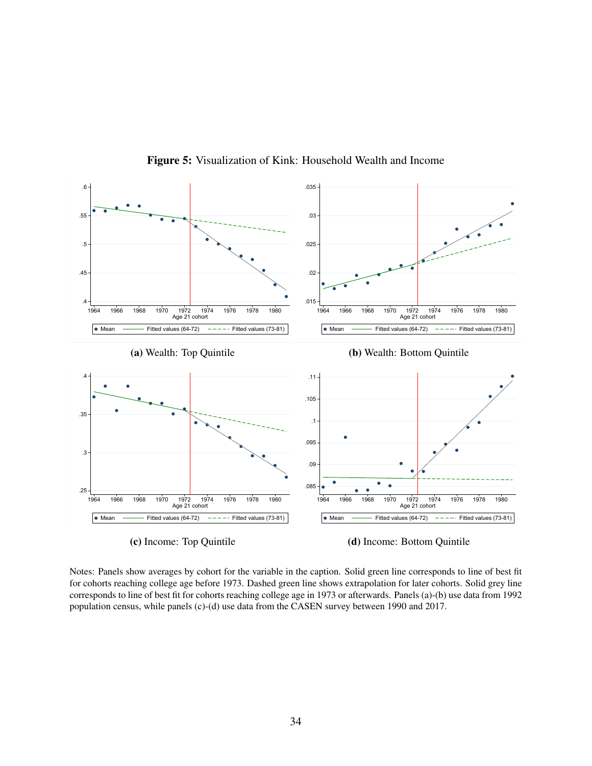**Figure 5:** Visualization of Kink: Household Wealth and Income

**(a)** Wealth: Top Quintile

**(b)** Wealth: Bottom Quintile

**(c)** Income: Top Quintile

**(d)** Income: Bottom Quintile

Notes: Panels show averages by cohort for the variable in the caption. Solid green line corresponds to line of best fit for cohorts reaching college age before 1973. Dashed green line shows extrapolation for later cohorts. Solid grey line corresponds to line of best fit for cohorts reaching college age in 1973 or afterwards. Panels (a)-(b) use data from 1992 population census, while panels (c)-(d) use data from the CASEN survey between 1990 and 2017.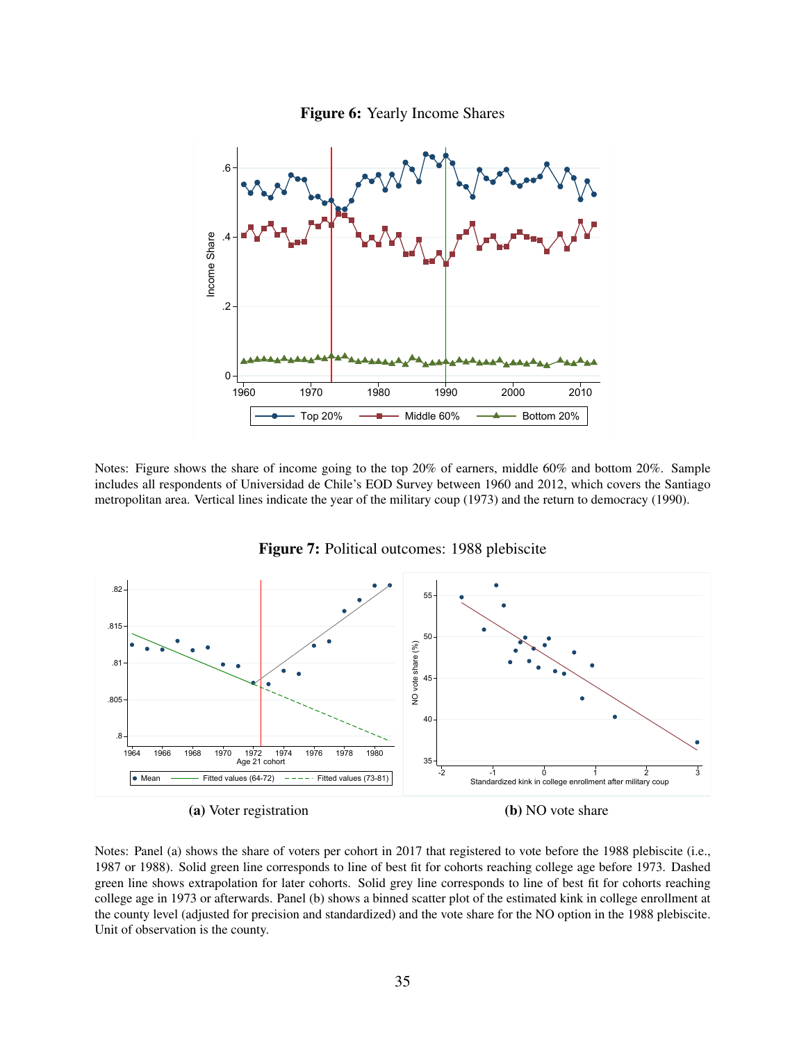**Figure 6:** Yearly Income Shares

Notes: Figure shows the share of income going to the top 20% of earners, middle 60% and bottom 20%. Sample includes all respondents of Universidad de Chile's EOD Survey between 1960 and 2012, which covers the Santiago metropolitan area. Vertical lines indicate the year of the military coup (1973) and the return to democracy (1990).

**Figure 7:** Political outcomes: 1988 plebiscite

**(a)** Voter registration

**(b)** NO vote share

Notes: Panel (a) shows the share of voters per cohort in 2017 that registered to vote before the 1988 plebiscite (i.e., 1987 or 1988). Solid green line corresponds to line of best fit for cohorts reaching college age before 1973. Dashed green line shows extrapolation for later cohorts. Solid grey line corresponds to line of best fit for cohorts reaching college age in 1973 or afterwards. Panel (b) shows a binned scatter plot of the estimated kink in college enrollment at the county level (adjusted for precision and standardized) and the vote share for the NO option in the 1988 plebiscite. Unit of observation is the county.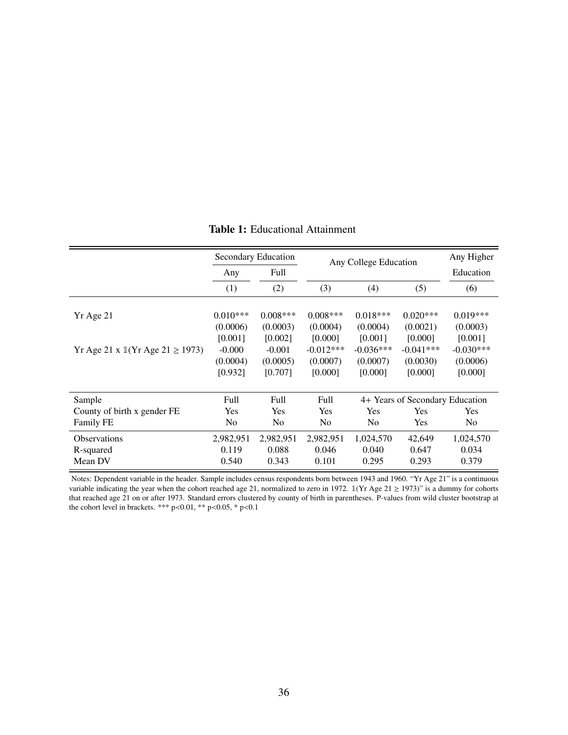**Table 1:** Educational Attainment

| | Secondary Education | | Any College Education | | | Any Higher |
|---|---|---|---|---|---|---|
| | Any | Full | | | | Education |
| | (1) | (2) | (3) | (4) | (5) | (6) |
| Yr Age 21 | 0.010*** | 0.008*** | 0.008*** | 0.018*** | 0.020*** | 0.019*** |
| | (0.0006) | (0.0003) | (0.0004) | (0.0004) | (0.0021) | (0.0003) |
| | [0.001] | [0.002] | [0.000] | [0.001] | [0.000] | [0.001] |
| Yr Age 21 x $\mathbb{1}$(Yr Age 21 $\geq$ 1973) | -0.000 | -0.001 | -0.012*** | -0.036*** | -0.041*** | -0.030*** |
| | (0.0004) | (0.0005) | (0.0007) | (0.0007) | (0.0030) | (0.0006) |
| | [0.932] | [0.707] | [0.000] | [0.000] | [0.000] | [0.000] |
| Sample | Full | Full | Full | 4+ Years of Secondary Education | | |
| County of birth x gender FE | Yes | Yes | Yes | Yes | Yes | Yes |
| Family FE | No | No | No | No | Yes | No |
| Observations | 2,982,951 | 2,982,951 | 2,982,951 | 1,024,570 | 42,649 | 1,024,570 |
| R-squared | 0.119 | 0.088 | 0.046 | 0.040 | 0.647 | 0.034 |
| Mean DV | 0.540 | 0.343 | 0.101 | 0.295 | 0.293 | 0.379 |

Notes: Dependent variable in the header. Sample includes census respondents born between 1943 and 1960. "Yr Age 21" is a continuous variable indicating the year when the cohort reached age 21, normalized to zero in 1972. $\mathbb{1}$(Yr Age 21 $\geq$ 1973)" is a dummy for cohorts that reached age 21 on or after 1973. Standard errors clustered by county of birth in parentheses. P-values from wild cluster bootstrap at the cohort level in brackets. *** p<0.01, ** p<0.05, * p<0.1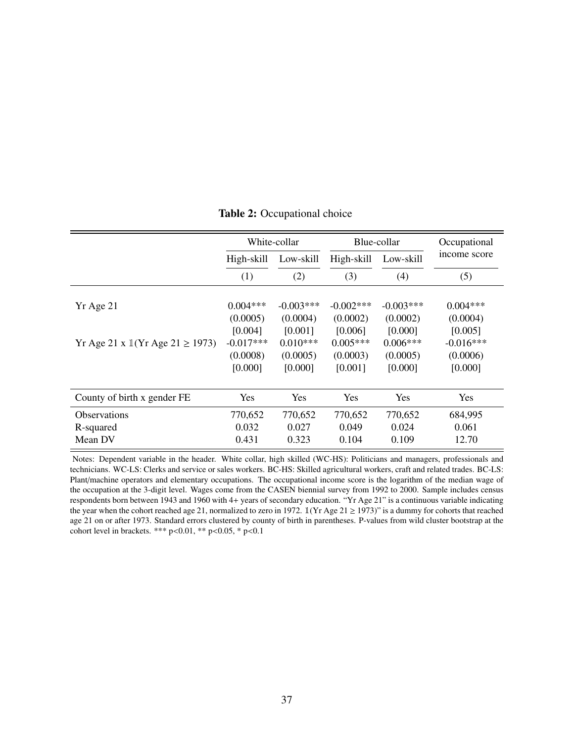**Table 2:** Occupational choice

| | White-collar | | Blue-collar | | Occupational income score |
|---|---|---|---|---|---|
| | High-skill | Low-skill | High-skill | Low-skill | |
| | (1) | (2) | (3) | (4) | (5) |
| Yr Age 21 | 0.004*** | -0.003*** | -0.002*** | -0.003*** | 0.004*** |
| | (0.0005) | (0.0004) | (0.0002) | (0.0002) | (0.0004) |
| | [0.004] | [0.001] | [0.006] | [0.000] | [0.005] |
| Yr Age 21 x $\mathbb{1}$(Yr Age 21 $\geq$ 1973) | -0.017*** | 0.010*** | 0.005*** | 0.006*** | -0.016*** |
| | (0.0008) | (0.0005) | (0.0003) | (0.0005) | (0.0006) |
| | [0.000] | [0.000] | [0.001] | [0.000] | [0.000] |
| County of birth x gender FE | Yes | Yes | Yes | Yes | Yes |
| Observations | 770,652 | 770,652 | 770,652 | 770,652 | 684,995 |
| R-squared | 0.032 | 0.027 | 0.049 | 0.024 | 0.061 |
| Mean DV | 0.431 | 0.323 | 0.104 | 0.109 | 12.70 |

Notes: Dependent variable in the header. White collar, high skilled (WC-HS): Politicians and managers, professionals and technicians. WC-LS: Clerks and service or sales workers. BC-HS: Skilled agricultural workers, craft and related trades. BC-LS: Plant/machine operators and elementary occupations. The occupational income score is the logarithm of the median wage of the occupation at the 3-digit level. Wages come from the CASEN biennial survey from 1992 to 2000. Sample includes census respondents born between 1943 and 1960 with 4+ years of secondary education. "Yr Age 21" is a continuous variable indicating the year when the cohort reached age 21, normalized to zero in 1972. $\mathbb{1}$(Yr Age 21 $\geq$ 1973)" is a dummy for cohorts that reached age 21 on or after 1973. Standard errors clustered by county of birth in parentheses. P-values from wild cluster bootstrap at the cohort level in brackets. *** p<0.01, ** p<0.05, * p<0.1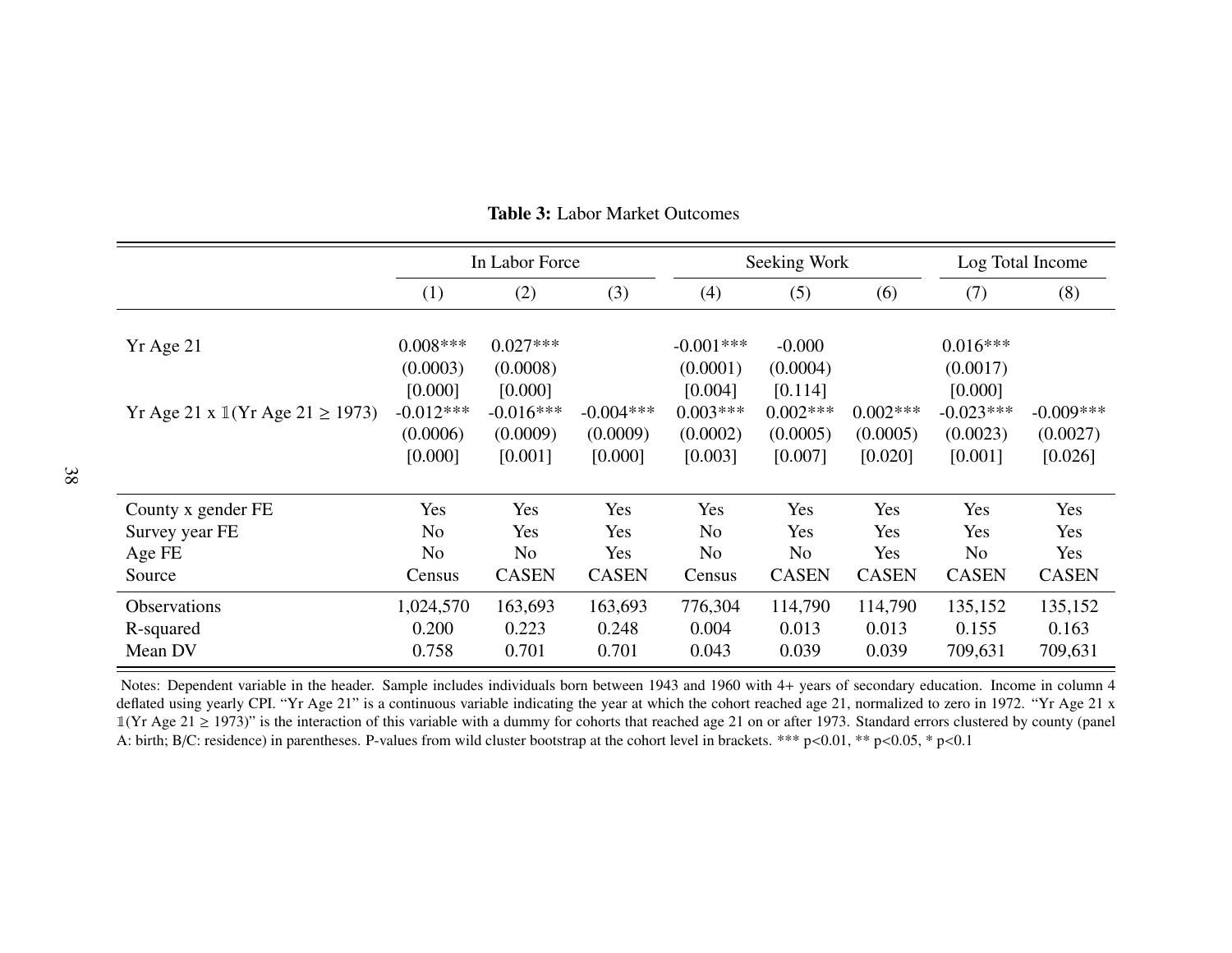**Table 3:** Labor Market Outcomes

| | In Labor Force | | | Seeking Work | | | Log Total Income | |
|---|---|---|---|---|---|---|---|---|
| | (1) | (2) | (3) | (4) | (5) | (6) | (7) | (8) |
| Yr Age 21 | 0.008*** | 0.027*** | | -0.001*** | -0.000 | | 0.016*** | |
| | (0.0003) | (0.0008) | | (0.0001) | (0.0004) | | (0.0017) | |
| | [0.000] | [0.000] | | [0.004] | [0.114] | | [0.000] | |
| Yr Age 21 x $\mathbb{1}$(Yr Age 21 $\geq$ 1973) | -0.012*** | -0.016*** | -0.004*** | 0.003*** | 0.002*** | 0.002*** | -0.023*** | -0.009*** |
| | (0.0006) | (0.0009) | (0.0009) | (0.0002) | (0.0005) | (0.0005) | (0.0023) | (0.0027) |
| | [0.000] | [0.001] | [0.000] | [0.003] | [0.007] | [0.020] | [0.001] | [0.026] |
| County x gender FE | Yes | Yes | Yes | Yes | Yes | Yes | Yes | Yes |
| Survey year FE | No | Yes | Yes | No | Yes | Yes | Yes | Yes |
| Age FE | No | No | Yes | No | No | Yes | No | Yes |
| Source | Census | CASEN | CASEN | Census | CASEN | CASEN | CASEN | CASEN |
| Observations | 1,024,570 | 163,693 | 163,693 | 776,304 | 114,790 | 114,790 | 135,152 | 135,152 |
| R-squared | 0.200 | 0.223 | 0.248 | 0.004 | 0.013 | 0.013 | 0.155 | 0.163 |
| Mean DV | 0.758 | 0.701 | 0.701 | 0.043 | 0.039 | 0.039 | 709,631 | 709,631 |

Notes: Dependent variable in the header. Sample includes individuals born between 1943 and 1960 with 4+ years of secondary education. Income in column 4 deflated using yearly CPI. "Yr Age 21" is a continuous variable indicating the year at which the cohort reached age 21, normalized to zero in 1972. "Yr Age 21 x $\mathbb{1}$(Yr Age 21 $\geq$ 1973)" is the interaction of this variable with a dummy for cohorts that reached age 21 on or after 1973. Standard errors clustered by county (panel A: birth; B/C: residence) in parentheses. P-values from wild cluster bootstrap at the cohort level in brackets. *** p<0.01, ** p<0.05, * p<0.1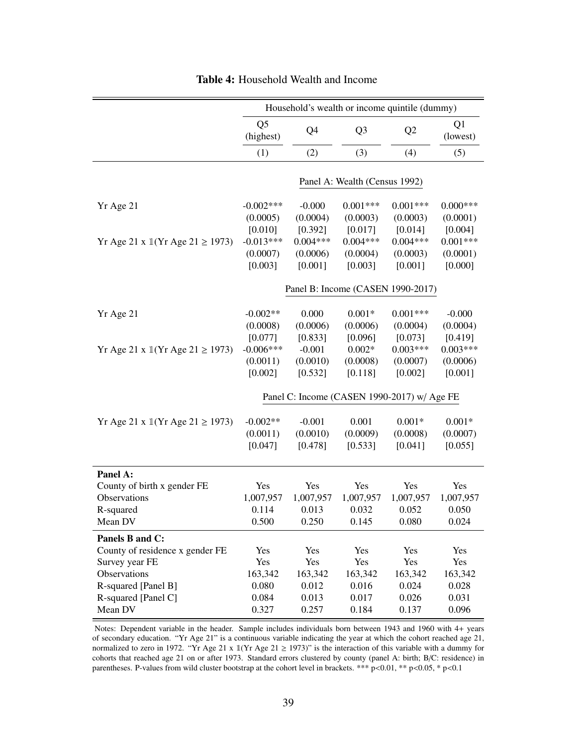**Table 4:** Household Wealth and Income

| | Household's wealth or income quintile (dummy) | | | | |
|---|---|---|---|---|---|
| | Q5 (highest) | Q4 | Q3 | Q2 | Q1 (lowest) |
| | (1) | (2) | (3) | (4) | (5) |
| | **Panel A: Wealth (Census 1992)** | | | | |
| Yr Age 21 | -0.002*** | -0.000 | 0.001*** | 0.001*** | 0.000*** |
| | (0.0005) | (0.0004) | (0.0003) | (0.0003) | (0.0001) |
| | [0.010] | [0.392] | [0.017] | [0.014] | [0.004] |
| Yr Age 21 x $\mathbb{1}$(Yr Age 21 ≥ 1973) | -0.013*** | 0.004*** | 0.004*** | 0.004*** | 0.001*** |
| | (0.0007) | (0.0006) | (0.0004) | (0.0003) | (0.0001) |
| | [0.003] | [0.001] | [0.003] | [0.001] | [0.000] |
| | **Panel B: Income (CASEN 1990-2017)** | | | | |
| Yr Age 21 | -0.002** | 0.000 | 0.001* | 0.001*** | -0.000 |
| | (0.0008) | (0.0006) | (0.0006) | (0.0004) | (0.0004) |
| | [0.077] | [0.833] | [0.096] | [0.073] | [0.419] |
| Yr Age 21 x $\mathbb{1}$(Yr Age 21 ≥ 1973) | -0.006*** | -0.001 | 0.002* | 0.003*** | 0.003*** |
| | (0.0011) | (0.0010) | (0.0008) | (0.0007) | (0.0006) |
| | [0.002] | [0.532] | [0.118] | [0.002] | [0.001] |
| | **Panel C: Income (CASEN 1990-2017) w/ Age FE** | | | | |
| Yr Age 21 x $\mathbb{1}$(Yr Age 21 ≥ 1973) | -0.002** | -0.001 | 0.001 | 0.001* | 0.001* |
| | (0.0011) | (0.0010) | (0.0009) | (0.0008) | (0.0007) |
| | [0.047] | [0.478] | [0.533] | [0.041] | [0.055] |
| **Panel A:** | | | | | |
| County of birth x gender FE | Yes | Yes | Yes | Yes | Yes |
| Observations | 1,007,957 | 1,007,957 | 1,007,957 | 1,007,957 | 1,007,957 |
| R-squared | 0.114 | 0.013 | 0.032 | 0.052 | 0.050 |
| Mean DV | 0.500 | 0.250 | 0.145 | 0.080 | 0.024 |
| **Panels B and C:** | | | | | |
| County of residence x gender FE | Yes | Yes | Yes | Yes | Yes |
| Survey year FE | Yes | Yes | Yes | Yes | Yes |
| Observations | 163,342 | 163,342 | 163,342 | 163,342 | 163,342 |
| R-squared [Panel B] | 0.080 | 0.012 | 0.016 | 0.024 | 0.028 |
| R-squared [Panel C] | 0.084 | 0.013 | 0.017 | 0.026 | 0.031 |
| Mean DV | 0.327 | 0.257 | 0.184 | 0.137 | 0.096 |

Notes: Dependent variable in the header. Sample includes individuals born between 1943 and 1960 with 4+ years of secondary education. "Yr Age 21" is a continuous variable indicating the year at which the cohort reached age 21, normalized to zero in 1972. "Yr Age 21 x $\mathbb{1}$(Yr Age 21 ≥ 1973)" is the interaction of this variable with a dummy for cohorts that reached age 21 on or after 1973. Standard errors clustered by county (panel A: birth; B/C: residence) in parentheses. P-values from wild cluster bootstrap at the cohort level in brackets. *** p<0.01, ** p<0.05, * p<0.1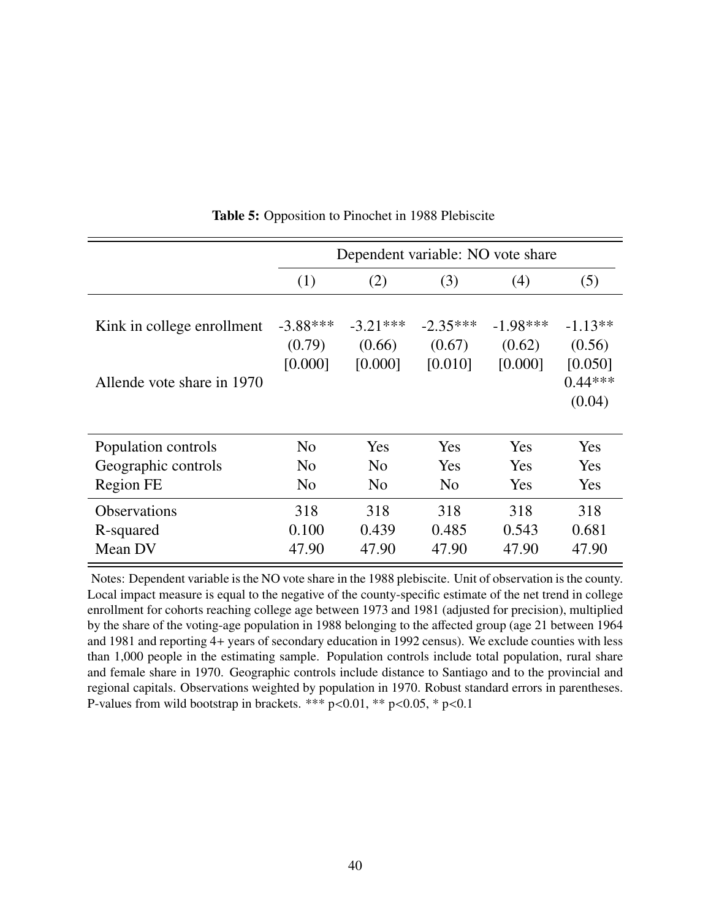**Table 5:** Opposition to Pinochet in 1988 Plebiscite

| | Dependent variable: NO vote share | | | | |
|---|---|---|---|---|---|
| | (1) | (2) | (3) | (4) | (5) |
| Kink in college enrollment | -3.88*** | -3.21*** | -2.35*** | -1.98*** | -1.13** |
| | (0.79) | (0.66) | (0.67) | (0.62) | (0.56) |
| | [0.000] | [0.000] | [0.010] | [0.000] | [0.050] |
| Allende vote share in 1970 | | | | | 0.44*** |
| | | | | | (0.04) |
| Population controls | No | Yes | Yes | Yes | Yes |
| Geographic controls | No | No | Yes | Yes | Yes |
| Region FE | No | No | No | Yes | Yes |
| Observations | 318 | 318 | 318 | 318 | 318 |
| R-squared | 0.100 | 0.439 | 0.485 | 0.543 | 0.681 |
| Mean DV | 47.90 | 47.90 | 47.90 | 47.90 | 47.90 |

Notes: Dependent variable is the NO vote share in the 1988 plebiscite. Unit of observation is the county. Local impact measure is equal to the negative of the county-specific estimate of the net trend in college enrollment for cohorts reaching college age between 1973 and 1981 (adjusted for precision), multiplied by the share of the voting-age population in 1988 belonging to the affected group (age 21 between 1964 and 1981 and reporting 4+ years of secondary education in 1992 census). We exclude counties with less than 1,000 people in the estimating sample. Population controls include total population, rural share and female share in 1970. Geographic controls include distance to Santiago and to the provincial and regional capitals. Observations weighted by population in 1970. Robust standard errors in parentheses. P-values from wild bootstrap in brackets. *** p<0.01, ** p<0.05, * p<0.1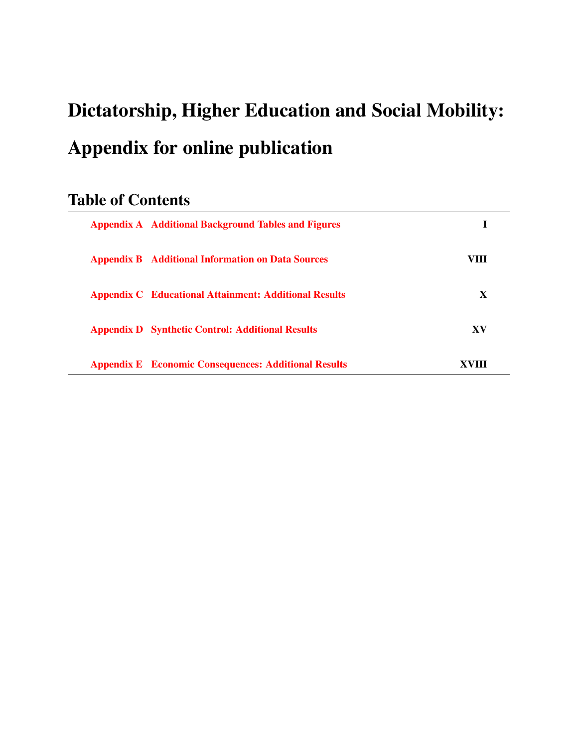# Dictatorship, Higher Education and Social Mobility: Appendix for online publication

## Table of Contents

| | | |
|---|---|---|
| Appendix A | Additional Background Tables and Figures | I |
| Appendix B | Additional Information on Data Sources | VIII |
| Appendix C | Educational Attainment: Additional Results | X |
| Appendix D | Synthetic Control: Additional Results | XV |
| Appendix E | Economic Consequences: Additional Results | XVIII |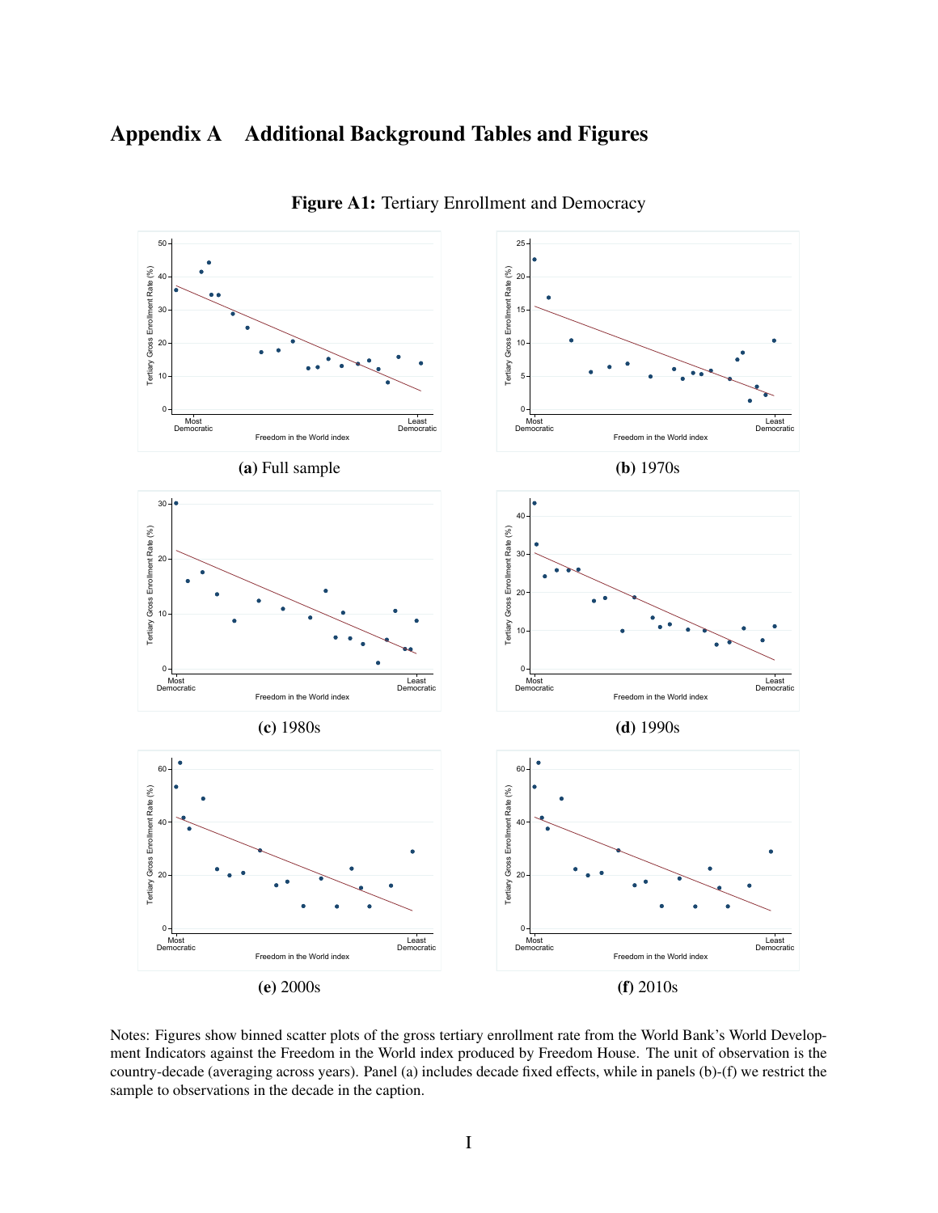# Appendix A Additional Background Tables and Figures

**Figure A1:** Tertiary Enrollment and Democracy

**(a)** Full sample

**(b)** 1970s

**(c)** 1980s

**(d)** 1990s

**(e)** 2000s

**(f)** 2010s

Notes: Figures show binned scatter plots of the gross tertiary enrollment rate from the World Bank's World Development Indicators against the Freedom in the World index produced by Freedom House. The unit of observation is the country-decade (averaging across years). Panel (a) includes decade fixed effects, while in panels (b)-(f) we restrict the sample to observations in the decade in the caption.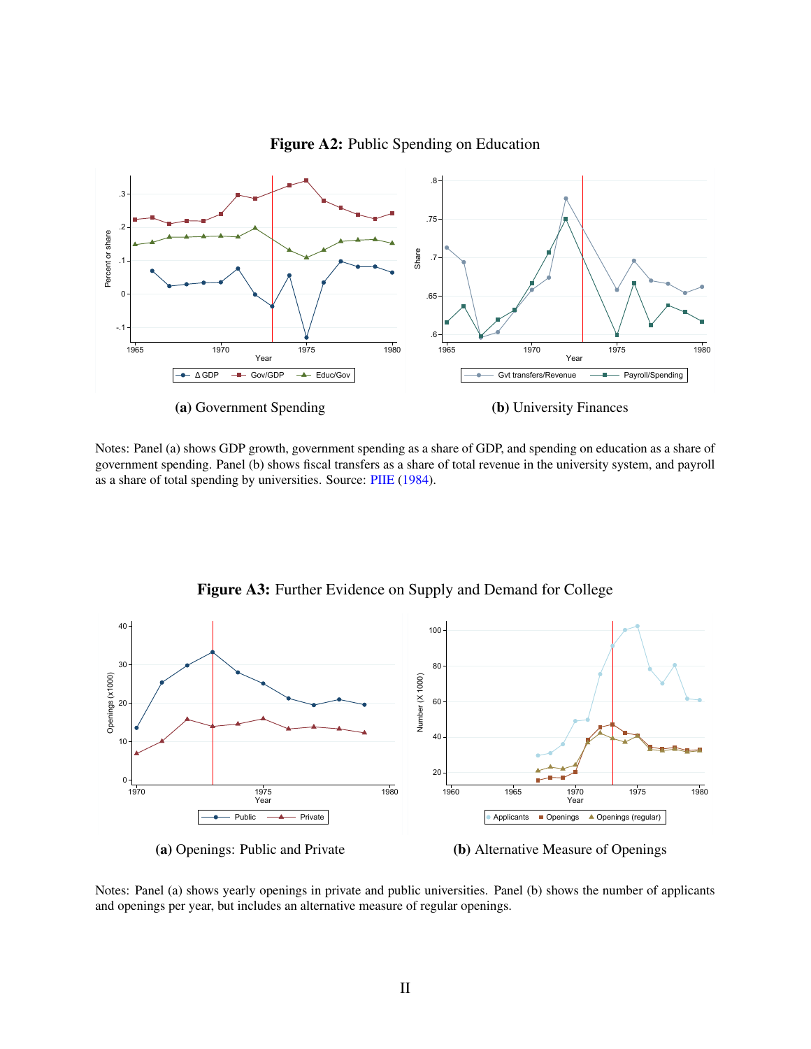**Figure A2:** Public Spending on Education

**(a)** Government Spending

**(b)** University Finances

Notes: Panel (a) shows GDP growth, government spending as a share of GDP, and spending on education as a share of government spending. Panel (b) shows fiscal transfers as a share of total revenue in the university system, and payroll as a share of total spending by universities. Source: PIIE (1984).

**Figure A3:** Further Evidence on Supply and Demand for College

**(a)** Openings: Public and Private

**(b)** Alternative Measure of Openings

Notes: Panel (a) shows yearly openings in private and public universities. Panel (b) shows the number of applicants and openings per year, but includes an alternative measure of regular openings.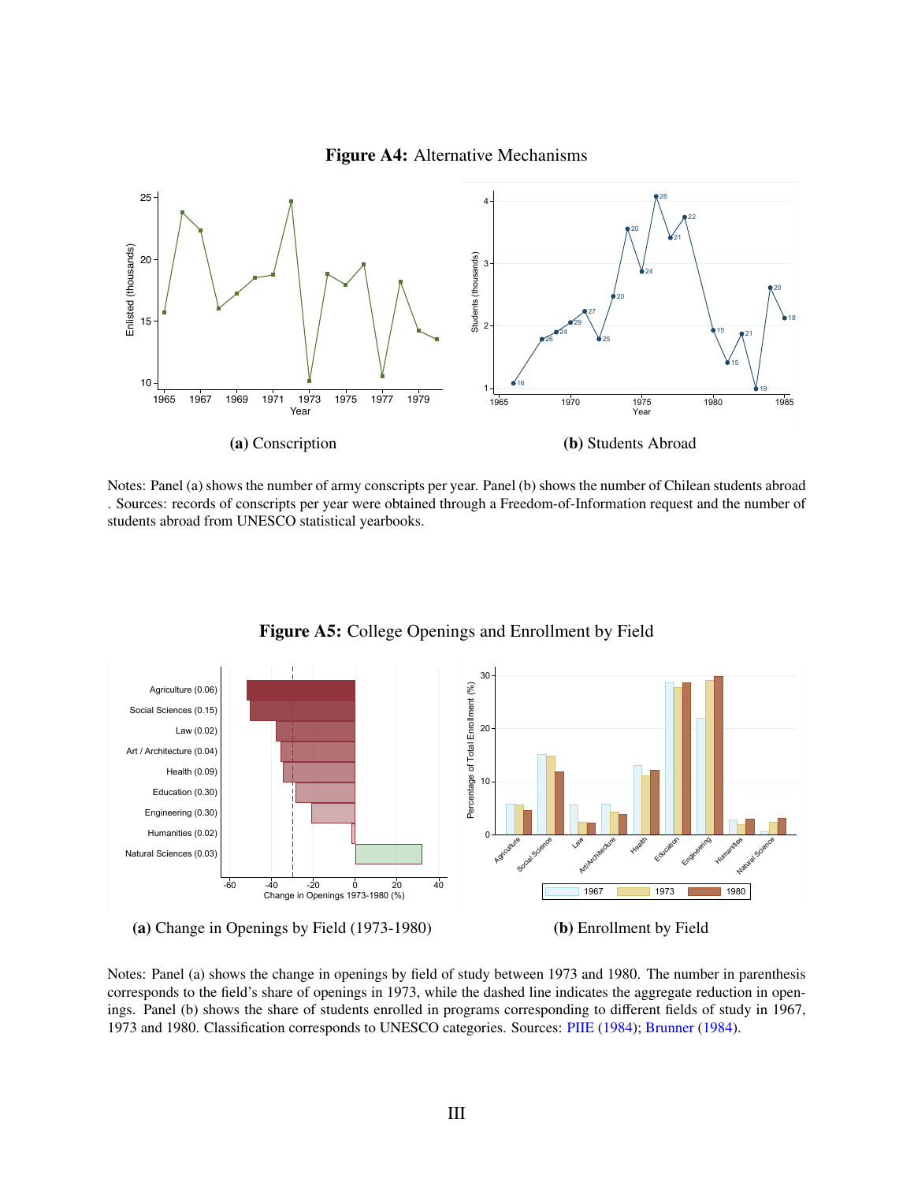**Figure A4:** Alternative Mechanisms

**(a)** Conscription

**(b)** Students Abroad

Notes: Panel (a) shows the number of army conscripts per year. Panel (b) shows the number of Chilean students abroad . Sources: records of conscripts per year were obtained through a Freedom-of-Information request and the number of students abroad from UNESCO statistical yearbooks.

**Figure A5:** College Openings and Enrollment by Field

**(a)** Change in Openings by Field (1973-1980)

**(b)** Enrollment by Field

Notes: Panel (a) shows the change in openings by field of study between 1973 and 1980. The number in parenthesis corresponds to the field's share of openings in 1973, while the dashed line indicates the aggregate reduction in openings. Panel (b) shows the share of students enrolled in programs corresponding to different fields of study in 1967, 1973 and 1980. Classification corresponds to UNESCO categories. Sources: PIIE (1984); Brunner (1984).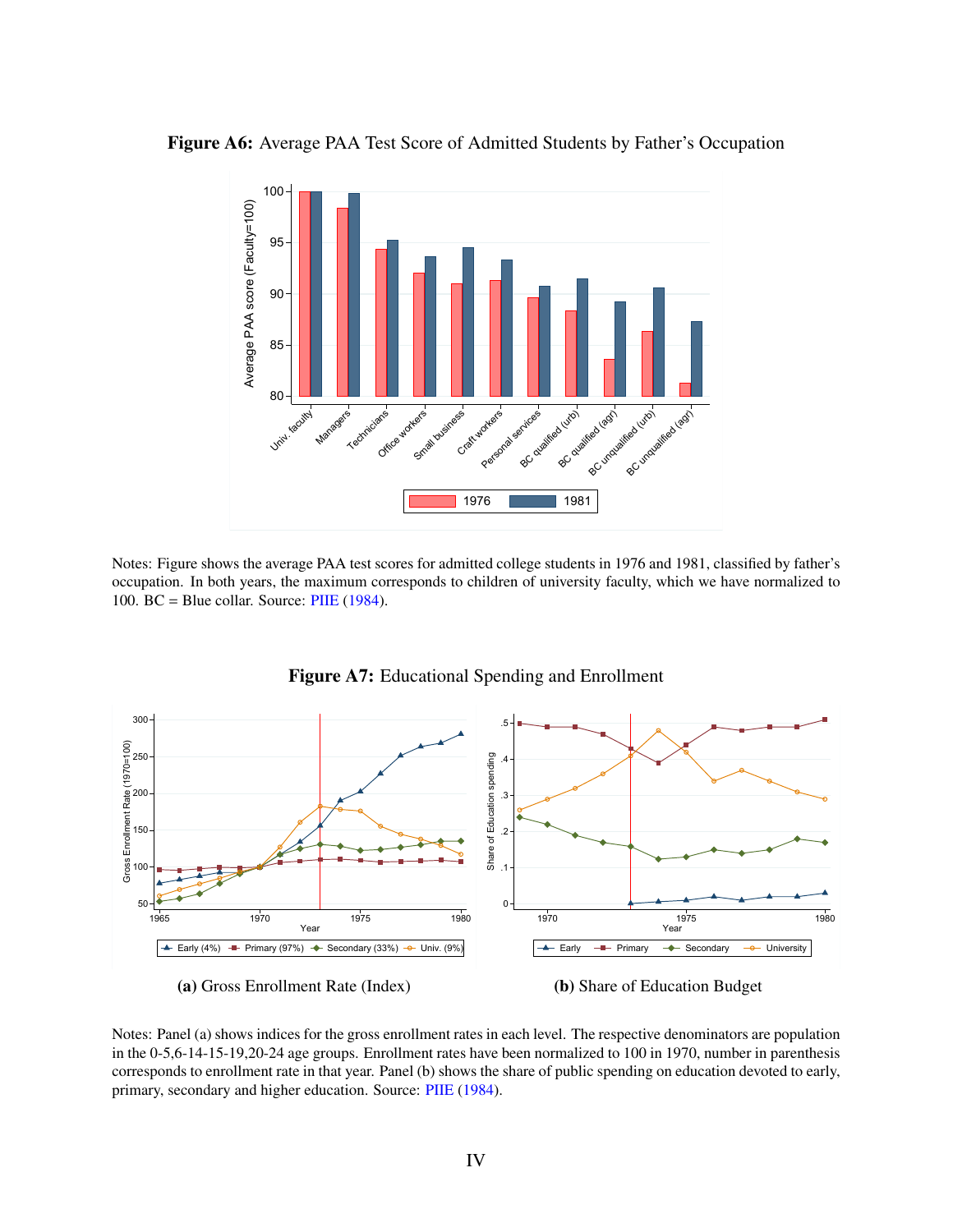**Figure A6:** Average PAA Test Score of Admitted Students by Father's Occupation

Notes: Figure shows the average PAA test scores for admitted college students in 1976 and 1981, classified by father's occupation. In both years, the maximum corresponds to children of university faculty, which we have normalized to 100. BC = Blue collar. Source: PIIE (1984).

**Figure A7:** Educational Spending and Enrollment

**(a)** Gross Enrollment Rate (Index)

**(b)** Share of Education Budget

Notes: Panel (a) shows indices for the gross enrollment rates in each level. The respective denominators are population in the 0-5,6-14-15-19,20-24 age groups. Enrollment rates have been normalized to 100 in 1970, number in parenthesis corresponds to enrollment rate in that year. Panel (b) shows the share of public spending on education devoted to early, primary, secondary and higher education. Source: PIIE (1984).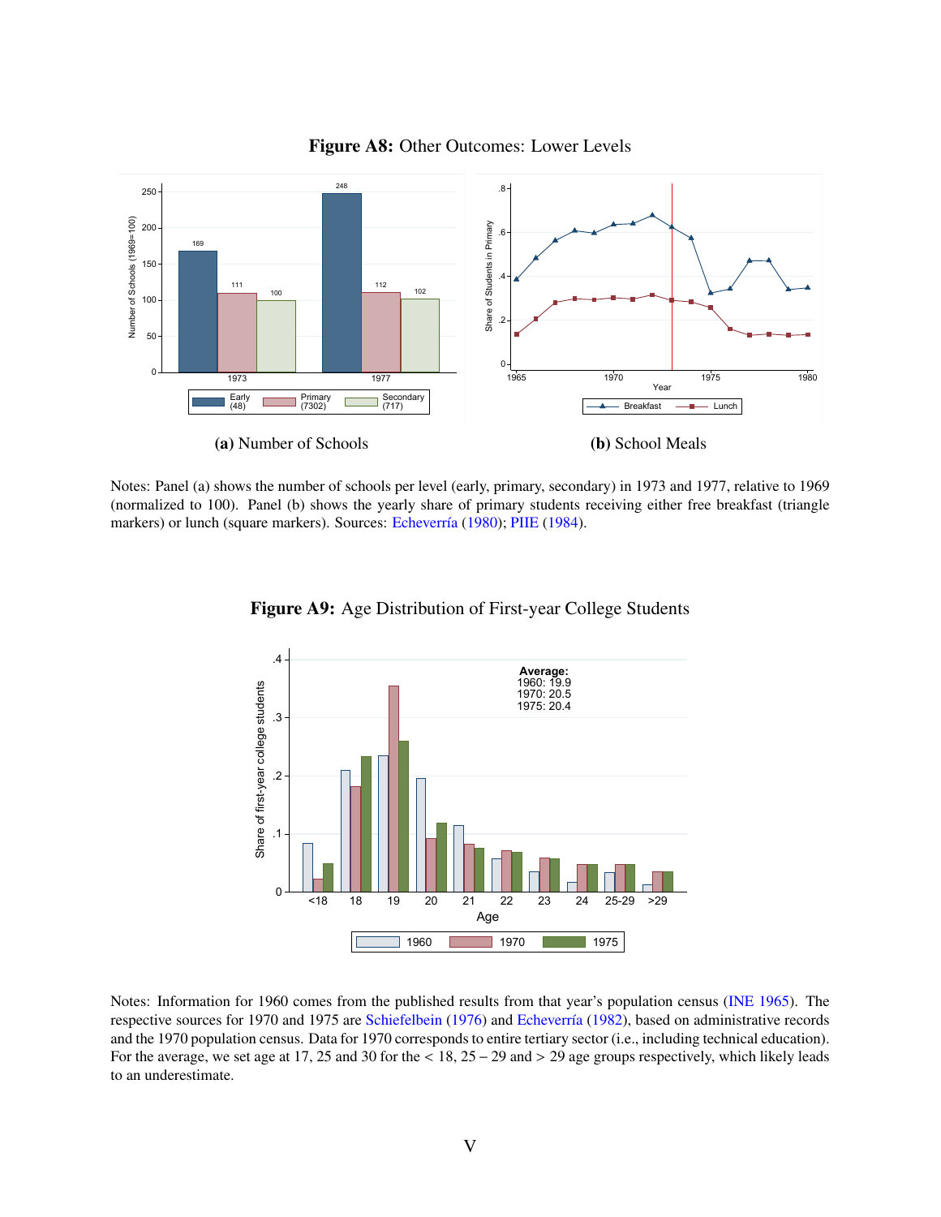**Figure A8:** Other Outcomes: Lower Levels

**(a)** Number of Schools

**(b)** School Meals

Notes: Panel (a) shows the number of schools per level (early, primary, secondary) in 1973 and 1977, relative to 1969 (normalized to 100). Panel (b) shows the yearly share of primary students receiving either free breakfast (triangle markers) or lunch (square markers). Sources: Echeverría (1980); PIIE (1984).

**Figure A9:** Age Distribution of First-year College Students

Notes: Information for 1960 comes from the published results from that year's population census (INE 1965). The respective sources for 1970 and 1975 are Schiefelbein (1976) and Echeverría (1982), based on administrative records and the 1970 population census. Data for 1970 corresponds to entire tertiary sector (i.e., including technical education). For the average, we set age at 17, 25 and 30 for the < 18, 25 – 29 and > 29 age groups respectively, which likely leads to an underestimate.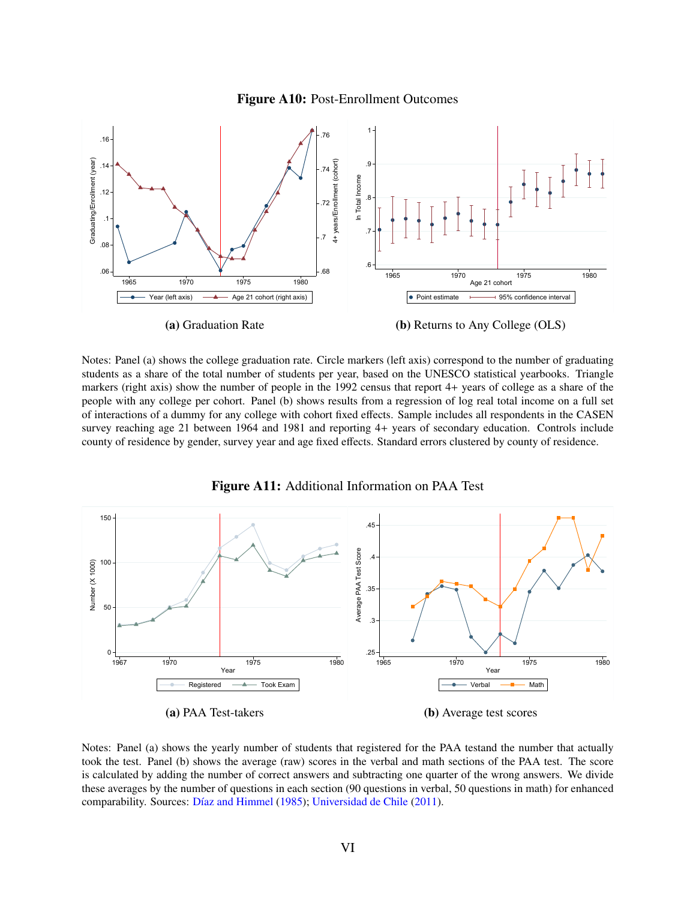**Figure A10:** Post-Enrollment Outcomes

(a) Graduation Rate

(b) Returns to Any College (OLS)

Notes: Panel (a) shows the college graduation rate. Circle markers (left axis) correspond to the number of graduating students as a share of the total number of students per year, based on the UNESCO statistical yearbooks. Triangle markers (right axis) show the number of people in the 1992 census that report 4+ years of college as a share of the people with any college per cohort. Panel (b) shows results from a regression of log real total income on a full set of interactions of a dummy for any college with cohort fixed effects. Sample includes all respondents in the CASEN survey reaching age 21 between 1964 and 1981 and reporting 4+ years of secondary education. Controls include county of residence by gender, survey year and age fixed effects. Standard errors clustered by county of residence.

**Figure A11:** Additional Information on PAA Test

(a) PAA Test-takers

(b) Average test scores

Notes: Panel (a) shows the yearly number of students that registered for the PAA testand the number that actually took the test. Panel (b) shows the average (raw) scores in the verbal and math sections of the PAA test. The score is calculated by adding the number of correct answers and subtracting one quarter of the wrong answers. We divide these averages by the number of questions in each section (90 questions in verbal, 50 questions in math) for enhanced comparability. Sources: Díaz and Himmel (1985); Universidad de Chile (2011).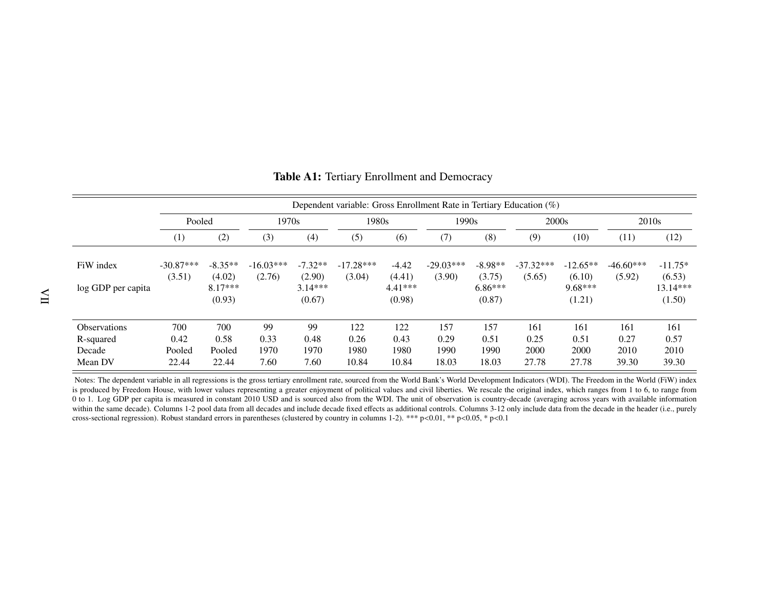**Table A1:** Tertiary Enrollment and Democracy

| | Dependent variable: Gross Enrollment Rate in Tertiary Education (%) | | | | | | | | | | | |
|---|---|---|---|---|---|---|---|---|---|---|---|---|
| | Pooled | | 1970s | | 1980s | | 1990s | | 2000s | | 2010s | |
| | (1) | (2) | (3) | (4) | (5) | (6) | (7) | (8) | (9) | (10) | (11) | (12) |
| FiW index | -30.87*** | -8.35** | -16.03*** | -7.32** | -17.28*** | -4.42 | -29.03*** | -8.98** | -37.32*** | -12.65** | -46.60*** | -11.75* |
| | (3.51) | (4.02) | (2.76) | (2.90) | (3.04) | (4.41) | (3.90) | (3.75) | (5.65) | (6.10) | (5.92) | (6.53) |
| log GDP per capita | | 8.17*** | | 3.14*** | | 4.41*** | | 6.86*** | | 9.68*** | | 13.14*** |
| | | (0.93) | | (0.67) | | (0.98) | | (0.87) | | (1.21) | | (1.50) |
| Observations | 700 | 700 | 99 | 99 | 122 | 122 | 157 | 157 | 161 | 161 | 161 | 161 |
| R-squared | 0.42 | 0.58 | 0.33 | 0.48 | 0.26 | 0.43 | 0.29 | 0.51 | 0.25 | 0.51 | 0.27 | 0.57 |
| Decade | Pooled | Pooled | 1970 | 1970 | 1980 | 1980 | 1990 | 1990 | 2000 | 2000 | 2010 | 2010 |
| Mean DV | 22.44 | 22.44 | 7.60 | 7.60 | 10.84 | 10.84 | 18.03 | 18.03 | 27.78 | 27.78 | 39.30 | 39.30 |

Notes: The dependent variable in all regressions is the gross tertiary enrollment rate, sourced from the World Bank's World Development Indicators (WDI). The Freedom in the World (FiW) index is produced by Freedom House, with lower values representing a greater enjoyment of political values and civil liberties. We rescale the original index, which ranges from 1 to 6, to range from 0 to 1. Log GDP per capita is measured in constant 2010 USD and is sourced also from the WDI. The unit of observation is country-decade (averaging across years with available information within the same decade). Columns 1-2 pool data from all decades and include decade fixed effects as additional controls. Columns 3-12 only include data from the decade in the header (i.e., purely cross-sectional regression). Robust standard errors in parentheses (clustered by country in columns 1-2). *** p<0.01, ** p<0.05, * p<0.1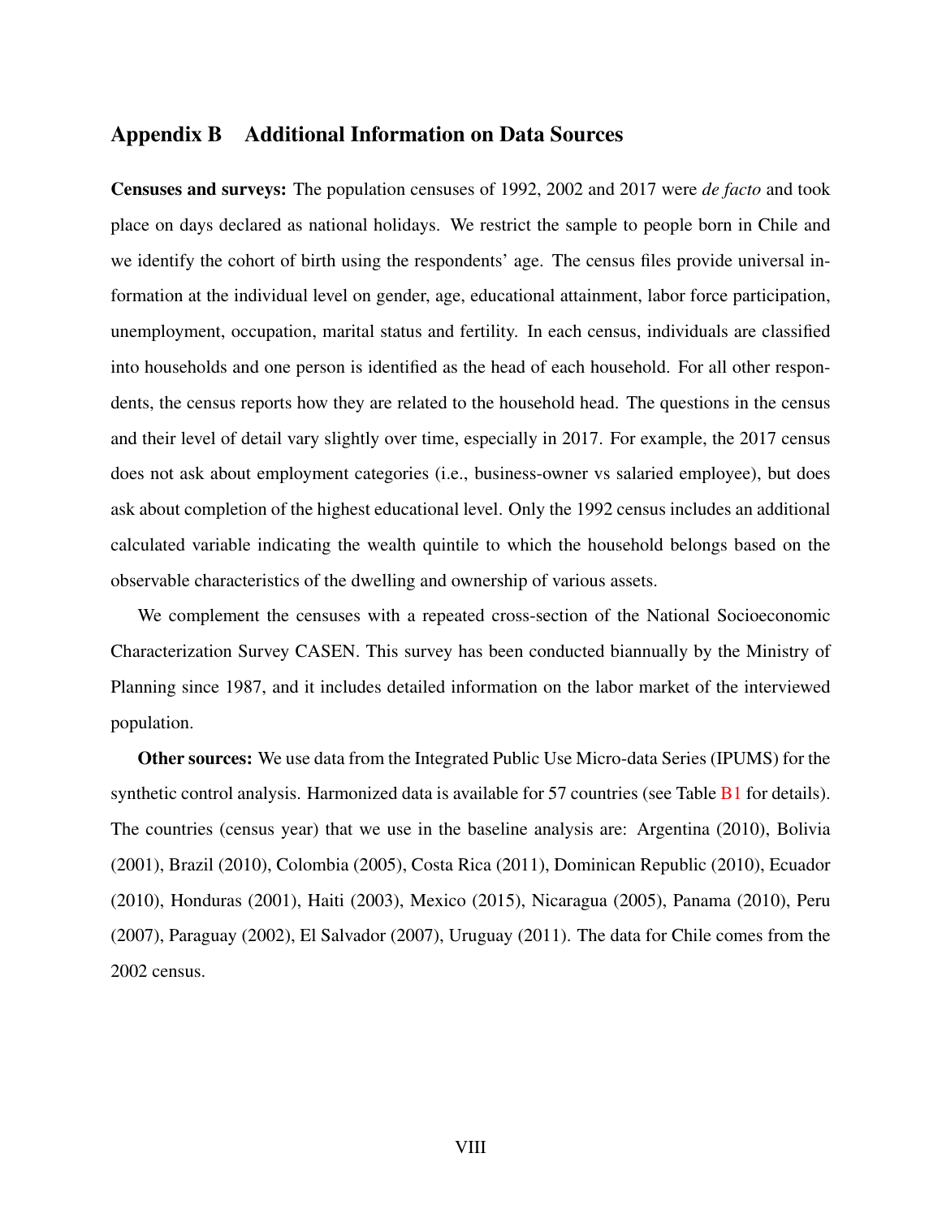## Appendix B Additional Information on Data Sources

**Censuses and surveys:** The population censuses of 1992, 2002 and 2017 were *de facto* and took place on days declared as national holidays. We restrict the sample to people born in Chile and we identify the cohort of birth using the respondents' age. The census files provide universal information at the individual level on gender, age, educational attainment, labor force participation, unemployment, occupation, marital status and fertility. In each census, individuals are classified into households and one person is identified as the head of each household. For all other respondents, the census reports how they are related to the household head. The questions in the census and their level of detail vary slightly over time, especially in 2017. For example, the 2017 census does not ask about employment categories (i.e., business-owner vs salaried employee), but does ask about completion of the highest educational level. Only the 1992 census includes an additional calculated variable indicating the wealth quintile to which the household belongs based on the observable characteristics of the dwelling and ownership of various assets.

We complement the censuses with a repeated cross-section of the National Socioeconomic Characterization Survey CASEN. This survey has been conducted biannually by the Ministry of Planning since 1987, and it includes detailed information on the labor market of the interviewed population.

**Other sources:** We use data from the Integrated Public Use Micro-data Series (IPUMS) for the synthetic control analysis. Harmonized data is available for 57 countries (see Table B1 for details). The countries (census year) that we use in the baseline analysis are: Argentina (2010), Bolivia (2001), Brazil (2010), Colombia (2005), Costa Rica (2011), Dominican Republic (2010), Ecuador (2010), Honduras (2001), Haiti (2003), Mexico (2015), Nicaragua (2005), Panama (2010), Peru (2007), Paraguay (2002), El Salvador (2007), Uruguay (2011). The data for Chile comes from the 2002 census.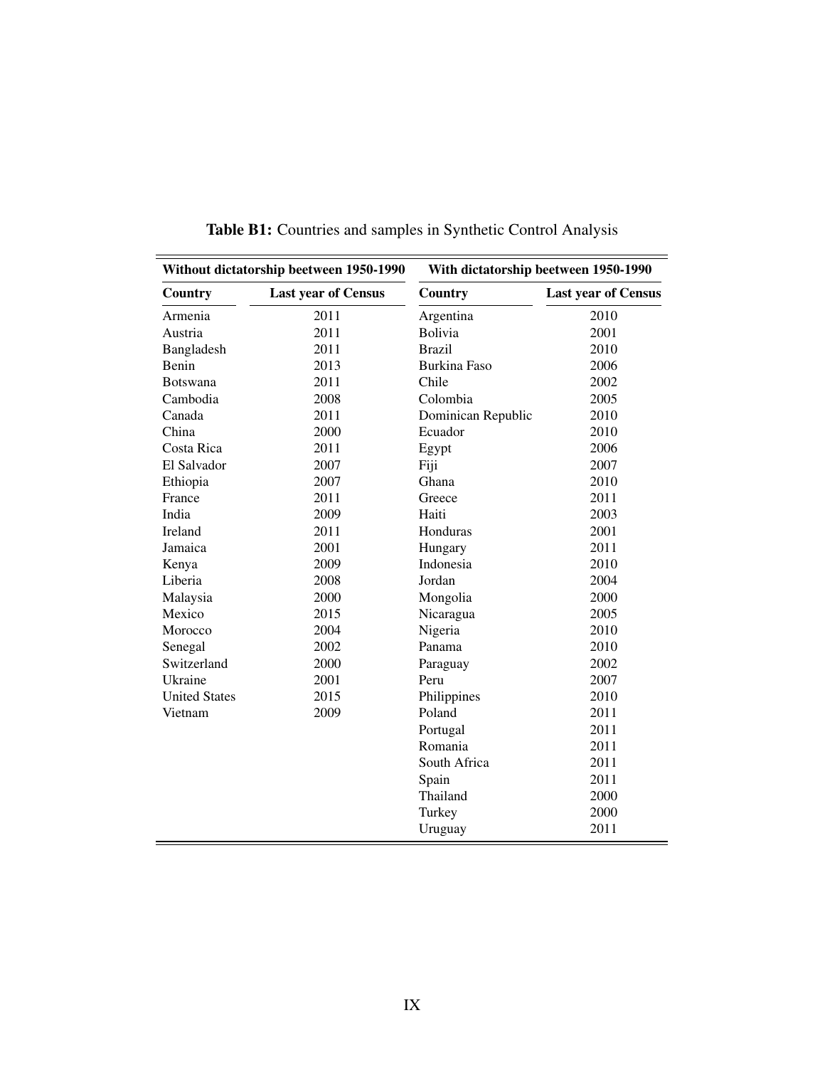**Table B1:** Countries and samples in Synthetic Control Analysis

| Without dictatorship beetween 1950-1990 | | With dictatorship beetween 1950-1990 | |
|---|---|---|---|
| **Country** | **Last year of Census** | **Country** | **Last year of Census** |
| Armenia | 2011 | Argentina | 2010 |
| Austria | 2011 | Bolivia | 2001 |
| Bangladesh | 2011 | Brazil | 2010 |
| Benin | 2013 | Burkina Faso | 2006 |
| Botswana | 2011 | Chile | 2002 |
| Cambodia | 2008 | Colombia | 2005 |
| Canada | 2011 | Dominican Republic | 2010 |
| China | 2000 | Ecuador | 2010 |
| Costa Rica | 2011 | Egypt | 2006 |
| El Salvador | 2007 | Fiji | 2007 |
| Ethiopia | 2007 | Ghana | 2010 |
| France | 2011 | Greece | 2011 |
| India | 2009 | Haiti | 2003 |
| Ireland | 2011 | Honduras | 2001 |
| Jamaica | 2001 | Hungary | 2011 |
| Kenya | 2009 | Indonesia | 2010 |
| Liberia | 2008 | Jordan | 2004 |
| Malaysia | 2000 | Mongolia | 2000 |
| Mexico | 2015 | Nicaragua | 2005 |
| Morocco | 2004 | Nigeria | 2010 |
| Senegal | 2002 | Panama | 2010 |
| Switzerland | 2000 | Paraguay | 2002 |
| Ukraine | 2001 | Peru | 2007 |
| United States | 2015 | Philippines | 2010 |
| Vietnam | 2009 | Poland | 2011 |
| | | Portugal | 2011 |
| | | Romania | 2011 |
| | | South Africa | 2011 |
| | | Spain | 2011 |
| | | Thailand | 2000 |
| | | Turkey | 2000 |
| | | Uruguay | 2011 |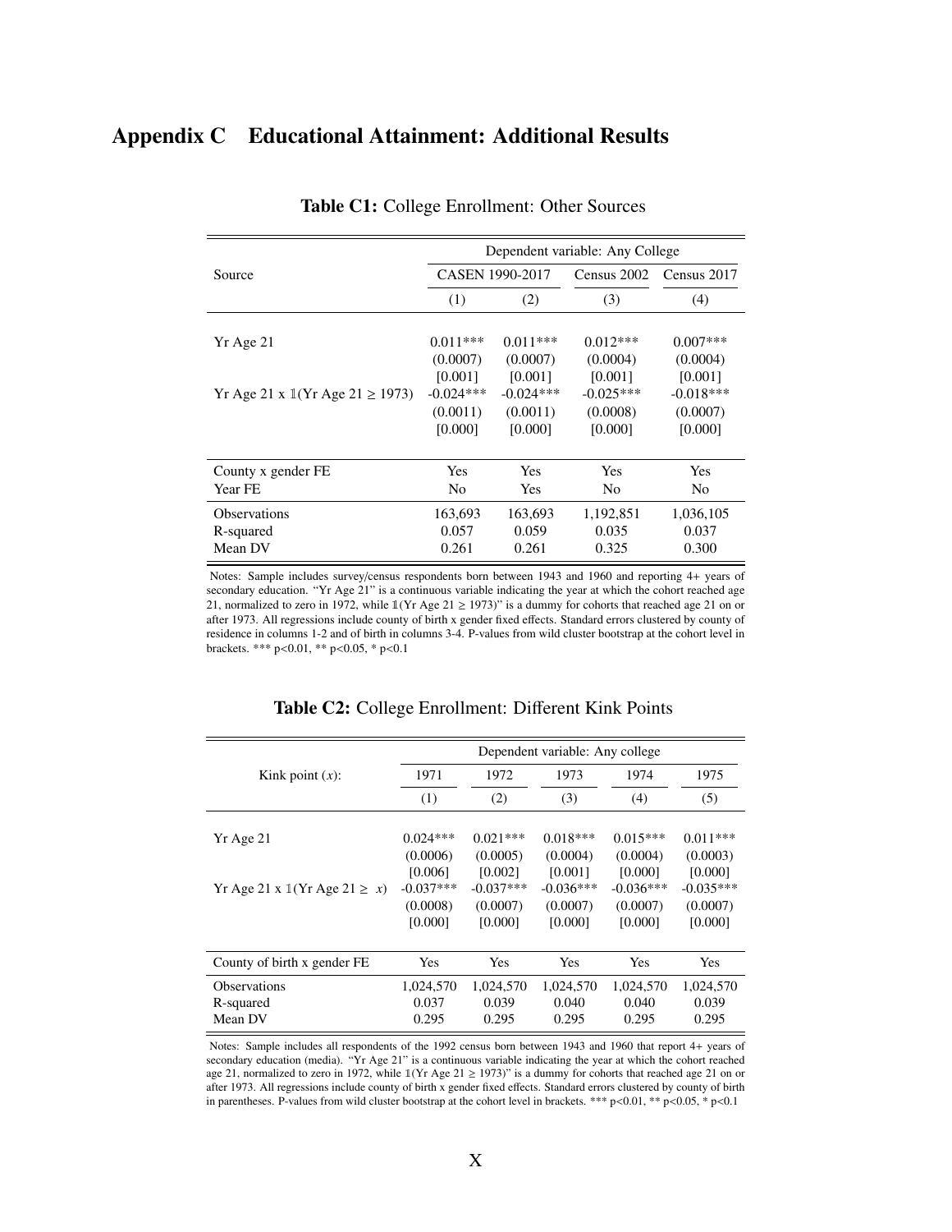# Appendix C  Educational Attainment: Additional Results

**Table C1:** College Enrollment: Other Sources

| | Dependent variable: Any College | | | |
|---|---|---|---|---|
| Source | CASEN 1990-2017 | | Census 2002 | Census 2017 |
| | (1) | (2) | (3) | (4) |
| Yr Age 21 | 0.011*** | 0.011*** | 0.012*** | 0.007*** |
| | (0.0007) | (0.0007) | (0.0004) | (0.0004) |
| | [0.001] | [0.001] | [0.001] | [0.001] |
| Yr Age 21 x $\mathbb{1}$(Yr Age 21 $\geq$ 1973) | -0.024*** | -0.024*** | -0.025*** | -0.018*** |
| | (0.0011) | (0.0011) | (0.0008) | (0.0007) |
| | [0.000] | [0.000] | [0.000] | [0.000] |
| County x gender FE | Yes | Yes | Yes | Yes |
| Year FE | No | Yes | No | No |
| Observations | 163,693 | 163,693 | 1,192,851 | 1,036,105 |
| R-squared | 0.057 | 0.059 | 0.035 | 0.037 |
| Mean DV | 0.261 | 0.261 | 0.325 | 0.300 |

Notes: Sample includes survey/census respondents born between 1943 and 1960 and reporting 4+ years of secondary education. "Yr Age 21" is a continuous variable indicating the year at which the cohort reached age 21, normalized to zero in 1972, while $\mathbb{1}$(Yr Age 21 $\geq$ 1973)" is a dummy for cohorts that reached age 21 on or after 1973. All regressions include county of birth x gender fixed effects. Standard errors clustered by county of residence in columns 1-2 and of birth in columns 3-4. P-values from wild cluster bootstrap at the cohort level in brackets. *** p<0.01, ** p<0.05, * p<0.1

**Table C2:** College Enrollment: Different Kink Points

| | Dependent variable: Any college | | | | |
|---|---|---|---|---|---|
| Kink point ($x$): | 1971 | 1972 | 1973 | 1974 | 1975 |
| | (1) | (2) | (3) | (4) | (5) |
| Yr Age 21 | 0.024*** | 0.021*** | 0.018*** | 0.015*** | 0.011*** |
| | (0.0006) | (0.0005) | (0.0004) | (0.0004) | (0.0003) |
| | [0.006] | [0.002] | [0.001] | [0.000] | [0.000] |
| Yr Age 21 x $\mathbb{1}$(Yr Age 21 $\geq$ $x$) | -0.037*** | -0.037*** | -0.036*** | -0.036*** | -0.035*** |
| | (0.0008) | (0.0007) | (0.0007) | (0.0007) | (0.0007) |
| | [0.000] | [0.000] | [0.000] | [0.000] | [0.000] |
| County of birth x gender FE | Yes | Yes | Yes | Yes | Yes |
| Observations | 1,024,570 | 1,024,570 | 1,024,570 | 1,024,570 | 1,024,570 |
| R-squared | 0.037 | 0.039 | 0.040 | 0.040 | 0.039 |
| Mean DV | 0.295 | 0.295 | 0.295 | 0.295 | 0.295 |

Notes: Sample includes all respondents of the 1992 census born between 1943 and 1960 that report 4+ years of secondary education (media). "Yr Age 21" is a continuous variable indicating the year at which the cohort reached age 21, normalized to zero in 1972, while $\mathbb{1}$(Yr Age 21 $\geq$ 1973)" is a dummy for cohorts that reached age 21 on or after 1973. All regressions include county of birth x gender fixed effects. Standard errors clustered by county of birth in parentheses. P-values from wild cluster bootstrap at the cohort level in brackets. *** p<0.01, ** p<0.05, * p<0.1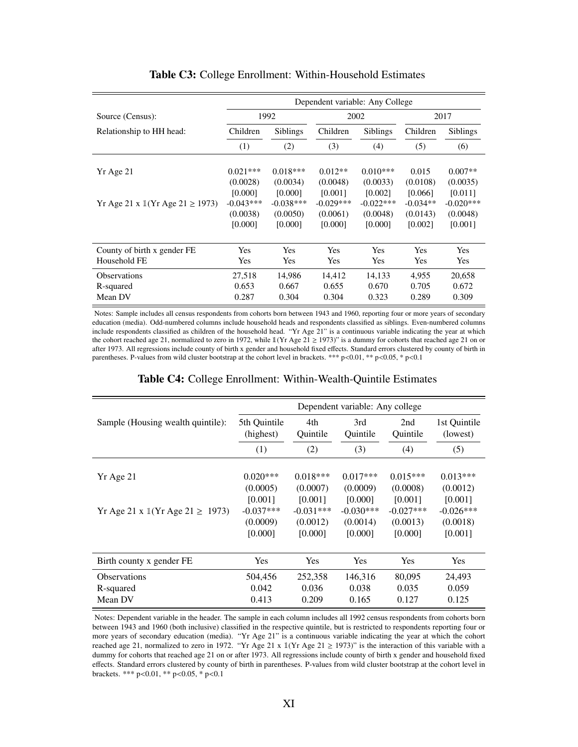**Table C3:** College Enrollment: Within-Household Estimates

| | Dependent variable: Any College | | | | | |
|---|---|---|---|---|---|---|
| Source (Census): | 1992 | | 2002 | | 2017 | |
| Relationship to HH head: | Children | Siblings | Children | Siblings | Children | Siblings |
| | (1) | (2) | (3) | (4) | (5) | (6) |
| Yr Age 21 | 0.021*** | 0.018*** | 0.012** | 0.010*** | 0.015 | 0.007** |
| | (0.0028) | (0.0034) | (0.0048) | (0.0033) | (0.0108) | (0.0035) |
| | [0.000] | [0.000] | [0.001] | [0.002] | [0.066] | [0.011] |
| Yr Age 21 x $\mathbb{1}$(Yr Age 21 $\geq$ 1973) | -0.043*** | -0.038*** | -0.029*** | -0.022*** | -0.034** | -0.020*** |
| | (0.0038) | (0.0050) | (0.0061) | (0.0048) | (0.0143) | (0.0048) |
| | [0.000] | [0.000] | [0.000] | [0.000] | [0.002] | [0.001] |
| County of birth x gender FE | Yes | Yes | Yes | Yes | Yes | Yes |
| Household FE | Yes | Yes | Yes | Yes | Yes | Yes |
| Observations | 27,518 | 14,986 | 14,412 | 14,133 | 4,955 | 20,658 |
| R-squared | 0.653 | 0.667 | 0.655 | 0.670 | 0.705 | 0.672 |
| Mean DV | 0.287 | 0.304 | 0.304 | 0.323 | 0.289 | 0.309 |

Notes: Sample includes all census respondents from cohorts born between 1943 and 1960, reporting four or more years of secondary education (media). Odd-numbered columns include household heads and respondents classified as siblings. Even-numbered columns include respondents classified as children of the household head. "Yr Age 21" is a continuous variable indicating the year at which the cohort reached age 21, normalized to zero in 1972, while $\mathbb{1}$(Yr Age 21 $\geq$ 1973)" is a dummy for cohorts that reached age 21 on or after 1973. All regressions include county of birth x gender and household fixed effects. Standard errors clustered by county of birth in parentheses. P-values from wild cluster bootstrap at the cohort level in brackets. *** p<0.01, ** p<0.05, * p<0.1

**Table C4:** College Enrollment: Within-Wealth-Quintile Estimates

| | Dependent variable: Any college | | | | |
|---|---|---|---|---|---|
| Sample (Housing wealth quintile): | 5th Quintile (highest) | 4th Quintile | 3rd Quintile | 2nd Quintile | 1st Quintile (lowest) |
| | (1) | (2) | (3) | (4) | (5) |
| Yr Age 21 | 0.020*** | 0.018*** | 0.017*** | 0.015*** | 0.013*** |
| | (0.0005) | (0.0007) | (0.0009) | (0.0008) | (0.0012) |
| | [0.001] | [0.001] | [0.000] | [0.001] | [0.001] |
| Yr Age 21 x $\mathbb{1}$(Yr Age 21 $\geq$ 1973) | -0.037*** | -0.031*** | -0.030*** | -0.027*** | -0.026*** |
| | (0.0009) | (0.0012) | (0.0014) | (0.0013) | (0.0018) |
| | [0.000] | [0.000] | [0.000] | [0.000] | [0.001] |
| Birth county x gender FE | Yes | Yes | Yes | Yes | Yes |
| Observations | 504,456 | 252,358 | 146,316 | 80,095 | 24,493 |
| R-squared | 0.042 | 0.036 | 0.038 | 0.035 | 0.059 |
| Mean DV | 0.413 | 0.209 | 0.165 | 0.127 | 0.125 |

Notes: Dependent variable in the header. The sample in each column includes all 1992 census respondents from cohorts born between 1943 and 1960 (both inclusive) classified in the respective quintile, but is restricted to respondents reporting four or more years of secondary education (media). "Yr Age 21" is a continuous variable indicating the year at which the cohort reached age 21, normalized to zero in 1972. "Yr Age 21 x $\mathbb{1}$(Yr Age 21 $\geq$ 1973)" is the interaction of this variable with a dummy for cohorts that reached age 21 on or after 1973. All regressions include county of birth x gender and household fixed effects. Standard errors clustered by county of birth in parentheses. P-values from wild cluster bootstrap at the cohort level in brackets. *** p<0.01, ** p<0.05, * p<0.1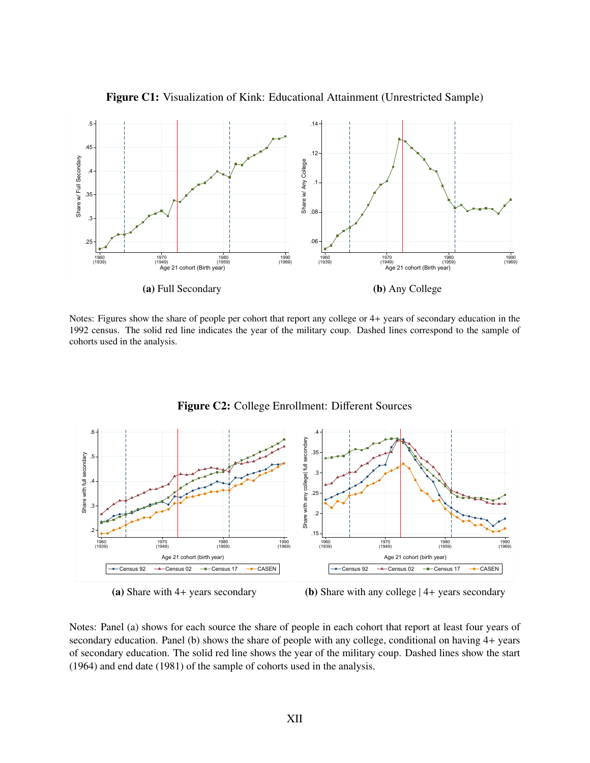**Figure C1:** Visualization of Kink: Educational Attainment (Unrestricted Sample)

**(a)** Full Secondary

**(b)** Any College

Notes: Figures show the share of people per cohort that report any college or 4+ years of secondary education in the 1992 census. The solid red line indicates the year of the military coup. Dashed lines correspond to the sample of cohorts used in the analysis.

**Figure C2:** College Enrollment: Different Sources

**(a)** Share with 4+ years secondary

**(b)** Share with any college | 4+ years secondary

Notes: Panel (a) shows for each source the share of people in each cohort that report at least four years of secondary education. Panel (b) shows the share of people with any college, conditional on having 4+ years of secondary education. The solid red line shows the year of the military coup. Dashed lines show the start (1964) and end date (1981) of the sample of cohorts used in the analysis.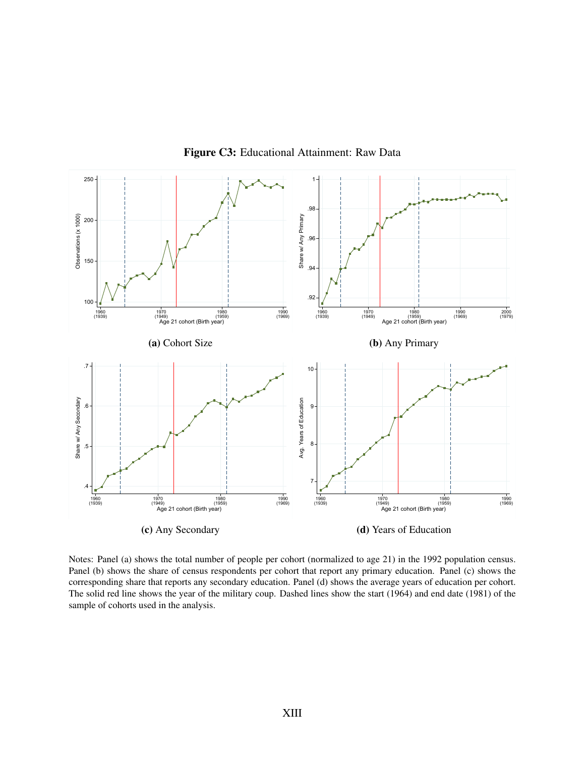**Figure C3:** Educational Attainment: Raw Data

**(a)** Cohort Size

**(b)** Any Primary

**(c)** Any Secondary

**(d)** Years of Education

Notes: Panel (a) shows the total number of people per cohort (normalized to age 21) in the 1992 population census. Panel (b) shows the share of census respondents per cohort that report any primary education. Panel (c) shows the corresponding share that reports any secondary education. Panel (d) shows the average years of education per cohort. The solid red line shows the year of the military coup. Dashed lines show the start (1964) and end date (1981) of the sample of cohorts used in the analysis.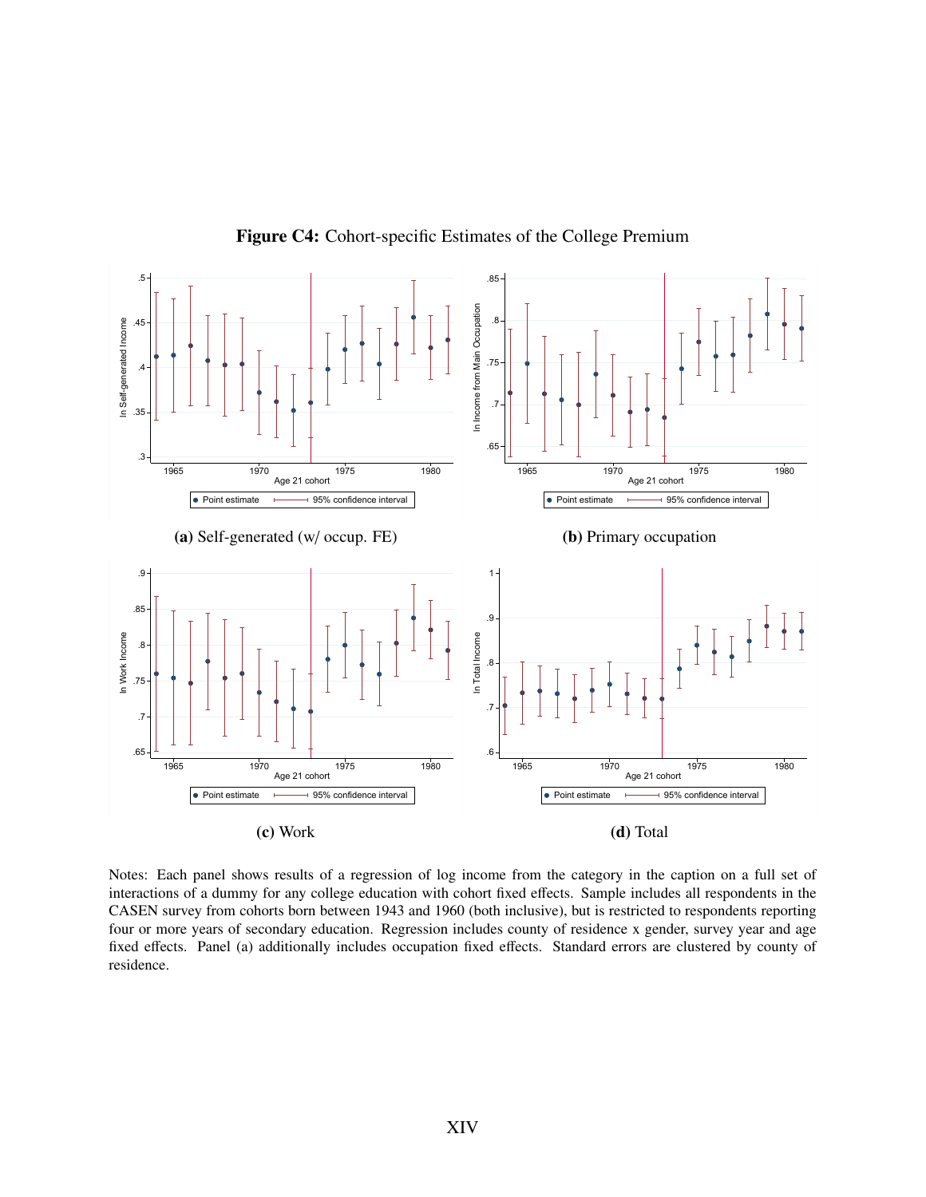**Figure C4:** Cohort-specific Estimates of the College Premium

**(a)** Self-generated (w/ occup. FE)

**(b)** Primary occupation

**(c)** Work

**(d)** Total

Notes: Each panel shows results of a regression of log income from the category in the caption on a full set of interactions of a dummy for any college education with cohort fixed effects. Sample includes all respondents in the CASEN survey from cohorts born between 1943 and 1960 (both inclusive), but is restricted to respondents reporting four or more years of secondary education. Regression includes county of residence x gender, survey year and age fixed effects. Panel (a) additionally includes occupation fixed effects. Standard errors are clustered by county of residence.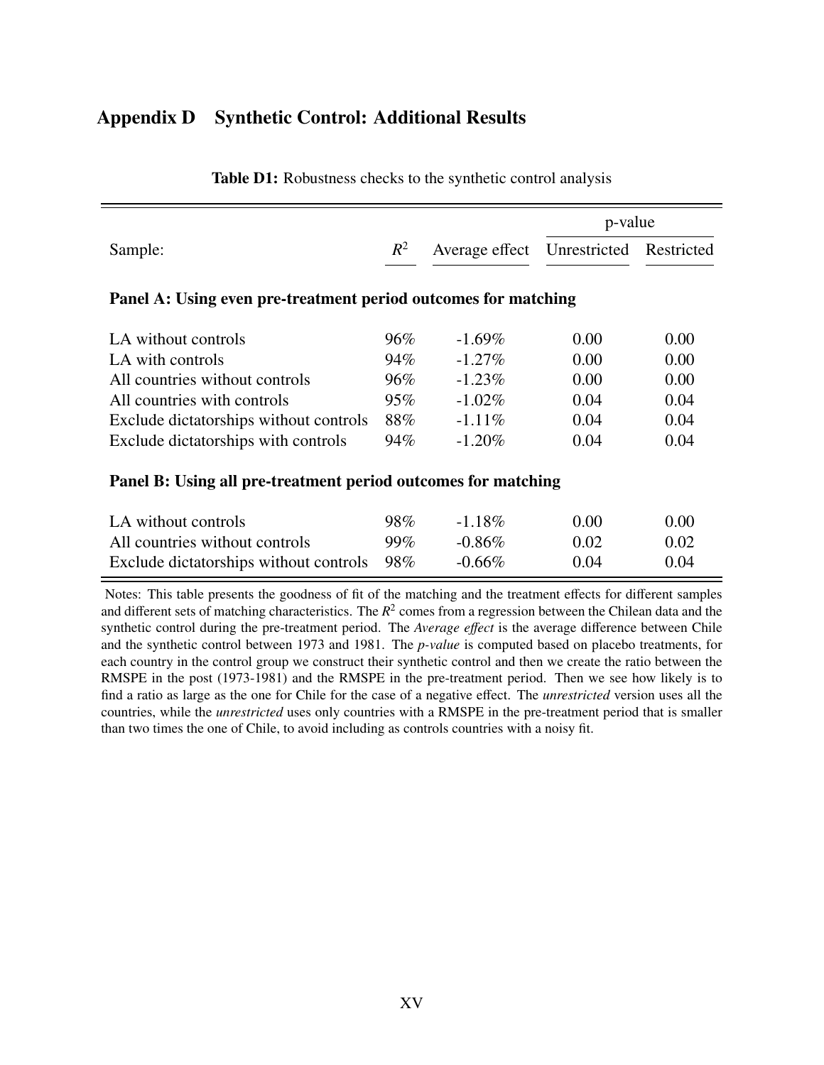# Appendix D Synthetic Control: Additional Results

**Table D1:** Robustness checks to the synthetic control analysis

| Sample: | $R^2$ | Average effect | p-value Unrestricted | p-value Restricted |
|---|---|---|---|---|
| **Panel A: Using even pre-treatment period outcomes for matching** | | | | |
| LA without controls | 96% | -1.69% | 0.00 | 0.00 |
| LA with controls | 94% | -1.27% | 0.00 | 0.00 |
| All countries without controls | 96% | -1.23% | 0.00 | 0.00 |
| All countries with controls | 95% | -1.02% | 0.04 | 0.04 |
| Exclude dictatorships without controls | 88% | -1.11% | 0.04 | 0.04 |
| Exclude dictatorships with controls | 94% | -1.20% | 0.04 | 0.04 |
| **Panel B: Using all pre-treatment period outcomes for matching** | | | | |
| LA without controls | 98% | -1.18% | 0.00 | 0.00 |
| All countries without controls | 99% | -0.86% | 0.02 | 0.02 |
| Exclude dictatorships without controls | 98% | -0.66% | 0.04 | 0.04 |

Notes: This table presents the goodness of fit of the matching and the treatment effects for different samples and different sets of matching characteristics. The $R^2$ comes from a regression between the Chilean data and the synthetic control during the pre-treatment period. The *Average effect* is the average difference between Chile and the synthetic control between 1973 and 1981. The *p-value* is computed based on placebo treatments, for each country in the control group we construct their synthetic control and then we create the ratio between the RMSPE in the post (1973-1981) and the RMSPE in the pre-treatment period. Then we see how likely is to find a ratio as large as the one for Chile for the case of a negative effect. The *unrestricted* version uses all the countries, while the *unrestricted* uses only countries with a RMSPE in the pre-treatment period that is smaller than two times the one of Chile, to avoid including as controls countries with a noisy fit.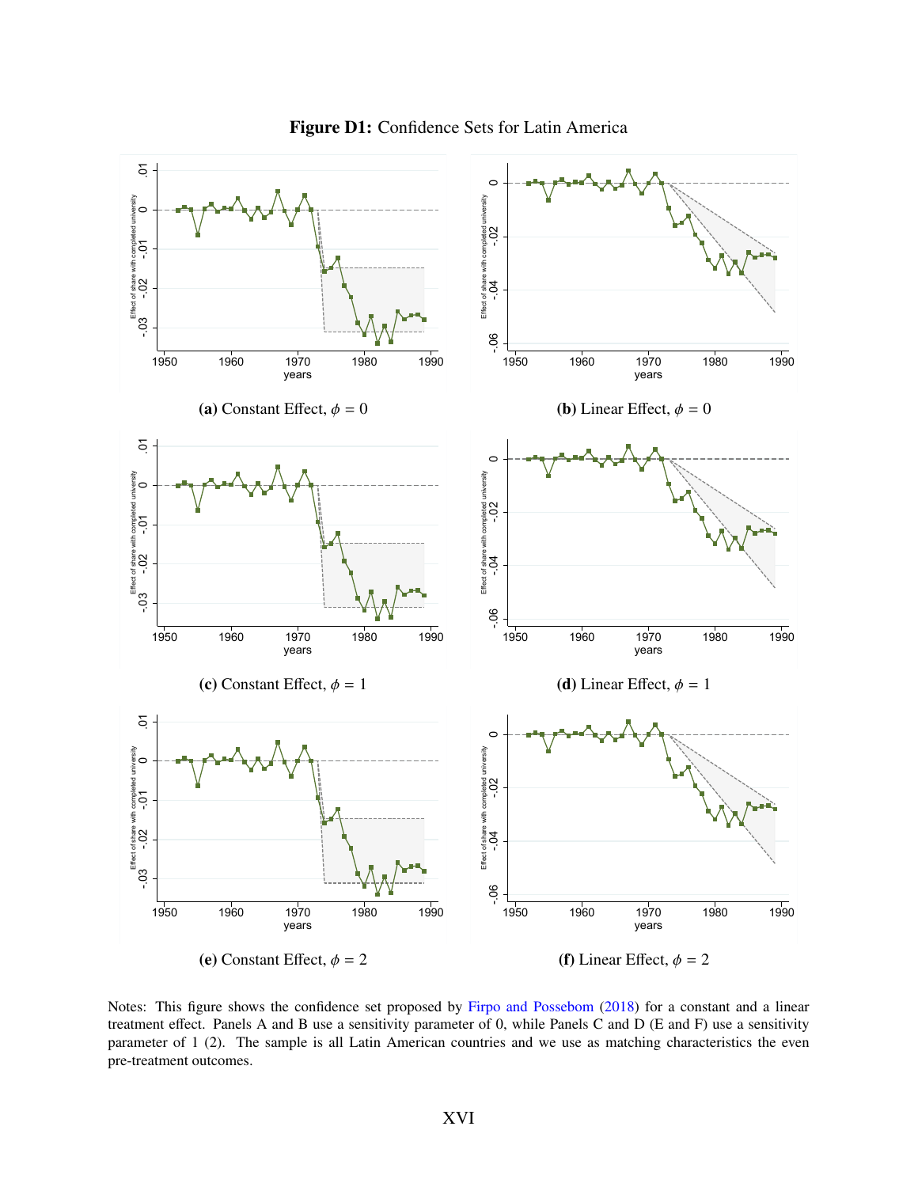**Figure D1:** Confidence Sets for Latin America

**(a)** Constant Effect, $\phi = 0$

**(b)** Linear Effect, $\phi = 0$

**(c)** Constant Effect, $\phi = 1$

**(d)** Linear Effect, $\phi = 1$

**(e)** Constant Effect, $\phi = 2$

**(f)** Linear Effect, $\phi = 2$

Notes: This figure shows the confidence set proposed by Firpo and Possebom (2018) for a constant and a linear treatment effect. Panels A and B use a sensitivity parameter of 0, while Panels C and D (E and F) use a sensitivity parameter of 1 (2). The sample is all Latin American countries and we use as matching characteristics the even pre-treatment outcomes.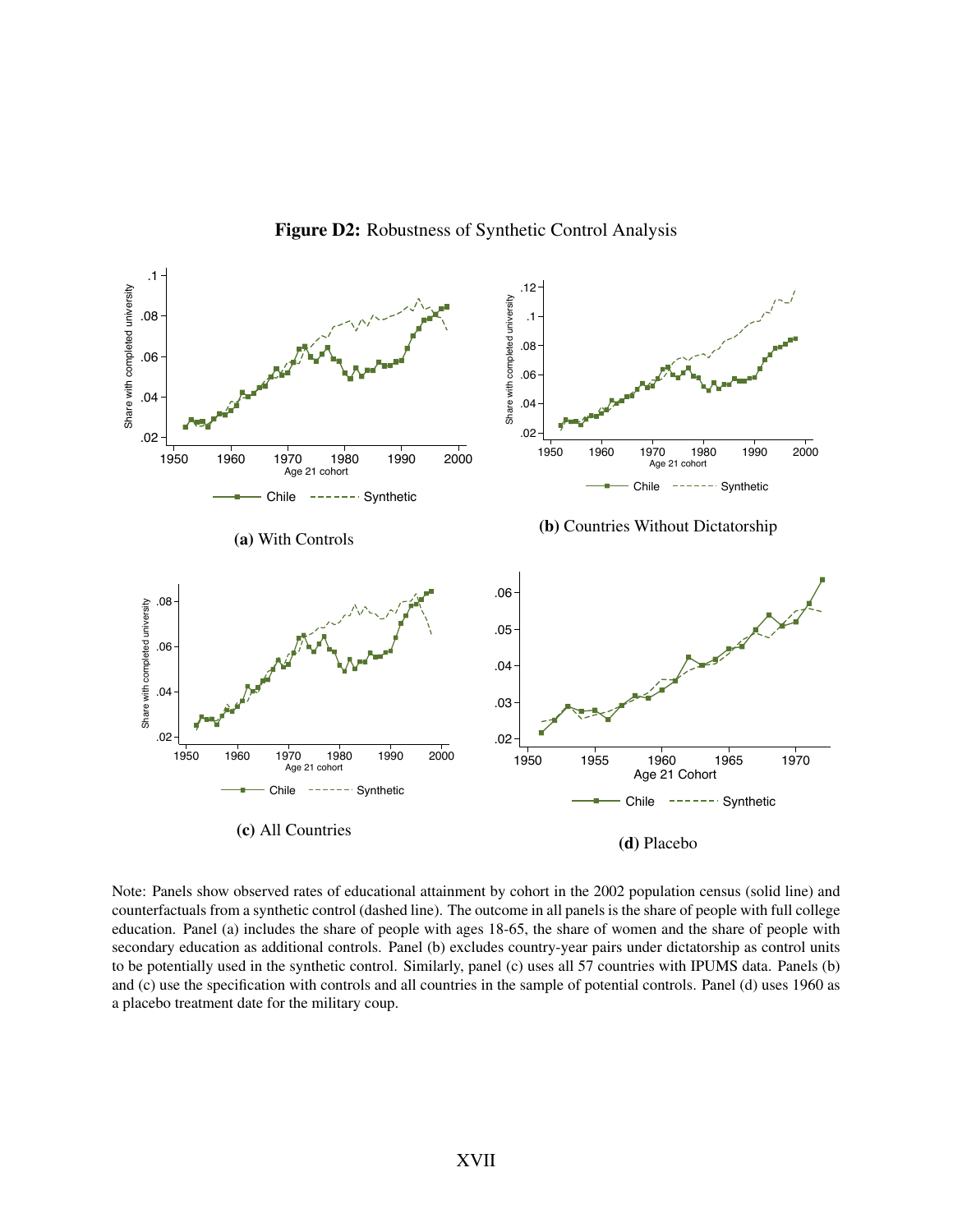**Figure D2:** Robustness of Synthetic Control Analysis

(a) With Controls

(b) Countries Without Dictatorship

(c) All Countries

(d) Placebo

Note: Panels show observed rates of educational attainment by cohort in the 2002 population census (solid line) and counterfactuals from a synthetic control (dashed line). The outcome in all panels is the share of people with full college education. Panel (a) includes the share of people with ages 18-65, the share of women and the share of people with secondary education as additional controls. Panel (b) excludes country-year pairs under dictatorship as control units to be potentially used in the synthetic control. Similarly, panel (c) uses all 57 countries with IPUMS data. Panels (b) and (c) use the specification with controls and all countries in the sample of potential controls. Panel (d) uses 1960 as a placebo treatment date for the military coup.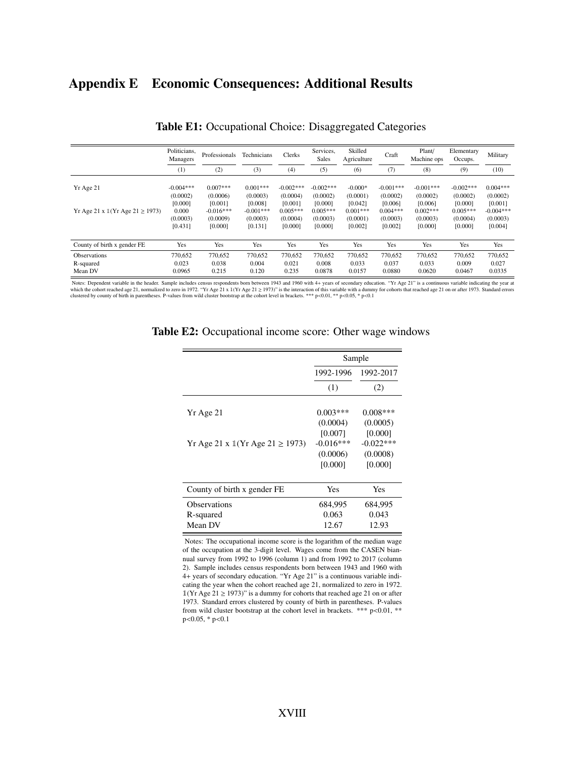# Appendix E Economic Consequences: Additional Results

**Table E1:** Occupational Choice: Disaggregated Categories

| | Politicians, Managers | Professionals | Technicians | Clerks | Services, Sales | Skilled Agriculture | Craft | Plant/ Machine ops | Elementary Occups. | Military |
|---|---|---|---|---|---|---|---|---|---|---|
| | (1) | (2) | (3) | (4) | (5) | (6) | (7) | (8) | (9) | (10) |
| Yr Age 21 | -0.004*** | 0.007*** | 0.001*** | -0.002*** | -0.002*** | -0.000* | -0.001*** | -0.001*** | -0.002*** | 0.004*** |
| | (0.0002) | (0.0006) | (0.0003) | (0.0004) | (0.0002) | (0.0001) | (0.0002) | (0.0002) | (0.0002) | (0.0002) |
| | [0.000] | [0.001] | [0.008] | [0.001] | [0.000] | [0.042] | [0.006] | [0.006] | [0.000] | [0.001] |
| Yr Age 21 x $\mathbb{1}$(Yr Age 21 ≥ 1973) | 0.000 | -0.016*** | -0.001*** | 0.005*** | 0.005*** | 0.001*** | 0.004*** | 0.002*** | 0.005*** | -0.004*** |
| | (0.0003) | (0.0009) | (0.0003) | (0.0004) | (0.0003) | (0.0001) | (0.0003) | (0.0003) | (0.0004) | (0.0003) |
| | [0.431] | [0.000] | [0.131] | [0.000] | [0.000] | [0.002] | [0.002] | [0.000] | [0.000] | [0.004] |
| County of birth x gender FE | Yes | Yes | Yes | Yes | Yes | Yes | Yes | Yes | Yes | Yes |
| Observations | 770,652 | 770,652 | 770,652 | 770,652 | 770,652 | 770,652 | 770,652 | 770,652 | 770,652 | 770,652 |
| R-squared | 0.023 | 0.038 | 0.004 | 0.021 | 0.008 | 0.033 | 0.037 | 0.033 | 0.009 | 0.027 |
| Mean DV | 0.0965 | 0.215 | 0.120 | 0.235 | 0.0878 | 0.0157 | 0.0880 | 0.0620 | 0.0467 | 0.0335 |

Notes: Dependent variable in the header. Sample includes census respondents born between 1943 and 1960 with 4+ years of secondary education. "Yr Age 21" is a continuous variable indicating the year at which the cohort reached age 21, normalized to zero in 1972. "Yr Age 21 x $\mathbb{1}$(Yr Age 21 ≥ 1973)" is the interaction of this variable with a dummy for cohorts that reached age 21 on or after 1973. Standard errors clustered by county of birth in parentheses. P-values from wild cluster bootstrap at the cohort level in brackets. *** p<0.01, ** p<0.05, * p<0.1

**Table E2:** Occupational income score: Other wage windows

| | Sample | |
|---|---|---|
| | 1992-1996 | 1992-2017 |
| | (1) | (2) |
| Yr Age 21 | 0.003*** | 0.008*** |
| | (0.0004) | (0.0005) |
| | [0.007] | [0.000] |
| Yr Age 21 x $\mathbb{1}$(Yr Age 21 ≥ 1973) | -0.016*** | -0.022*** |
| | (0.0006) | (0.0008) |
| | [0.000] | [0.000] |
| County of birth x gender FE | Yes | Yes |
| Observations | 684,995 | 684,995 |
| R-squared | 0.063 | 0.043 |
| Mean DV | 12.67 | 12.93 |

Notes: The occupational income score is the logarithm of the median wage of the occupation at the 3-digit level. Wages come from the CASEN biannual survey from 1992 to 1996 (column 1) and from 1992 to 2017 (column 2). Sample includes census respondents born between 1943 and 1960 with 4+ years of secondary education. "Yr Age 21" is a continuous variable indicating the year when the cohort reached age 21, normalized to zero in 1972. $\mathbb{1}$(Yr Age 21 ≥ 1973)" is a dummy for cohorts that reached age 21 on or after 1973. Standard errors clustered by county of birth in parentheses. P-values from wild cluster bootstrap at the cohort level in brackets. *** p<0.01, ** p<0.05, * p<0.1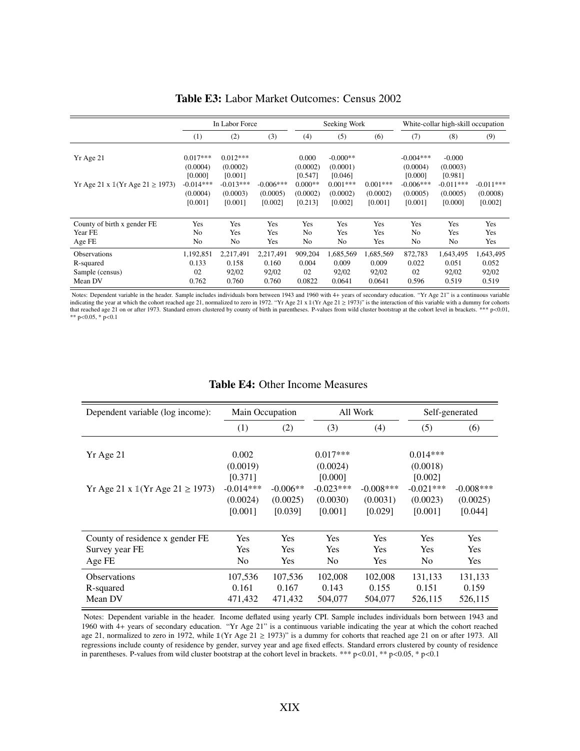**Table E3:** Labor Market Outcomes: Census 2002

| | In Labor Force | | | Seeking Work | | | White-collar high-skill occupation | | |
|---|---|---|---|---|---|---|---|---|---|
| | (1) | (2) | (3) | (4) | (5) | (6) | (7) | (8) | (9) |
| Yr Age 21 | 0.017*** | 0.012*** | | 0.000 | -0.000** | | -0.004*** | -0.000 | |
| | (0.0004) | (0.0002) | | (0.0002) | (0.0001) | | (0.0004) | (0.0003) | |
| | [0.000] | [0.001] | | [0.547] | [0.046] | | [0.000] | [0.981] | |
| Yr Age 21 x $\mathbb{1}$(Yr Age 21 ≥ 1973) | -0.014*** | -0.013*** | -0.006*** | 0.000** | 0.001*** | 0.001*** | -0.006*** | -0.011*** | -0.011*** |
| | (0.0004) | (0.0003) | (0.0005) | (0.0002) | (0.0002) | (0.0002) | (0.0005) | (0.0005) | (0.0008) |
| | [0.001] | [0.001] | [0.002] | [0.213] | [0.002] | [0.001] | [0.001] | [0.000] | [0.002] |
| County of birth x gender FE | Yes | Yes | Yes | Yes | Yes | Yes | Yes | Yes | Yes |
| Year FE | No | Yes | Yes | No | Yes | Yes | No | Yes | Yes |
| Age FE | No | No | Yes | No | No | Yes | No | No | Yes |
| Observations | 1,192,851 | 2,217,491 | 2,217,491 | 909,204 | 1,685,569 | 1,685,569 | 872,783 | 1,643,495 | 1,643,495 |
| R-squared | 0.133 | 0.158 | 0.160 | 0.004 | 0.009 | 0.009 | 0.022 | 0.051 | 0.052 |
| Sample (census) | 02 | 92/02 | 92/02 | 02 | 92/02 | 92/02 | 02 | 92/02 | 92/02 |
| Mean DV | 0.762 | 0.760 | 0.760 | 0.0822 | 0.0641 | 0.0641 | 0.596 | 0.519 | 0.519 |

Notes: Dependent variable in the header. Sample includes individuals born between 1943 and 1960 with 4+ years of secondary education. "Yr Age 21" is a continuous variable indicating the year at which the cohort reached age 21, normalized to zero in 1972. "Yr Age 21 x $\mathbb{1}$(Yr Age 21 ≥ 1973)" is the interaction of this variable with a dummy for cohorts that reached age 21 on or after 1973. Standard errors clustered by county of birth in parentheses. P-values from wild cluster bootstrap at the cohort level in brackets. *** p<0.01, ** p<0.05, * p<0.1

**Table E4:** Other Income Measures

| Dependent variable (log income): | Main Occupation | | All Work | | Self-generated | |
|---|---|---|---|---|---|---|
| | (1) | (2) | (3) | (4) | (5) | (6) |
| Yr Age 21 | 0.002 | | 0.017*** | | 0.014*** | |
| | (0.0019) | | (0.0024) | | (0.0018) | |
| | [0.371] | | [0.000] | | [0.002] | |
| Yr Age 21 x $\mathbb{1}$(Yr Age 21 ≥ 1973) | -0.014*** | -0.006** | -0.023*** | -0.008*** | -0.021*** | -0.008*** |
| | (0.0024) | (0.0025) | (0.0030) | (0.0031) | (0.0023) | (0.0025) |
| | [0.001] | [0.039] | [0.001] | [0.029] | [0.001] | [0.044] |
| County of residence x gender FE | Yes | Yes | Yes | Yes | Yes | Yes |
| Survey year FE | Yes | Yes | Yes | Yes | Yes | Yes |
| Age FE | No | Yes | No | Yes | No | Yes |
| Observations | 107,536 | 107,536 | 102,008 | 102,008 | 131,133 | 131,133 |
| R-squared | 0.161 | 0.167 | 0.143 | 0.155 | 0.151 | 0.159 |
| Mean DV | 471,432 | 471,432 | 504,077 | 504,077 | 526,115 | 526,115 |

Notes: Dependent variable in the header. Income deflated using yearly CPI. Sample includes individuals born between 1943 and 1960 with 4+ years of secondary education. "Yr Age 21" is a continuous variable indicating the year at which the cohort reached age 21, normalized to zero in 1972, while $\mathbb{1}$(Yr Age 21 ≥ 1973)" is a dummy for cohorts that reached age 21 on or after 1973. All regressions include county of residence by gender, survey year and age fixed effects. Standard errors clustered by county of residence in parentheses. P-values from wild cluster bootstrap at the cohort level in brackets. *** p<0.01, ** p<0.05, * p<0.1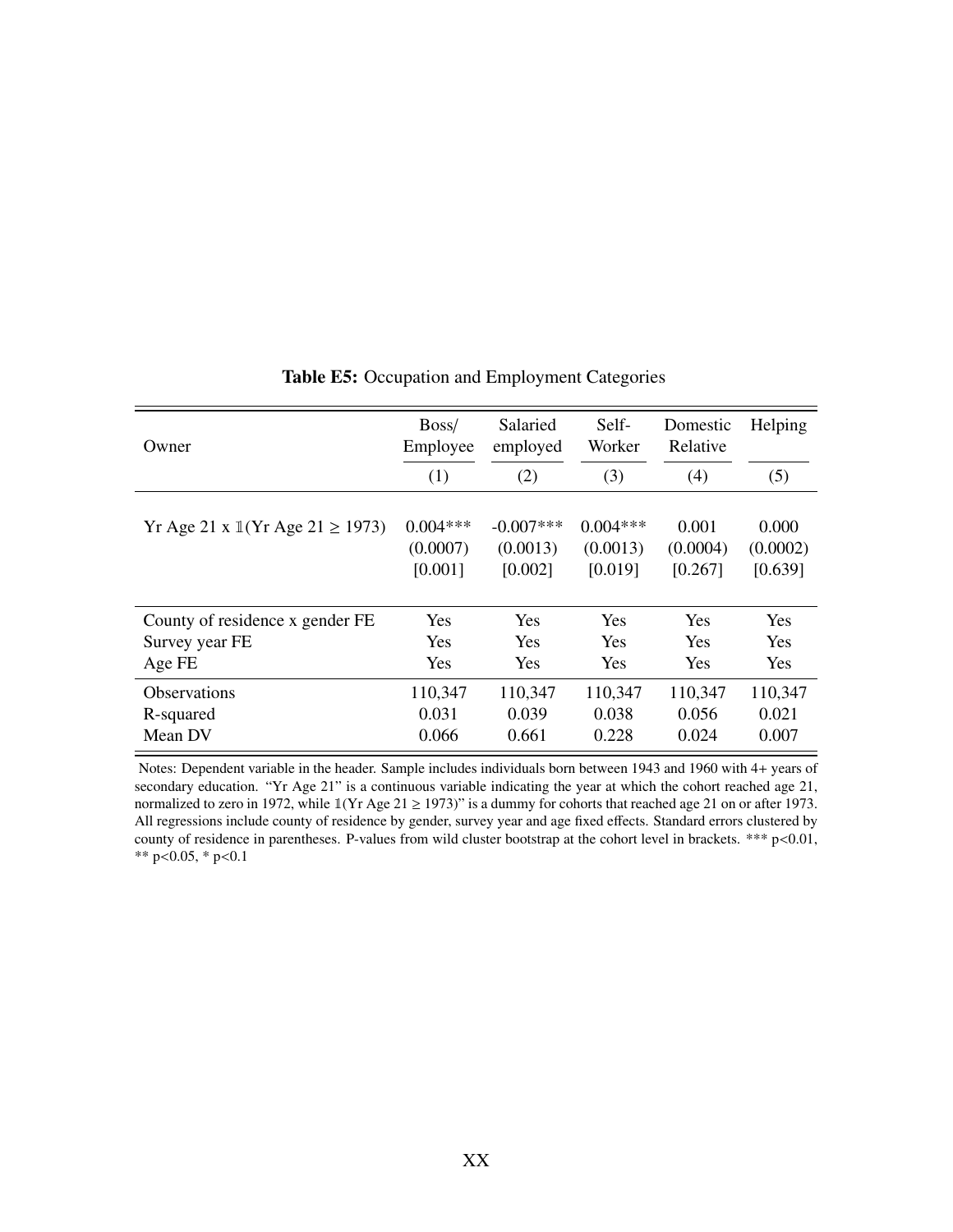**Table E5:** Occupation and Employment Categories

| Owner | Boss/ Employee | Salaried employed | Self-Worker | Domestic Relative | Helping |
|---|---|---|---|---|---|
| | (1) | (2) | (3) | (4) | (5) |
| Yr Age 21 x $\mathbb{1}$(Yr Age 21 ≥ 1973) | 0.004*** | -0.007*** | 0.004*** | 0.001 | 0.000 |
| | (0.0007) | (0.0013) | (0.0013) | (0.0004) | (0.0002) |
| | [0.001] | [0.002] | [0.019] | [0.267] | [0.639] |
| County of residence x gender FE | Yes | Yes | Yes | Yes | Yes |
| Survey year FE | Yes | Yes | Yes | Yes | Yes |
| Age FE | Yes | Yes | Yes | Yes | Yes |
| Observations | 110,347 | 110,347 | 110,347 | 110,347 | 110,347 |
| R-squared | 0.031 | 0.039 | 0.038 | 0.056 | 0.021 |
| Mean DV | 0.066 | 0.661 | 0.228 | 0.024 | 0.007 |

Notes: Dependent variable in the header. Sample includes individuals born between 1943 and 1960 with 4+ years of secondary education. "Yr Age 21" is a continuous variable indicating the year at which the cohort reached age 21, normalized to zero in 1972, while $\mathbb{1}$(Yr Age 21 ≥ 1973)" is a dummy for cohorts that reached age 21 on or after 1973. All regressions include county of residence by gender, survey year and age fixed effects. Standard errors clustered by county of residence in parentheses. P-values from wild cluster bootstrap at the cohort level in brackets. *** p<0.01, ** p<0.05, * p<0.1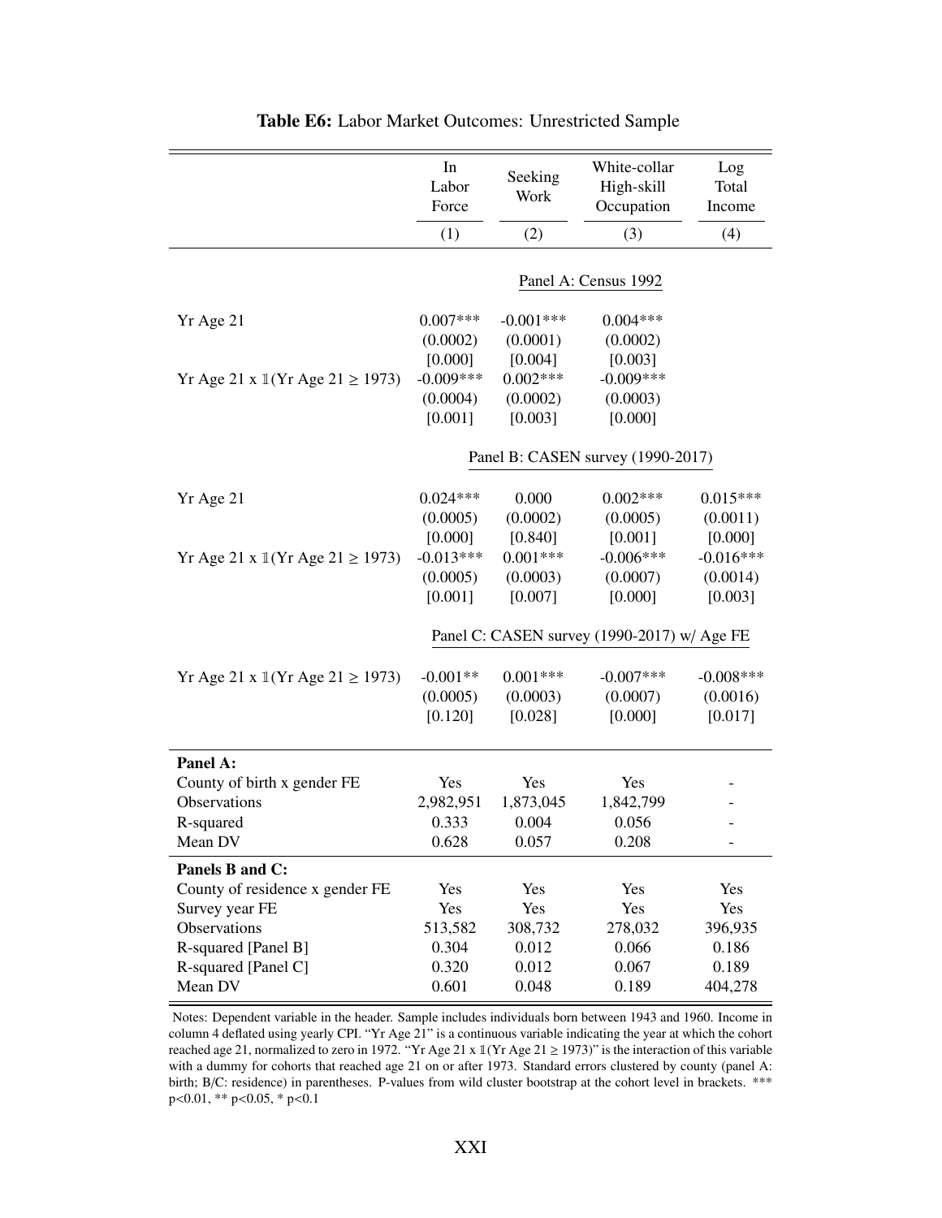**Table E6:** Labor Market Outcomes: Unrestricted Sample

| | In Labor Force | Seeking Work | White-collar High-skill Occupation | Log Total Income |
|---|---|---|---|---|
| | (1) | (2) | (3) | (4) |
| | | Panel A: Census 1992 | | |
| Yr Age 21 | 0.007*** | -0.001*** | 0.004*** | |
| | (0.0002) | (0.0001) | (0.0002) | |
| | [0.000] | [0.004] | [0.003] | |
| Yr Age 21 x $\mathbb{1}$(Yr Age 21 ≥ 1973) | -0.009*** | 0.002*** | -0.009*** | |
| | (0.0004) | (0.0002) | (0.0003) | |
| | [0.001] | [0.003] | [0.000] | |
| | | Panel B: CASEN survey (1990-2017) | | |
| Yr Age 21 | 0.024*** | 0.000 | 0.002*** | 0.015*** |
| | (0.0005) | (0.0002) | (0.0005) | (0.0011) |
| | [0.000] | [0.840] | [0.001] | [0.000] |
| Yr Age 21 x $\mathbb{1}$(Yr Age 21 ≥ 1973) | -0.013*** | 0.001*** | -0.006*** | -0.016*** |
| | (0.0005) | (0.0003) | (0.0007) | (0.0014) |
| | [0.001] | [0.007] | [0.000] | [0.003] |
| | | Panel C: CASEN survey (1990-2017) w/ Age FE | | |
| Yr Age 21 x $\mathbb{1}$(Yr Age 21 ≥ 1973) | -0.001** | 0.001*** | -0.007*** | -0.008*** |
| | (0.0005) | (0.0003) | (0.0007) | (0.0016) |
| | [0.120] | [0.028] | [0.000] | [0.017] |
| **Panel A:** | | | | |
| County of birth x gender FE | Yes | Yes | Yes | - |
| Observations | 2,982,951 | 1,873,045 | 1,842,799 | - |
| R-squared | 0.333 | 0.004 | 0.056 | - |
| Mean DV | 0.628 | 0.057 | 0.208 | - |
| **Panels B and C:** | | | | |
| County of residence x gender FE | Yes | Yes | Yes | Yes |
| Survey year FE | Yes | Yes | Yes | Yes |
| Observations | 513,582 | 308,732 | 278,032 | 396,935 |
| R-squared [Panel B] | 0.304 | 0.012 | 0.066 | 0.186 |
| R-squared [Panel C] | 0.320 | 0.012 | 0.067 | 0.189 |
| Mean DV | 0.601 | 0.048 | 0.189 | 404,278 |

Notes: Dependent variable in the header. Sample includes individuals born between 1943 and 1960. Income in column 4 deflated using yearly CPI. "Yr Age 21" is a continuous variable indicating the year at which the cohort reached age 21, normalized to zero in 1972. "Yr Age 21 x $\mathbb{1}$(Yr Age 21 ≥ 1973)" is the interaction of this variable with a dummy for cohorts that reached age 21 on or after 1973. Standard errors clustered by county (panel A: birth; B/C: residence) in parentheses. P-values from wild cluster bootstrap at the cohort level in brackets. *** p<0.01, ** p<0.05, * p<0.1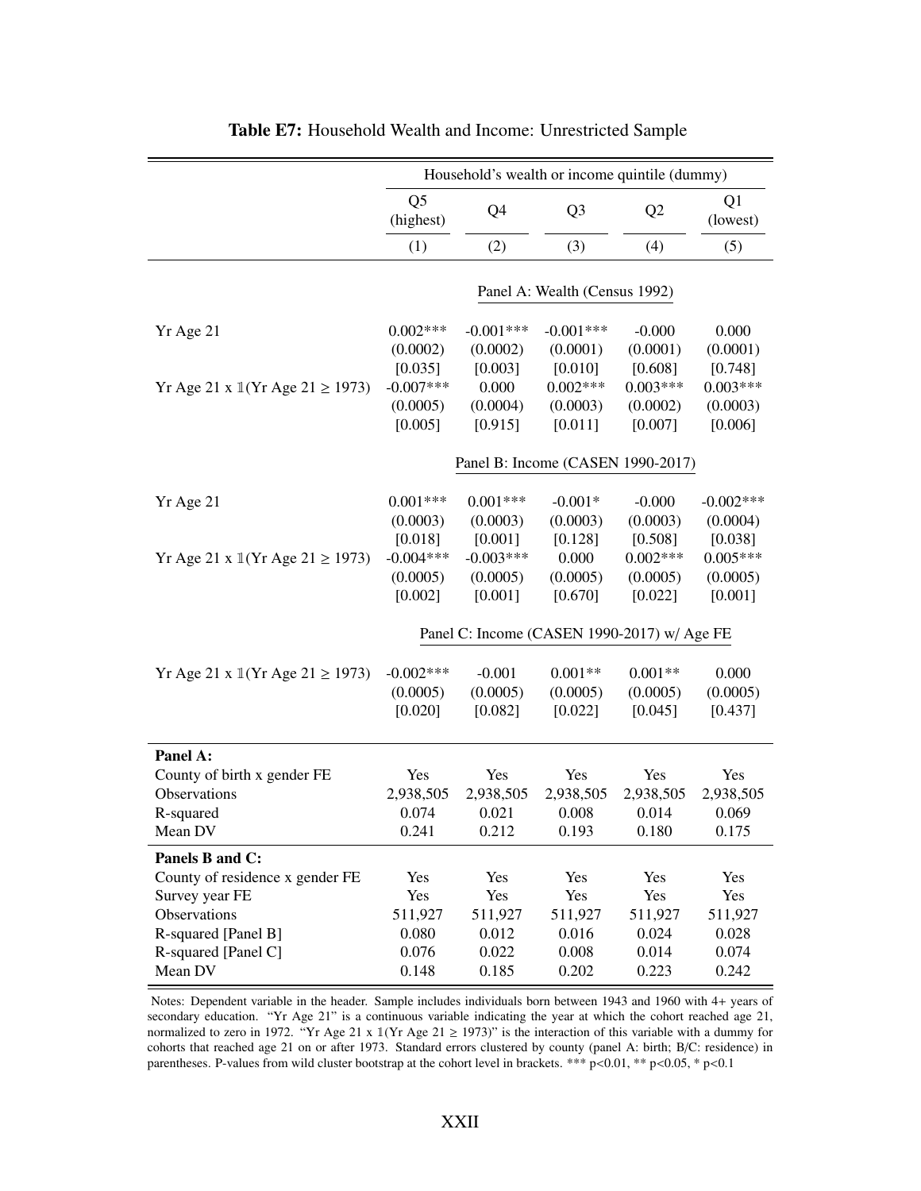**Table E7:** Household Wealth and Income: Unrestricted Sample

| | Household's wealth or income quintile (dummy) | | | | |
|---|---|---|---|---|---|
| | Q5 (highest) | Q4 | Q3 | Q2 | Q1 (lowest) |
| | (1) | (2) | (3) | (4) | (5) |
| | Panel A: Wealth (Census 1992) | | | | |
| Yr Age 21 | 0.002*** | -0.001*** | -0.001*** | -0.000 | 0.000 |
| | (0.0002) | (0.0002) | (0.0001) | (0.0001) | (0.0001) |
| | [0.035] | [0.003] | [0.010] | [0.608] | [0.748] |
| Yr Age 21 x 𝟙(Yr Age 21 ≥ 1973) | -0.007*** | 0.000 | 0.002*** | 0.003*** | 0.003*** |
| | (0.0005) | (0.0004) | (0.0003) | (0.0002) | (0.0003) |
| | [0.005] | [0.915] | [0.011] | [0.007] | [0.006] |
| | Panel B: Income (CASEN 1990-2017) | | | | |
| Yr Age 21 | 0.001*** | 0.001*** | -0.001* | -0.000 | -0.002*** |
| | (0.0003) | (0.0003) | (0.0003) | (0.0003) | (0.0004) |
| | [0.018] | [0.001] | [0.128] | [0.508] | [0.038] |
| Yr Age 21 x 𝟙(Yr Age 21 ≥ 1973) | -0.004*** | -0.003*** | 0.000 | 0.002*** | 0.005*** |
| | (0.0005) | (0.0005) | (0.0005) | (0.0005) | (0.0005) |
| | [0.002] | [0.001] | [0.670] | [0.022] | [0.001] |
| | Panel C: Income (CASEN 1990-2017) w/ Age FE | | | | |
| Yr Age 21 x 𝟙(Yr Age 21 ≥ 1973) | -0.002*** | -0.001 | 0.001** | 0.001** | 0.000 |
| | (0.0005) | (0.0005) | (0.0005) | (0.0005) | (0.0005) |
| | [0.020] | [0.082] | [0.022] | [0.045] | [0.437] |
| **Panel A:** | | | | | |
| County of birth x gender FE | Yes | Yes | Yes | Yes | Yes |
| Observations | 2,938,505 | 2,938,505 | 2,938,505 | 2,938,505 | 2,938,505 |
| R-squared | 0.074 | 0.021 | 0.008 | 0.014 | 0.069 |
| Mean DV | 0.241 | 0.212 | 0.193 | 0.180 | 0.175 |
| **Panels B and C:** | | | | | |
| County of residence x gender FE | Yes | Yes | Yes | Yes | Yes |
| Survey year FE | Yes | Yes | Yes | Yes | Yes |
| Observations | 511,927 | 511,927 | 511,927 | 511,927 | 511,927 |
| R-squared [Panel B] | 0.080 | 0.012 | 0.016 | 0.024 | 0.028 |
| R-squared [Panel C] | 0.076 | 0.022 | 0.008 | 0.014 | 0.074 |
| Mean DV | 0.148 | 0.185 | 0.202 | 0.223 | 0.242 |

Notes: Dependent variable in the header. Sample includes individuals born between 1943 and 1960 with 4+ years of secondary education. "Yr Age 21" is a continuous variable indicating the year at which the cohort reached age 21, normalized to zero in 1972. "Yr Age 21 x 𝟙(Yr Age 21 ≥ 1973)" is the interaction of this variable with a dummy for cohorts that reached age 21 on or after 1973. Standard errors clustered by county (panel A: birth; B/C: residence) in parentheses. P-values from wild cluster bootstrap at the cohort level in brackets. *** p<0.01, ** p<0.05, * p<0.1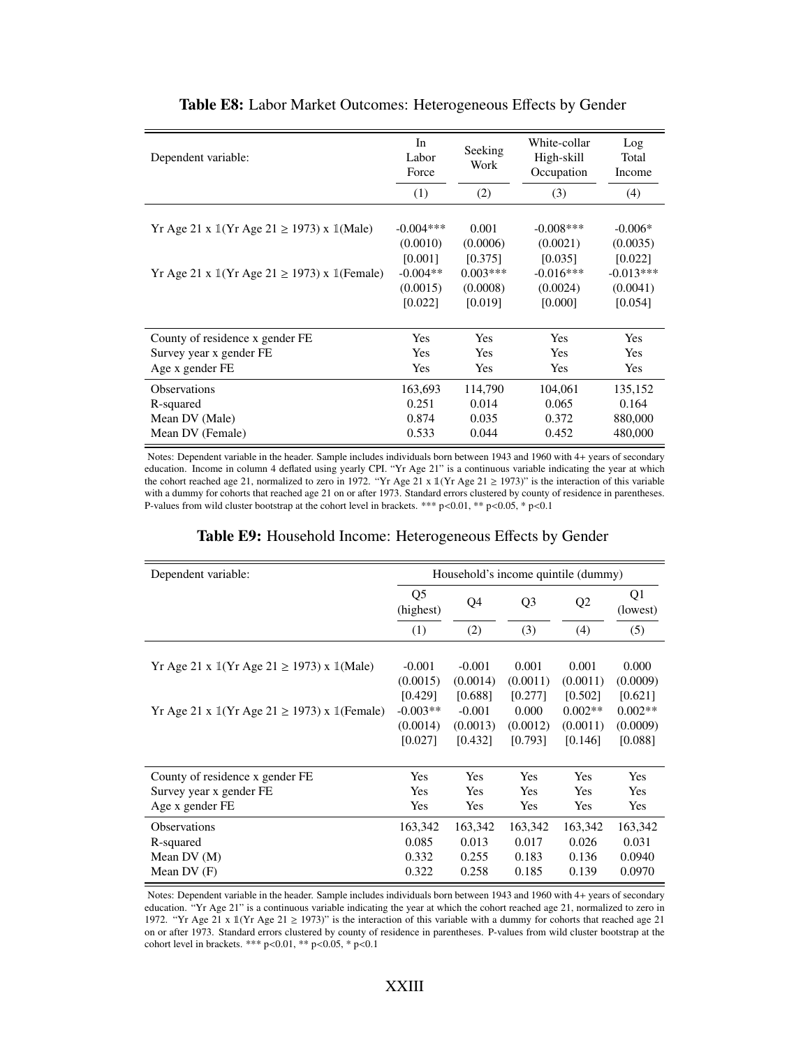**Table E8:** Labor Market Outcomes: Heterogeneous Effects by Gender

| Dependent variable: | In Labor Force | Seeking Work | White-collar High-skill Occupation | Log Total Income |
|---|---|---|---|---|
| | (1) | (2) | (3) | (4) |
| Yr Age 21 x 𝟙(Yr Age 21 ≥ 1973) x 𝟙(Male) | -0.004*** | 0.001 | -0.008*** | -0.006* |
| | (0.0010) | (0.0006) | (0.0021) | (0.0035) |
| | [0.001] | [0.375] | [0.035] | [0.022] |
| Yr Age 21 x 𝟙(Yr Age 21 ≥ 1973) x 𝟙(Female) | -0.004** | 0.003*** | -0.016*** | -0.013*** |
| | (0.0015) | (0.0008) | (0.0024) | (0.0041) |
| | [0.022] | [0.019] | [0.000] | [0.054] |
| County of residence x gender FE | Yes | Yes | Yes | Yes |
| Survey year x gender FE | Yes | Yes | Yes | Yes |
| Age x gender FE | Yes | Yes | Yes | Yes |
| Observations | 163,693 | 114,790 | 104,061 | 135,152 |
| R-squared | 0.251 | 0.014 | 0.065 | 0.164 |
| Mean DV (Male) | 0.874 | 0.035 | 0.372 | 880,000 |
| Mean DV (Female) | 0.533 | 0.044 | 0.452 | 480,000 |

Notes: Dependent variable in the header. Sample includes individuals born between 1943 and 1960 with 4+ years of secondary education. Income in column 4 deflated using yearly CPI. "Yr Age 21" is a continuous variable indicating the year at which the cohort reached age 21, normalized to zero in 1972. "Yr Age 21 x 𝟙(Yr Age 21 ≥ 1973)" is the interaction of this variable with a dummy for cohorts that reached age 21 on or after 1973. Standard errors clustered by county of residence in parentheses. P-values from wild cluster bootstrap at the cohort level in brackets. *** p<0.01, ** p<0.05, * p<0.1

**Table E9:** Household Income: Heterogeneous Effects by Gender

| Dependent variable: | Household's income quintile (dummy) | | | | |
|---|---|---|---|---|---|
| | Q5 (highest) | Q4 | Q3 | Q2 | Q1 (lowest) |
| | (1) | (2) | (3) | (4) | (5) |
| Yr Age 21 x 𝟙(Yr Age 21 ≥ 1973) x 𝟙(Male) | -0.001 | -0.001 | 0.001 | 0.001 | 0.000 |
| | (0.0015) | (0.0014) | (0.0011) | (0.0011) | (0.0009) |
| | [0.429] | [0.688] | [0.277] | [0.502] | [0.621] |
| Yr Age 21 x 𝟙(Yr Age 21 ≥ 1973) x 𝟙(Female) | -0.003** | -0.001 | 0.000 | 0.002** | 0.002** |
| | (0.0014) | (0.0013) | (0.0012) | (0.0011) | (0.0009) |
| | [0.027] | [0.432] | [0.793] | [0.146] | [0.088] |
| County of residence x gender FE | Yes | Yes | Yes | Yes | Yes |
| Survey year x gender FE | Yes | Yes | Yes | Yes | Yes |
| Age x gender FE | Yes | Yes | Yes | Yes | Yes |
| Observations | 163,342 | 163,342 | 163,342 | 163,342 | 163,342 |
| R-squared | 0.085 | 0.013 | 0.017 | 0.026 | 0.031 |
| Mean DV (M) | 0.332 | 0.255 | 0.183 | 0.136 | 0.0940 |
| Mean DV (F) | 0.322 | 0.258 | 0.185 | 0.139 | 0.0970 |

Notes: Dependent variable in the header. Sample includes individuals born between 1943 and 1960 with 4+ years of secondary education. "Yr Age 21" is a continuous variable indicating the year at which the cohort reached age 21, normalized to zero in 1972. "Yr Age 21 x 𝟙(Yr Age 21 ≥ 1973)" is the interaction of this variable with a dummy for cohorts that reached age 21 on or after 1973. Standard errors clustered by county of residence in parentheses. P-values from wild cluster bootstrap at the cohort level in brackets. *** p<0.01, ** p<0.05, * p<0.1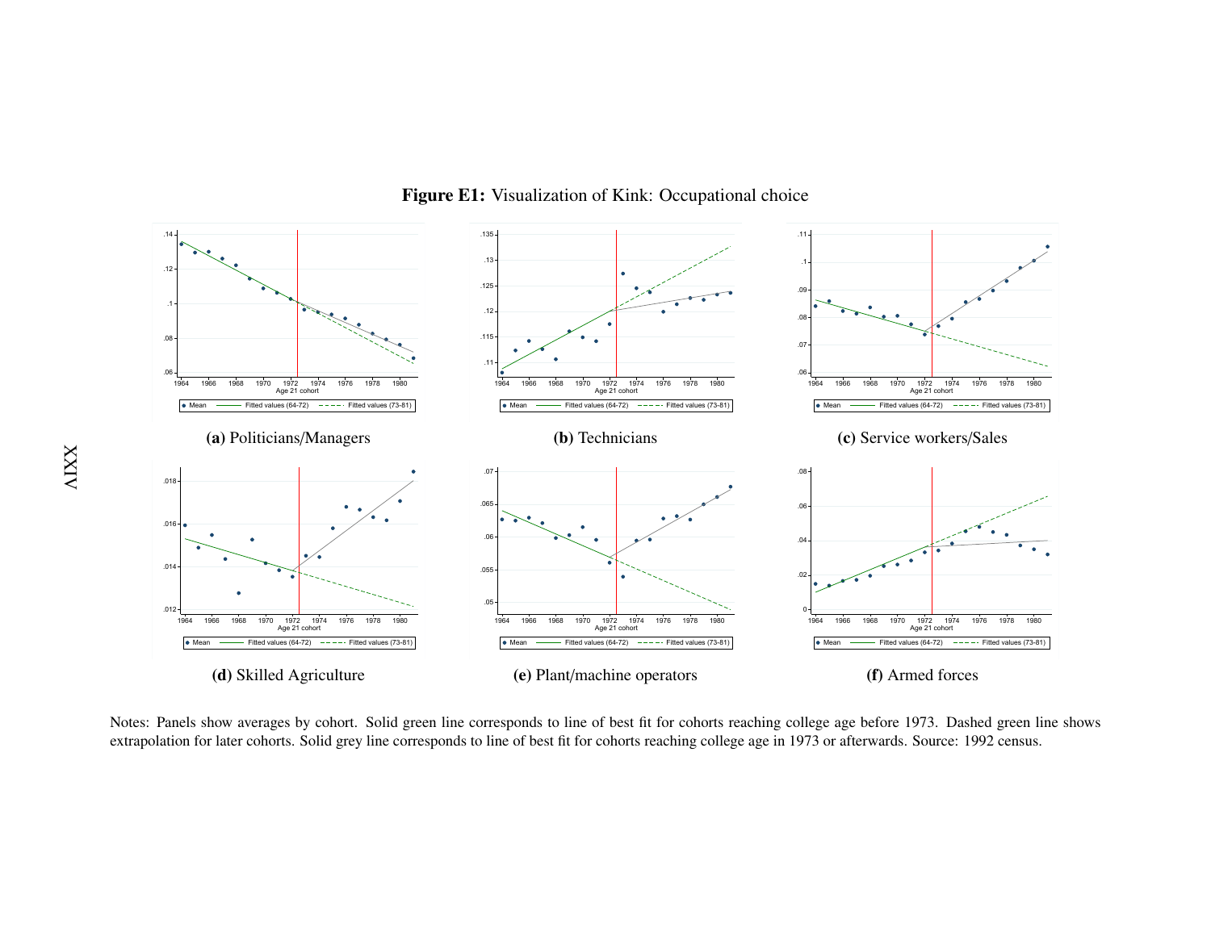**Figure E1:** Visualization of Kink: Occupational choice

**(a)** Politicians/Managers

**(b)** Technicians

**(c)** Service workers/Sales

**(d)** Skilled Agriculture

**(e)** Plant/machine operators

**(f)** Armed forces

Notes: Panels show averages by cohort. Solid green line corresponds to line of best fit for cohorts reaching college age before 1973. Dashed green line shows extrapolation for later cohorts. Solid grey line corresponds to line of best fit for cohorts reaching college age in 1973 or afterwards. Source: 1992 census.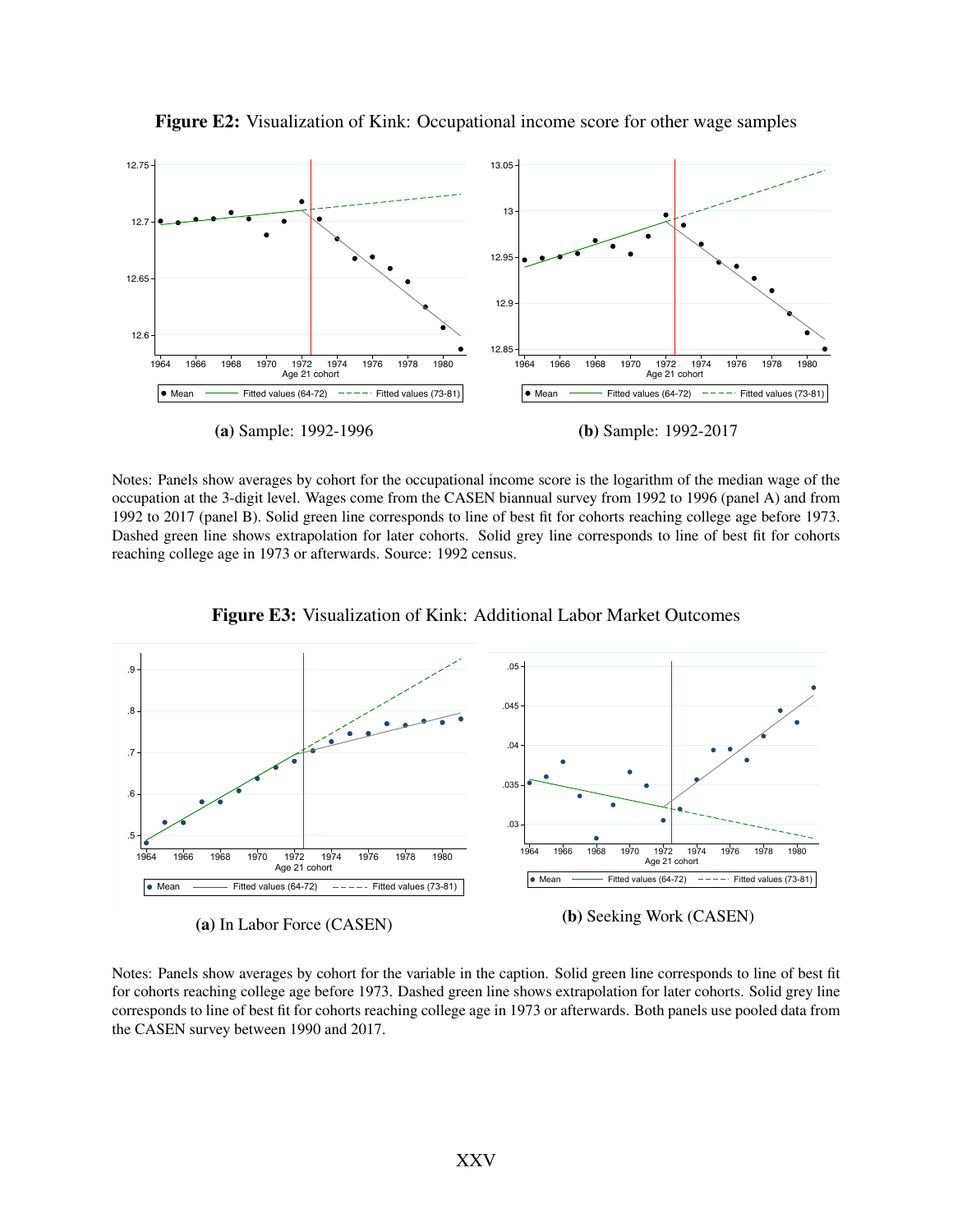**Figure E2:** Visualization of Kink: Occupational income score for other wage samples

**(a)** Sample: 1992-1996

**(b)** Sample: 1992-2017

Notes: Panels show averages by cohort for the occupational income score is the logarithm of the median wage of the occupation at the 3-digit level. Wages come from the CASEN biannual survey from 1992 to 1996 (panel A) and from 1992 to 2017 (panel B). Solid green line corresponds to line of best fit for cohorts reaching college age before 1973. Dashed green line shows extrapolation for later cohorts. Solid grey line corresponds to line of best fit for cohorts reaching college age in 1973 or afterwards. Source: 1992 census.

**Figure E3:** Visualization of Kink: Additional Labor Market Outcomes

**(a)** In Labor Force (CASEN)

**(b)** Seeking Work (CASEN)

Notes: Panels show averages by cohort for the variable in the caption. Solid green line corresponds to line of best fit for cohorts reaching college age before 1973. Dashed green line shows extrapolation for later cohorts. Solid grey line corresponds to line of best fit for cohorts reaching college age in 1973 or afterwards. Both panels use pooled data from the CASEN survey between 1990 and 2017.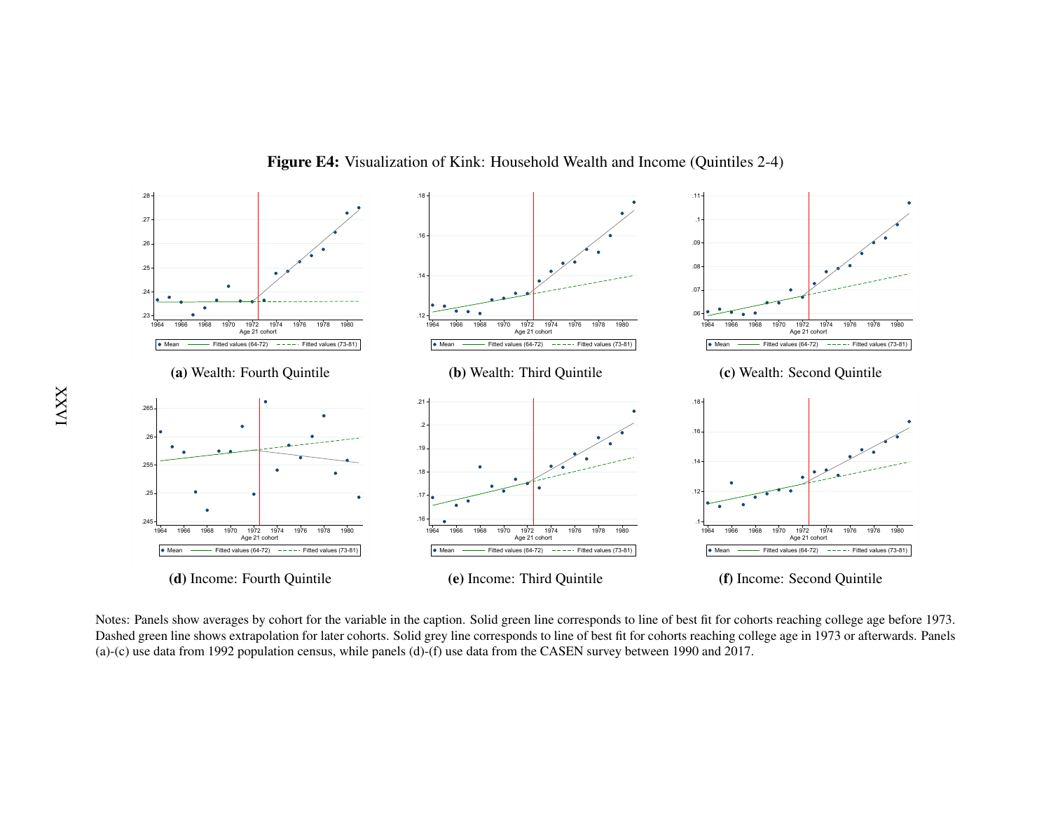**Figure E4:** Visualization of Kink: Household Wealth and Income (Quintiles 2-4)

**(a)** Wealth: Fourth Quintile

**(b)** Wealth: Third Quintile

**(c)** Wealth: Second Quintile

**(d)** Income: Fourth Quintile

**(e)** Income: Third Quintile

**(f)** Income: Second Quintile

Notes: Panels show averages by cohort for the variable in the caption. Solid green line corresponds to line of best fit for cohorts reaching college age before 1973. Dashed green line shows extrapolation for later cohorts. Solid grey line corresponds to line of best fit for cohorts reaching college age in 1973 or afterwards. Panels (a)-(c) use data from 1992 population census, while panels (d)-(f) use data from the CASEN survey between 1990 and 2017.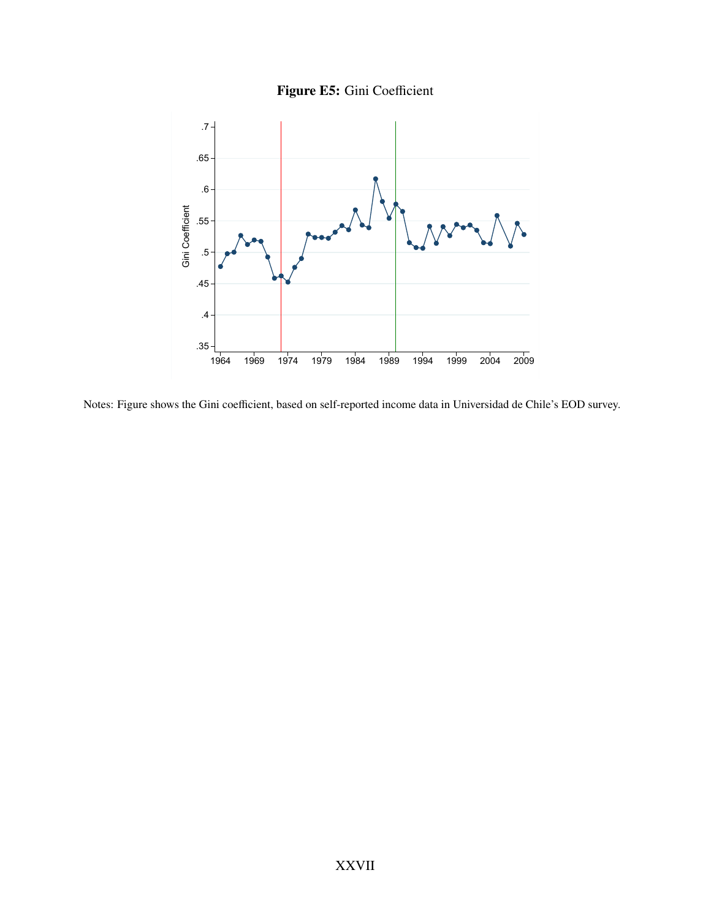**Figure E5:** Gini Coefficient

Notes: Figure shows the Gini coefficient, based on self-reported income data in Universidad de Chile's EOD survey.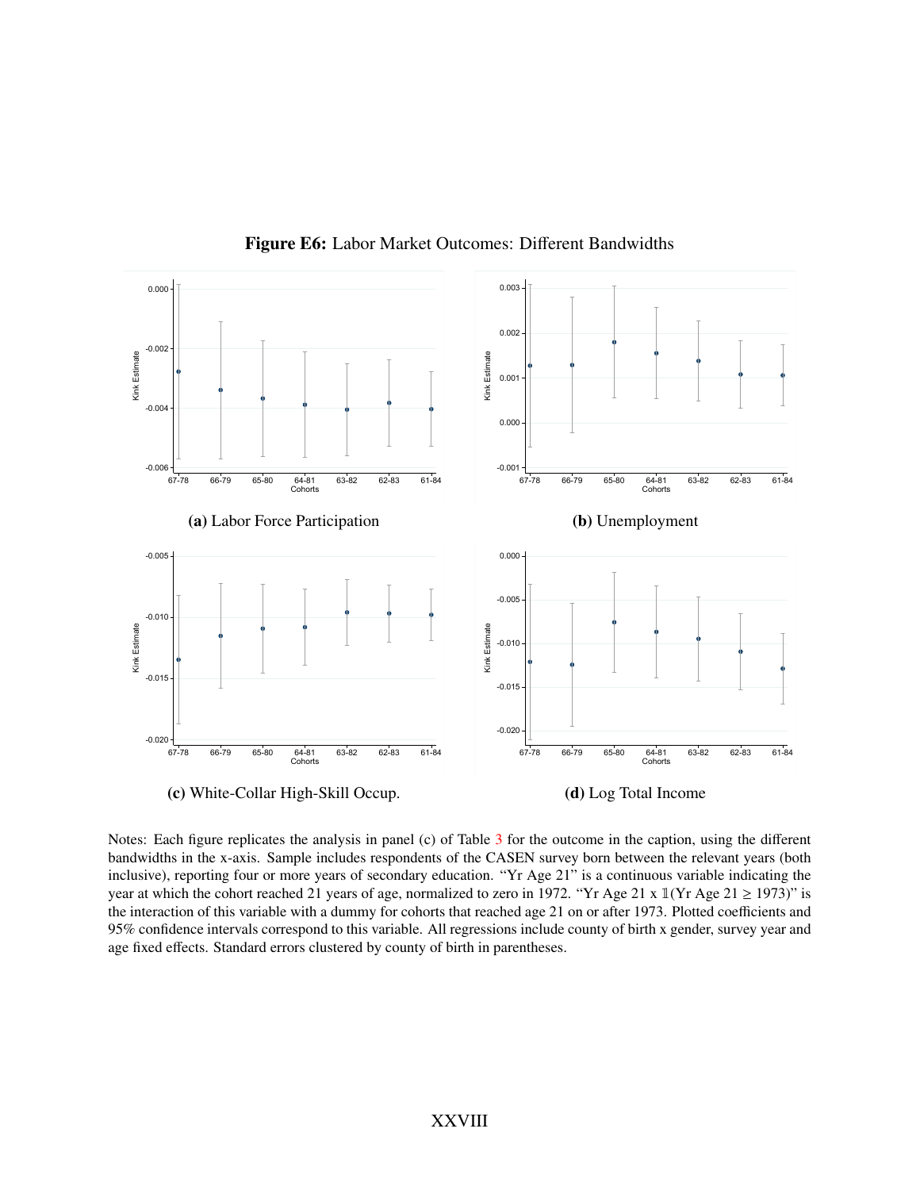**Figure E6:** Labor Market Outcomes: Different Bandwidths

**(a)** Labor Force Participation

**(b)** Unemployment

**(c)** White-Collar High-Skill Occup.

**(d)** Log Total Income

Notes: Each figure replicates the analysis in panel (c) of Table 3 for the outcome in the caption, using the different bandwidths in the x-axis. Sample includes respondents of the CASEN survey born between the relevant years (both inclusive), reporting four or more years of secondary education. "Yr Age 21" is a continuous variable indicating the year at which the cohort reached 21 years of age, normalized to zero in 1972. "Yr Age 21 x $\mathbb{1}$(Yr Age 21 $\geq$ 1973)" is the interaction of this variable with a dummy for cohorts that reached age 21 on or after 1973. Plotted coefficients and 95% confidence intervals correspond to this variable. All regressions include county of birth x gender, survey year and age fixed effects. Standard errors clustered by county of birth in parentheses.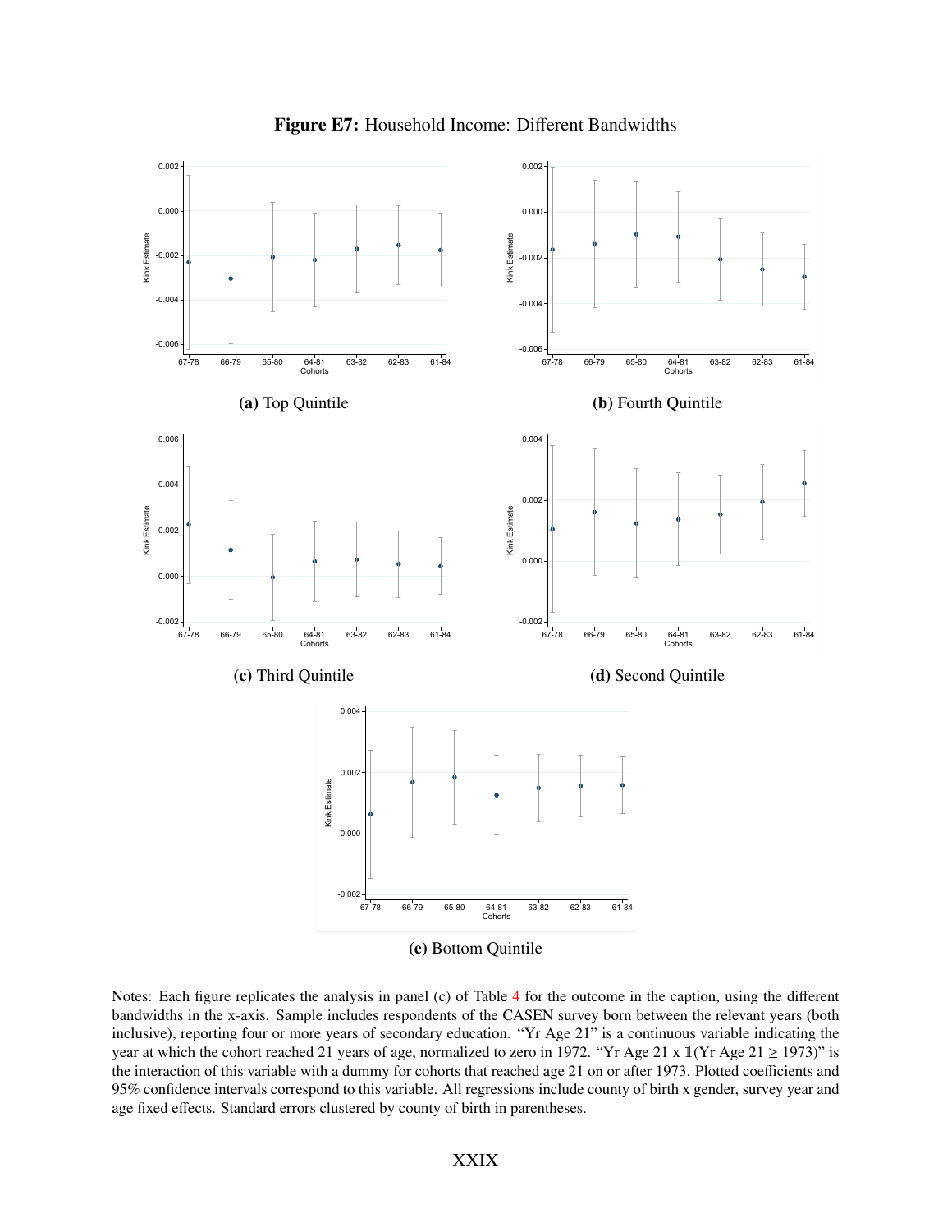**Figure E7:** Household Income: Different Bandwidths

**(a)** Top Quintile

**(b)** Fourth Quintile

**(c)** Third Quintile

**(d)** Second Quintile

**(e)** Bottom Quintile

Notes: Each figure replicates the analysis in panel (c) of Table 4 for the outcome in the caption, using the different bandwidths in the x-axis. Sample includes respondents of the CASEN survey born between the relevant years (both inclusive), reporting four or more years of secondary education. "Yr Age 21" is a continuous variable indicating the year at which the cohort reached 21 years of age, normalized to zero in 1972. "Yr Age 21 x $\mathbb{1}$(Yr Age 21 $\geq$ 1973)" is the interaction of this variable with a dummy for cohorts that reached age 21 on or after 1973. Plotted coefficients and 95% confidence intervals correspond to this variable. All regressions include county of birth x gender, survey year and age fixed effects. Standard errors clustered by county of birth in parentheses.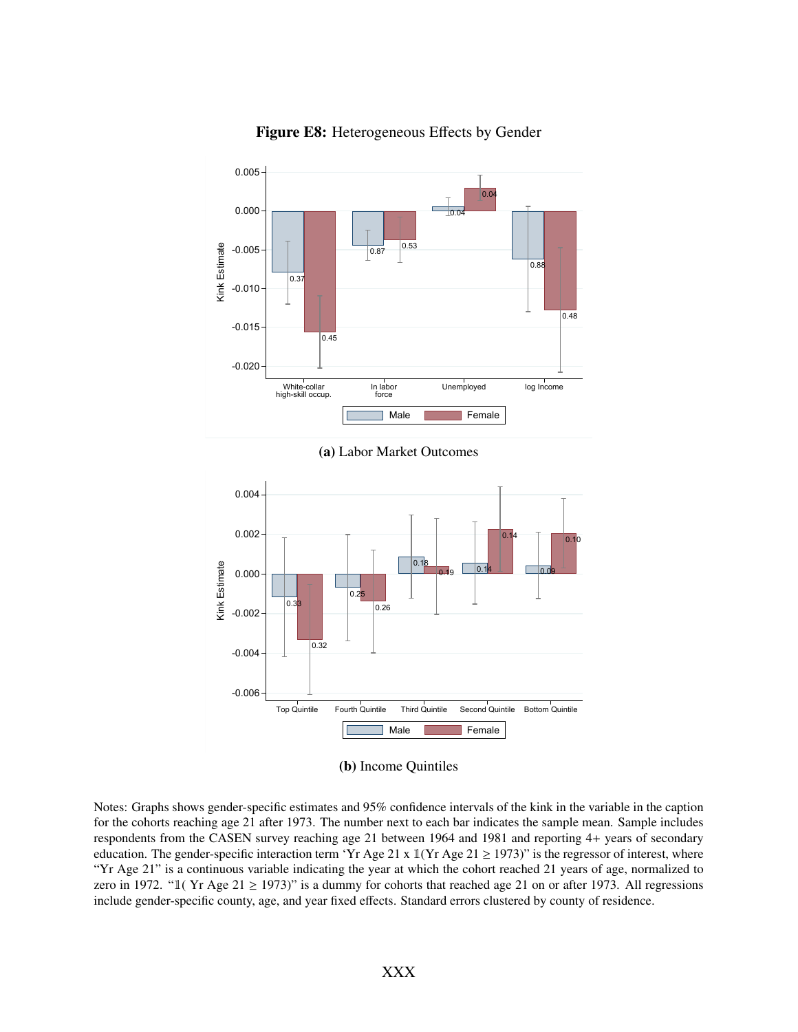**Figure E8:** Heterogeneous Effects by Gender

Kink Estimate

0.005
0.000
-0.005
-0.010
-0.015
-0.020

0.37
0.45
0.87
0.53
0.04
0.04
0.88
0.48

White-collar high-skill occup.
In labor force
Unemployed
log Income

Male
Female

**(a)** Labor Market Outcomes

Kink Estimate

0.004
0.002
0.000
-0.002
-0.004
-0.006

0.33
0.32
0.25
0.26
0.18
0.19
0.14
0.14
0.09
0.10

Top Quintile
Fourth Quintile
Third Quintile
Second Quintile
Bottom Quintile

Male
Female

**(b)** Income Quintiles

Notes: Graphs shows gender-specific estimates and 95% confidence intervals of the kink in the variable in the caption for the cohorts reaching age 21 after 1973. The number next to each bar indicates the sample mean. Sample includes respondents from the CASEN survey reaching age 21 between 1964 and 1981 and reporting 4+ years of secondary education. The gender-specific interaction term 'Yr Age 21 x $\mathbb{1}$(Yr Age 21 $\geq$ 1973)" is the regressor of interest, where "Yr Age 21" is a continuous variable indicating the year at which the cohort reached 21 years of age, normalized to zero in 1972. "$\mathbb{1}$( Yr Age 21 $\geq$ 1973)" is a dummy for cohorts that reached age 21 on or after 1973. All regressions include gender-specific county, age, and year fixed effects. Standard errors clustered by county of residence.